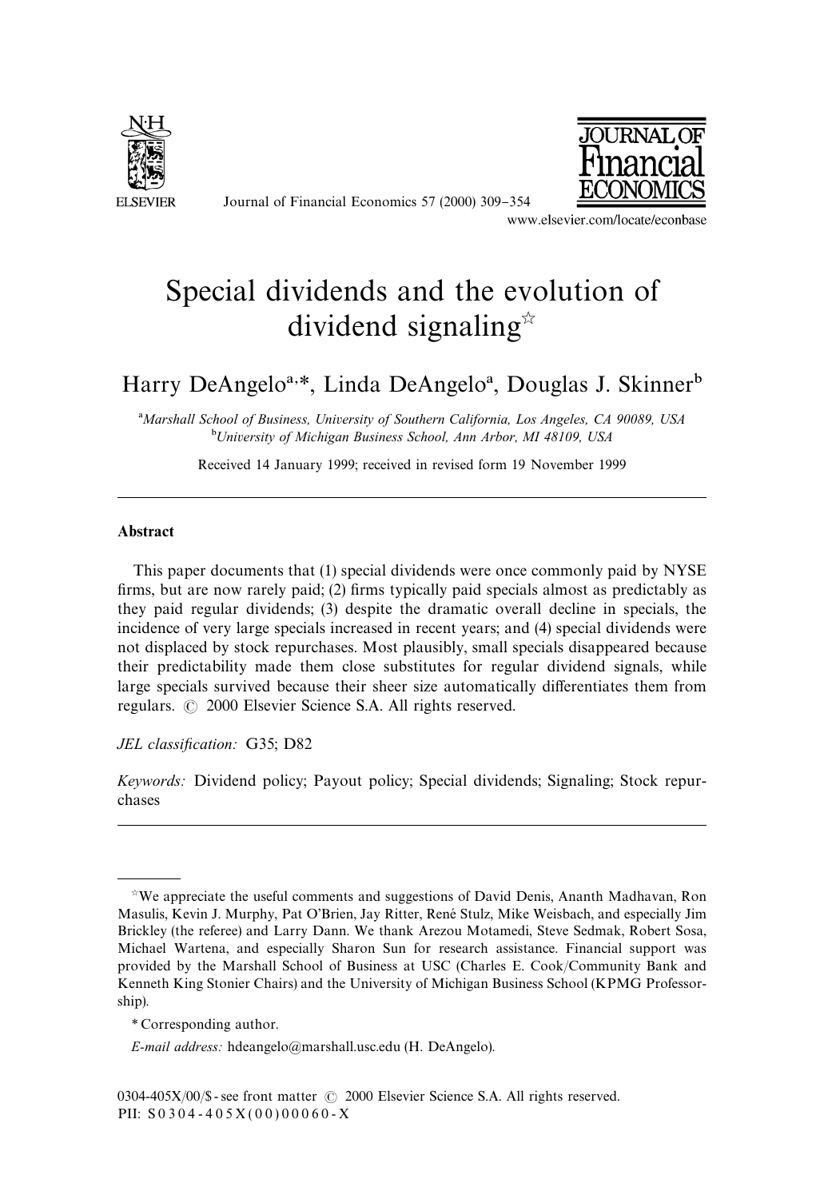# Special dividends and the evolution of dividend signaling[☆]

Harry DeAngelo[a,*], Linda DeAngelo[a], Douglas J. Skinner[b]

[a]Marshall School of Business, University of Southern California, Los Angeles, CA 90089, USA
[b]University of Michigan Business School, Ann Arbor, MI 48109, USA

Received 14 January 1999; received in revised form 19 November 1999

## Abstract

This paper documents that (1) special dividends were once commonly paid by NYSE firms, but are now rarely paid; (2) firms typically paid specials almost as predictably as they paid regular dividends; (3) despite the dramatic overall decline in specials, the incidence of very large specials increased in recent years; and (4) special dividends were not displaced by stock repurchases. Most plausibly, small specials disappeared because their predictability made them close substitutes for regular dividend signals, while large specials survived because their sheer size automatically differentiates them from regulars. © 2000 Elsevier Science S.A. All rights reserved.

*JEL classification:* G35; D82

*Keywords:* Dividend policy; Payout policy; Special dividends; Signaling; Stock repurchases

---

[☆]We appreciate the useful comments and suggestions of David Denis, Ananth Madhavan, Ron Masulis, Kevin J. Murphy, Pat O'Brien, Jay Ritter, René Stulz, Mike Weisbach, and especially Jim Brickley (the referee) and Larry Dann. We thank Arezou Motamedi, Steve Sedmak, Robert Sosa, Michael Wartena, and especially Sharon Sun for research assistance. Financial support was provided by the Marshall School of Business at USC (Charles E. Cook/Community Bank and Kenneth King Stonier Chairs) and the University of Michigan Business School (KPMG Professorship).

* Corresponding author.

*E-mail address:* hdeangelo@marshall.usc.edu (H. DeAngelo).

0304-405X/00/$ - see front matter © 2000 Elsevier Science S.A. All rights reserved.
PII: S0304-405X(00)00060-X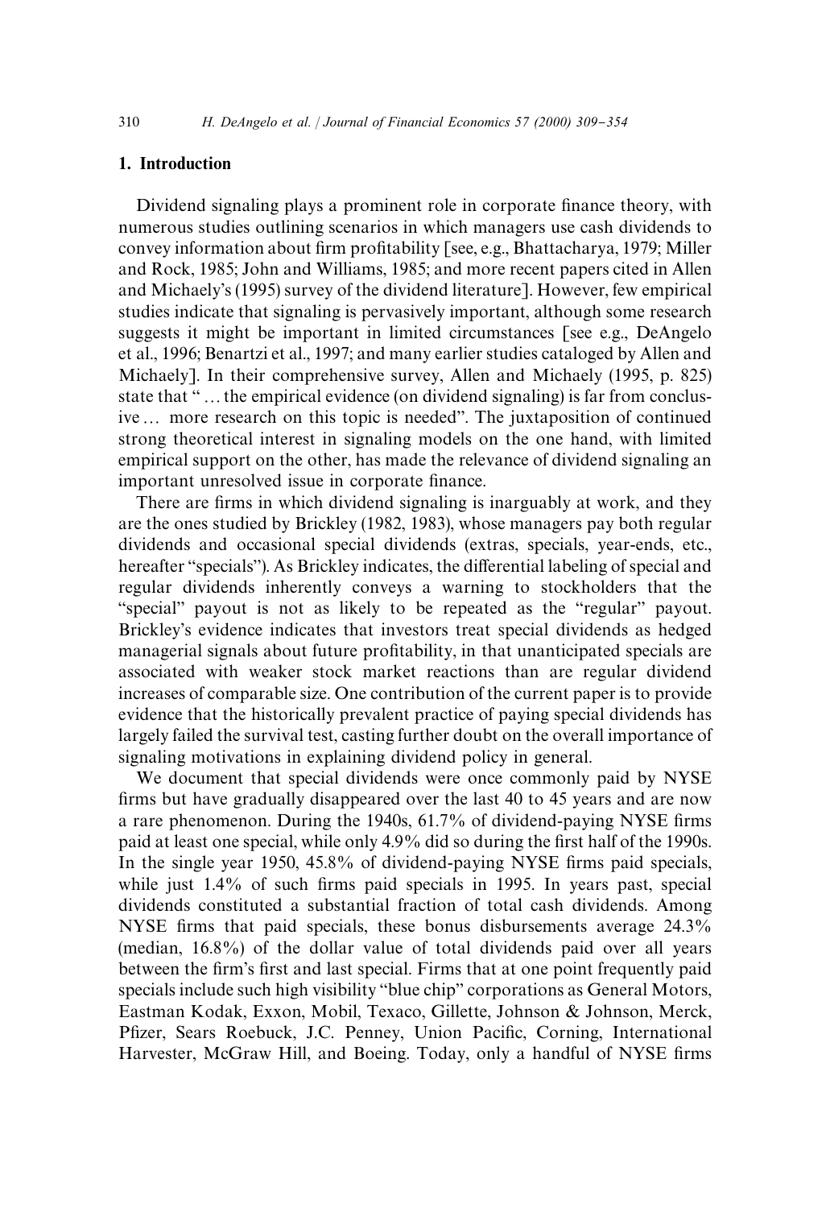## 1. Introduction

Dividend signaling plays a prominent role in corporate finance theory, with numerous studies outlining scenarios in which managers use cash dividends to convey information about firm profitability [see, e.g., Bhattacharya, 1979; Miller and Rock, 1985; John and Williams, 1985; and more recent papers cited in Allen and Michaely's (1995) survey of the dividend literature]. However, few empirical studies indicate that signaling is pervasively important, although some research suggests it might be important in limited circumstances [see e.g., DeAngelo et al., 1996; Benartzi et al., 1997; and many earlier studies cataloged by Allen and Michaely]. In their comprehensive survey, Allen and Michaely (1995, p. 825) state that "… the empirical evidence (on dividend signaling) is far from conclusive… more research on this topic is needed". The juxtaposition of continued strong theoretical interest in signaling models on the one hand, with limited empirical support on the other, has made the relevance of dividend signaling an important unresolved issue in corporate finance.

There are firms in which dividend signaling is inarguably at work, and they are the ones studied by Brickley (1982, 1983), whose managers pay both regular dividends and occasional special dividends (extras, specials, year-ends, etc., hereafter "specials"). As Brickley indicates, the differential labeling of special and regular dividends inherently conveys a warning to stockholders that the "special" payout is not as likely to be repeated as the "regular" payout. Brickley's evidence indicates that investors treat special dividends as hedged managerial signals about future profitability, in that unanticipated specials are associated with weaker stock market reactions than are regular dividend increases of comparable size. One contribution of the current paper is to provide evidence that the historically prevalent practice of paying special dividends has largely failed the survival test, casting further doubt on the overall importance of signaling motivations in explaining dividend policy in general.

We document that special dividends were once commonly paid by NYSE firms but have gradually disappeared over the last 40 to 45 years and are now a rare phenomenon. During the 1940s, 61.7% of dividend-paying NYSE firms paid at least one special, while only 4.9% did so during the first half of the 1990s. In the single year 1950, 45.8% of dividend-paying NYSE firms paid specials, while just 1.4% of such firms paid specials in 1995. In years past, special dividends constituted a substantial fraction of total cash dividends. Among NYSE firms that paid specials, these bonus disbursements average 24.3% (median, 16.8%) of the dollar value of total dividends paid over all years between the firm's first and last special. Firms that at one point frequently paid specials include such high visibility "blue chip" corporations as General Motors, Eastman Kodak, Exxon, Mobil, Texaco, Gillette, Johnson & Johnson, Merck, Pfizer, Sears Roebuck, J.C. Penney, Union Pacific, Corning, International Harvester, McGraw Hill, and Boeing. Today, only a handful of NYSE firms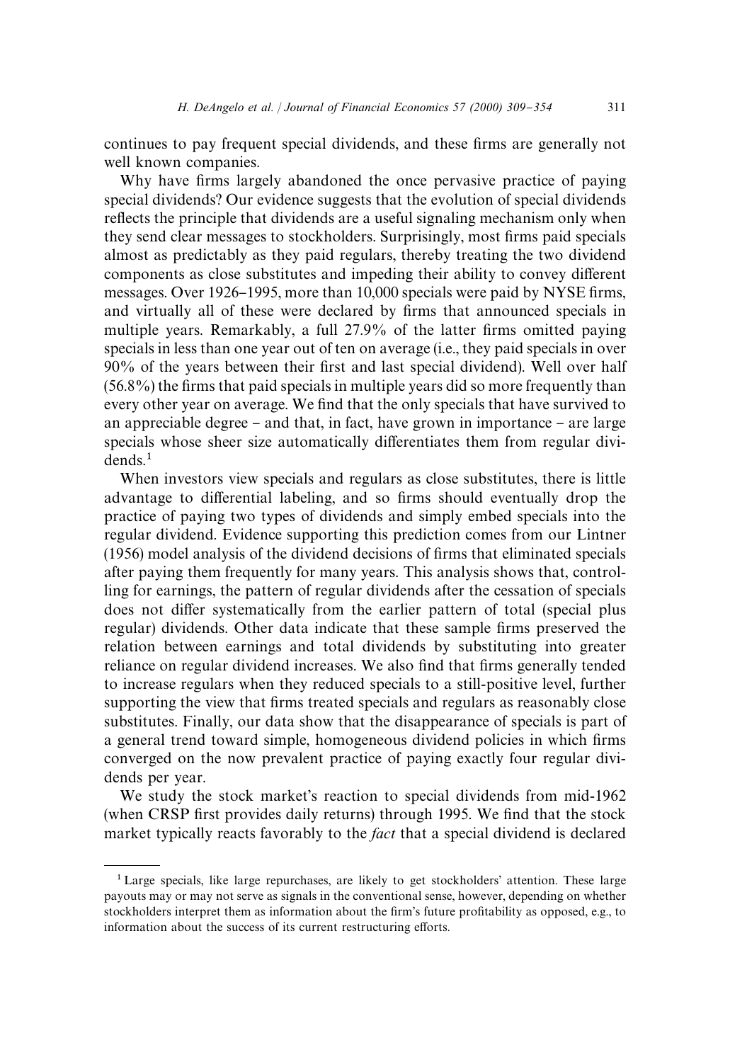continues to pay frequent special dividends, and these firms are generally not well known companies.

Why have firms largely abandoned the once pervasive practice of paying special dividends? Our evidence suggests that the evolution of special dividends reflects the principle that dividends are a useful signaling mechanism only when they send clear messages to stockholders. Surprisingly, most firms paid specials almost as predictably as they paid regulars, thereby treating the two dividend components as close substitutes and impeding their ability to convey different messages. Over 1926–1995, more than 10,000 specials were paid by NYSE firms, and virtually all of these were declared by firms that announced specials in multiple years. Remarkably, a full 27.9% of the latter firms omitted paying specials in less than one year out of ten on average (i.e., they paid specials in over 90% of the years between their first and last special dividend). Well over half (56.8%) the firms that paid specials in multiple years did so more frequently than every other year on average. We find that the only specials that have survived to an appreciable degree – and that, in fact, have grown in importance – are large specials whose sheer size automatically differentiates them from regular dividends.[1]

When investors view specials and regulars as close substitutes, there is little advantage to differential labeling, and so firms should eventually drop the practice of paying two types of dividends and simply embed specials into the regular dividend. Evidence supporting this prediction comes from our Lintner (1956) model analysis of the dividend decisions of firms that eliminated specials after paying them frequently for many years. This analysis shows that, controlling for earnings, the pattern of regular dividends after the cessation of specials does not differ systematically from the earlier pattern of total (special plus regular) dividends. Other data indicate that these sample firms preserved the relation between earnings and total dividends by substituting into greater reliance on regular dividend increases. We also find that firms generally tended to increase regulars when they reduced specials to a still-positive level, further supporting the view that firms treated specials and regulars as reasonably close substitutes. Finally, our data show that the disappearance of specials is part of a general trend toward simple, homogeneous dividend policies in which firms converged on the now prevalent practice of paying exactly four regular dividends per year.

We study the stock market's reaction to special dividends from mid-1962 (when CRSP first provides daily returns) through 1995. We find that the stock market typically reacts favorably to the *fact* that a special dividend is declared

---

[1] Large specials, like large repurchases, are likely to get stockholders' attention. These large payouts may or may not serve as signals in the conventional sense, however, depending on whether stockholders interpret them as information about the firm's future profitability as opposed, e.g., to information about the success of its current restructuring efforts.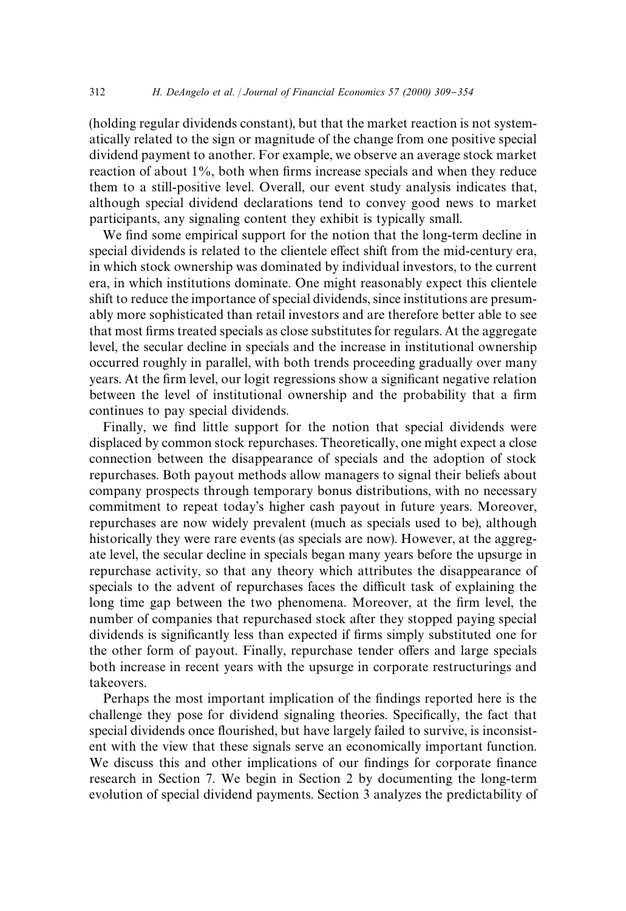(holding regular dividends constant), but that the market reaction is not systematically related to the sign or magnitude of the change from one positive special dividend payment to another. For example, we observe an average stock market reaction of about 1%, both when firms increase specials and when they reduce them to a still-positive level. Overall, our event study analysis indicates that, although special dividend declarations tend to convey good news to market participants, any signaling content they exhibit is typically small.

We find some empirical support for the notion that the long-term decline in special dividends is related to the clientele effect shift from the mid-century era, in which stock ownership was dominated by individual investors, to the current era, in which institutions dominate. One might reasonably expect this clientele shift to reduce the importance of special dividends, since institutions are presumably more sophisticated than retail investors and are therefore better able to see that most firms treated specials as close substitutes for regulars. At the aggregate level, the secular decline in specials and the increase in institutional ownership occurred roughly in parallel, with both trends proceeding gradually over many years. At the firm level, our logit regressions show a significant negative relation between the level of institutional ownership and the probability that a firm continues to pay special dividends.

Finally, we find little support for the notion that special dividends were displaced by common stock repurchases. Theoretically, one might expect a close connection between the disappearance of specials and the adoption of stock repurchases. Both payout methods allow managers to signal their beliefs about company prospects through temporary bonus distributions, with no necessary commitment to repeat today's higher cash payout in future years. Moreover, repurchases are now widely prevalent (much as specials used to be), although historically they were rare events (as specials are now). However, at the aggregate level, the secular decline in specials began many years before the upsurge in repurchase activity, so that any theory which attributes the disappearance of specials to the advent of repurchases faces the difficult task of explaining the long time gap between the two phenomena. Moreover, at the firm level, the number of companies that repurchased stock after they stopped paying special dividends is significantly less than expected if firms simply substituted one for the other form of payout. Finally, repurchase tender offers and large specials both increase in recent years with the upsurge in corporate restructurings and takeovers.

Perhaps the most important implication of the findings reported here is the challenge they pose for dividend signaling theories. Specifically, the fact that special dividends once flourished, but have largely failed to survive, is inconsistent with the view that these signals serve an economically important function. We discuss this and other implications of our findings for corporate finance research in Section 7. We begin in Section 2 by documenting the long-term evolution of special dividend payments. Section 3 analyzes the predictability of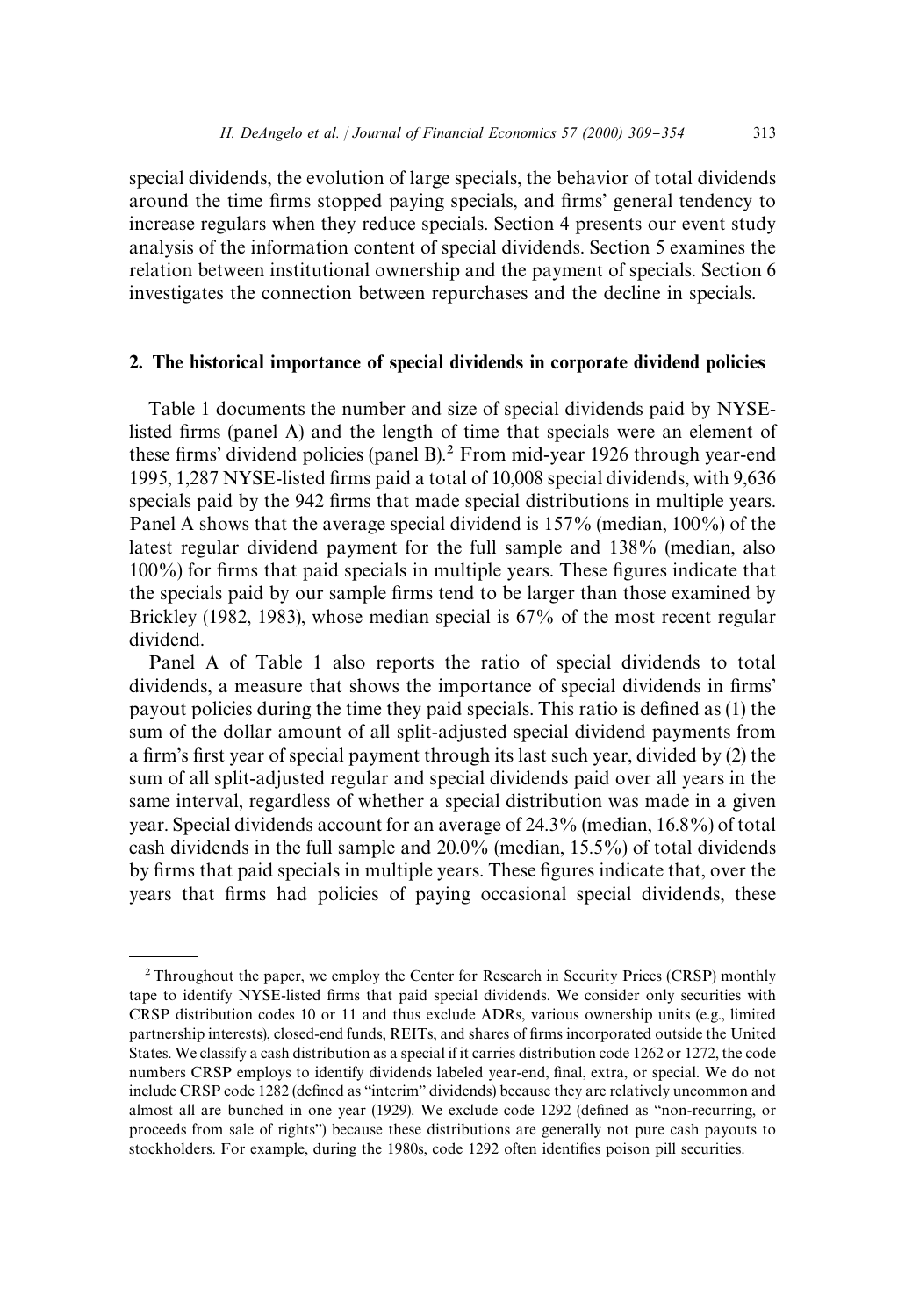special dividends, the evolution of large specials, the behavior of total dividends around the time firms stopped paying specials, and firms' general tendency to increase regulars when they reduce specials. Section 4 presents our event study analysis of the information content of special dividends. Section 5 examines the relation between institutional ownership and the payment of specials. Section 6 investigates the connection between repurchases and the decline in specials.

## 2. The historical importance of special dividends in corporate dividend policies

Table 1 documents the number and size of special dividends paid by NYSE-listed firms (panel A) and the length of time that specials were an element of these firms' dividend policies (panel B).[2] From mid-year 1926 through year-end 1995, 1,287 NYSE-listed firms paid a total of 10,008 special dividends, with 9,636 specials paid by the 942 firms that made special distributions in multiple years. Panel A shows that the average special dividend is 157% (median, 100%) of the latest regular dividend payment for the full sample and 138% (median, also 100%) for firms that paid specials in multiple years. These figures indicate that the specials paid by our sample firms tend to be larger than those examined by Brickley (1982, 1983), whose median special is 67% of the most recent regular dividend.

Panel A of Table 1 also reports the ratio of special dividends to total dividends, a measure that shows the importance of special dividends in firms' payout policies during the time they paid specials. This ratio is defined as (1) the sum of the dollar amount of all split-adjusted special dividend payments from a firm's first year of special payment through its last such year, divided by (2) the sum of all split-adjusted regular and special dividends paid over all years in the same interval, regardless of whether a special distribution was made in a given year. Special dividends account for an average of 24.3% (median, 16.8%) of total cash dividends in the full sample and 20.0% (median, 15.5%) of total dividends by firms that paid specials in multiple years. These figures indicate that, over the years that firms had policies of paying occasional special dividends, these

---

[2] Throughout the paper, we employ the Center for Research in Security Prices (CRSP) monthly tape to identify NYSE-listed firms that paid special dividends. We consider only securities with CRSP distribution codes 10 or 11 and thus exclude ADRs, various ownership units (e.g., limited partnership interests), closed-end funds, REITs, and shares of firms incorporated outside the United States. We classify a cash distribution as a special if it carries distribution code 1262 or 1272, the code numbers CRSP employs to identify dividends labeled year-end, final, extra, or special. We do not include CRSP code 1282 (defined as "interim" dividends) because they are relatively uncommon and almost all are bunched in one year (1929). We exclude code 1292 (defined as "non-recurring, or proceeds from sale of rights") because these distributions are generally not pure cash payouts to stockholders. For example, during the 1980s, code 1292 often identifies poison pill securities.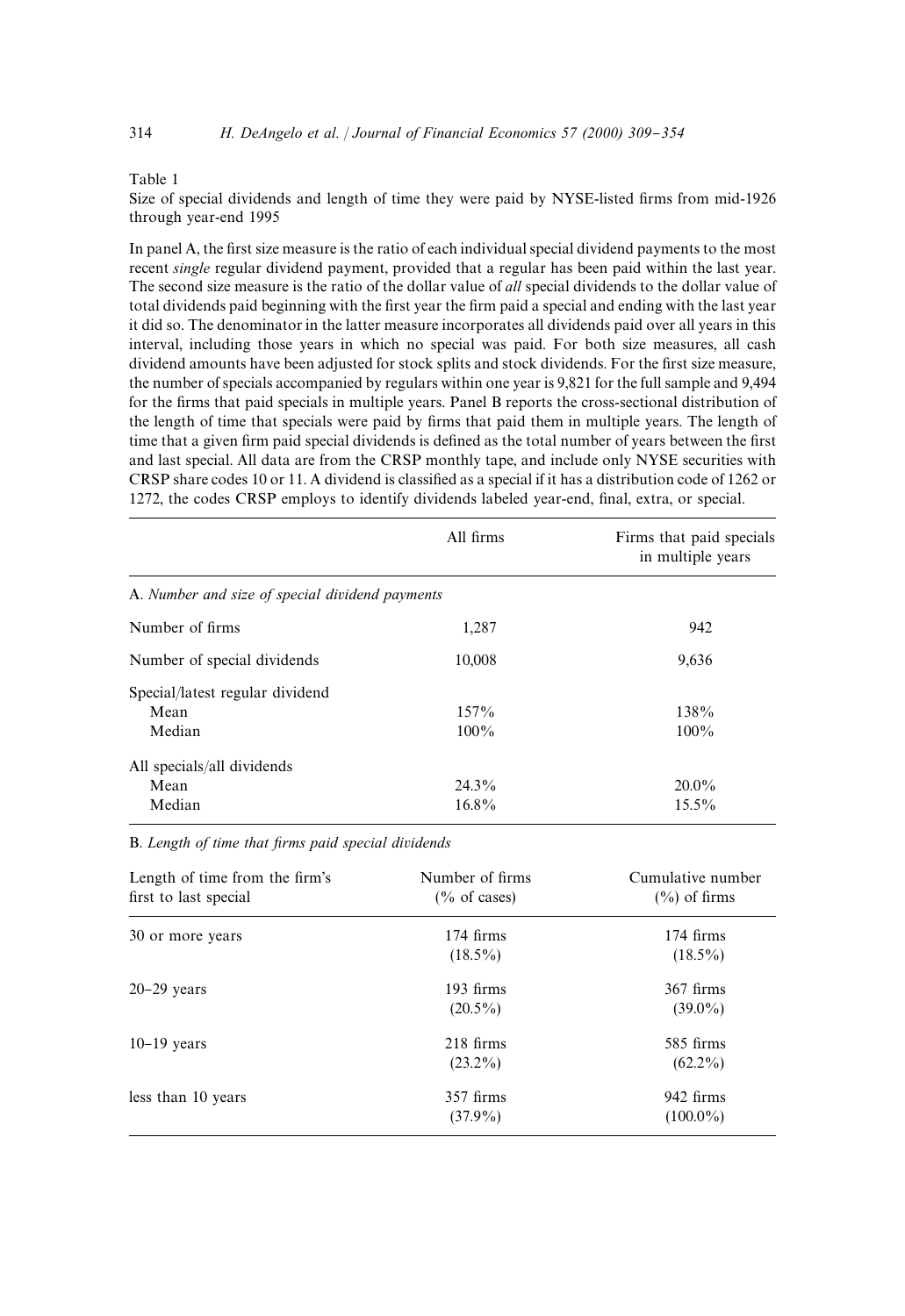Table 1

Size of special dividends and length of time they were paid by NYSE-listed firms from mid-1926 through year-end 1995

In panel A, the first size measure is the ratio of each individual special dividend payments to the most recent *single* regular dividend payment, provided that a regular has been paid within the last year. The second size measure is the ratio of the dollar value of *all* special dividends to the dollar value of total dividends paid beginning with the first year the firm paid a special and ending with the last year it did so. The denominator in the latter measure incorporates all dividends paid over all years in this interval, including those years in which no special was paid. For both size measures, all cash dividend amounts have been adjusted for stock splits and stock dividends. For the first size measure, the number of specials accompanied by regulars within one year is 9,821 for the full sample and 9,494 for the firms that paid specials in multiple years. Panel B reports the cross-sectional distribution of the length of time that specials were paid by firms that paid them in multiple years. The length of time that a given firm paid special dividends is defined as the total number of years between the first and last special. All data are from the CRSP monthly tape, and include only NYSE securities with CRSP share codes 10 or 11. A dividend is classified as a special if it has a distribution code of 1262 or 1272, the codes CRSP employs to identify dividends labeled year-end, final, extra, or special.

| | All firms | Firms that paid specials in multiple years |
|---|---|---|
| *A. Number and size of special dividend payments* | | |
| Number of firms | 1,287 | 942 |
| Number of special dividends | 10,008 | 9,636 |
| Special/latest regular dividend | | |
| Mean | 157% | 138% |
| Median | 100% | 100% |
| All specials/all dividends | | |
| Mean | 24.3% | 20.0% |
| Median | 16.8% | 15.5% |

*B. Length of time that firms paid special dividends*

| Length of time from the firm's first to last special | Number of firms (% of cases) | Cumulative number (%) of firms |
|---|---|---|
| 30 or more years | 174 firms (18.5%) | 174 firms (18.5%) |
| 20–29 years | 193 firms (20.5%) | 367 firms (39.0%) |
| 10–19 years | 218 firms (23.2%) | 585 firms (62.2%) |
| less than 10 years | 357 firms (37.9%) | 942 firms (100.0%) |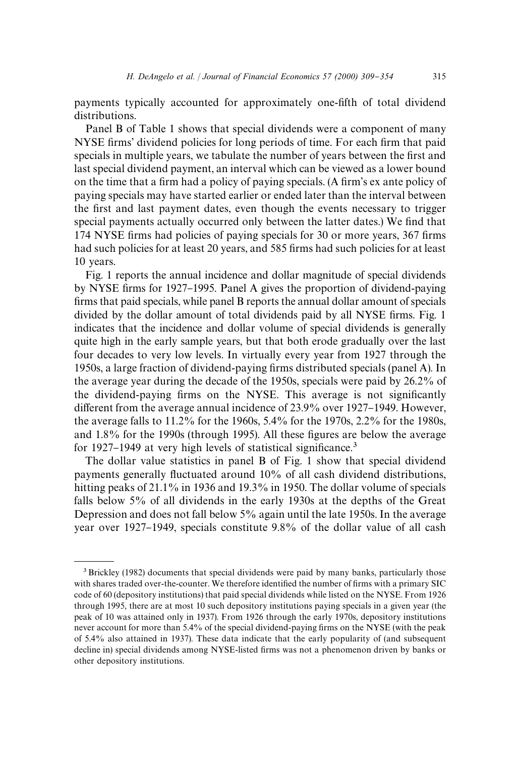payments typically accounted for approximately one-fifth of total dividend distributions.

Panel B of Table 1 shows that special dividends were a component of many NYSE firms' dividend policies for long periods of time. For each firm that paid specials in multiple years, we tabulate the number of years between the first and last special dividend payment, an interval which can be viewed as a lower bound on the time that a firm had a policy of paying specials. (A firm's ex ante policy of paying specials may have started earlier or ended later than the interval between the first and last payment dates, even though the events necessary to trigger special payments actually occurred only between the latter dates.) We find that 174 NYSE firms had policies of paying specials for 30 or more years, 367 firms had such policies for at least 20 years, and 585 firms had such policies for at least 10 years.

Fig. 1 reports the annual incidence and dollar magnitude of special dividends by NYSE firms for 1927–1995. Panel A gives the proportion of dividend-paying firms that paid specials, while panel B reports the annual dollar amount of specials divided by the dollar amount of total dividends paid by all NYSE firms. Fig. 1 indicates that the incidence and dollar volume of special dividends is generally quite high in the early sample years, but that both erode gradually over the last four decades to very low levels. In virtually every year from 1927 through the 1950s, a large fraction of dividend-paying firms distributed specials (panel A). In the average year during the decade of the 1950s, specials were paid by 26.2% of the dividend-paying firms on the NYSE. This average is not significantly different from the average annual incidence of 23.9% over 1927–1949. However, the average falls to 11.2% for the 1960s, 5.4% for the 1970s, 2.2% for the 1980s, and 1.8% for the 1990s (through 1995). All these figures are below the average for 1927–1949 at very high levels of statistical significance.[3]

The dollar value statistics in panel B of Fig. 1 show that special dividend payments generally fluctuated around 10% of all cash dividend distributions, hitting peaks of 21.1% in 1936 and 19.3% in 1950. The dollar volume of specials falls below 5% of all dividends in the early 1930s at the depths of the Great Depression and does not fall below 5% again until the late 1950s. In the average year over 1927–1949, specials constitute 9.8% of the dollar value of all cash

[3] Brickley (1982) documents that special dividends were paid by many banks, particularly those with shares traded over-the-counter. We therefore identified the number of firms with a primary SIC code of 60 (depository institutions) that paid special dividends while listed on the NYSE. From 1926 through 1995, there are at most 10 such depository institutions paying specials in a given year (the peak of 10 was attained only in 1937). From 1926 through the early 1970s, depository institutions never account for more than 5.4% of the special dividend-paying firms on the NYSE (with the peak of 5.4% also attained in 1937). These data indicate that the early popularity of (and subsequent decline in) special dividends among NYSE-listed firms was not a phenomenon driven by banks or other depository institutions.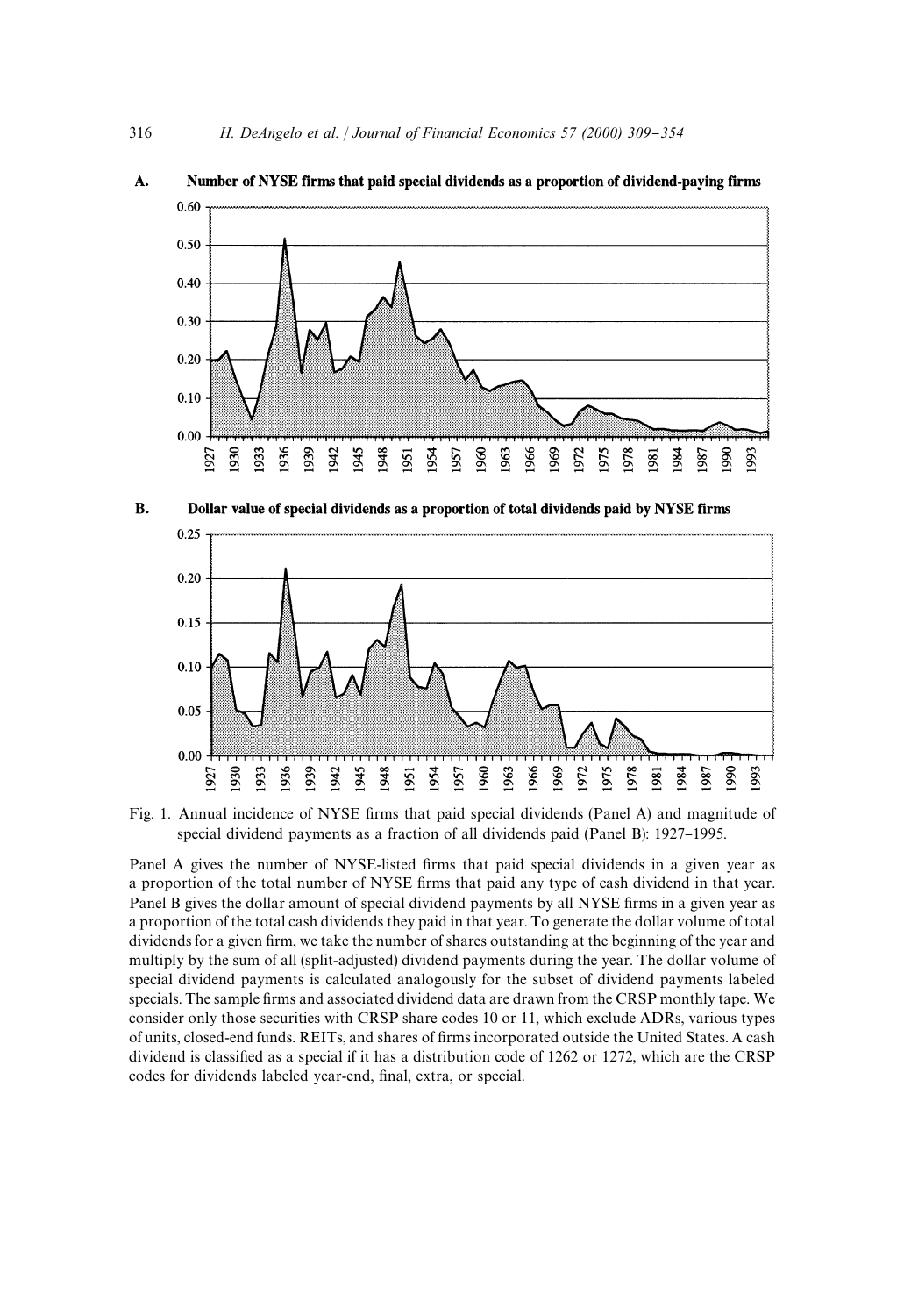**A. Number of NYSE firms that paid special dividends as a proportion of dividend-paying firms**

**B. Dollar value of special dividends as a proportion of total dividends paid by NYSE firms**

Fig. 1. Annual incidence of NYSE firms that paid special dividends (Panel A) and magnitude of special dividend payments as a fraction of all dividends paid (Panel B): 1927–1995.

Panel A gives the number of NYSE-listed firms that paid special dividends in a given year as a proportion of the total number of NYSE firms that paid any type of cash dividend in that year. Panel B gives the dollar amount of special dividend payments by all NYSE firms in a given year as a proportion of the total cash dividends they paid in that year. To generate the dollar volume of total dividends for a given firm, we take the number of shares outstanding at the beginning of the year and multiply by the sum of all (split-adjusted) dividend payments during the year. The dollar volume of special dividend payments is calculated analogously for the subset of dividend payments labeled specials. The sample firms and associated dividend data are drawn from the CRSP monthly tape. We consider only those securities with CRSP share codes 10 or 11, which exclude ADRs, various types of units, closed-end funds. REITs, and shares of firms incorporated outside the United States. A cash dividend is classified as a special if it has a distribution code of 1262 or 1272, which are the CRSP codes for dividends labeled year-end, final, extra, or special.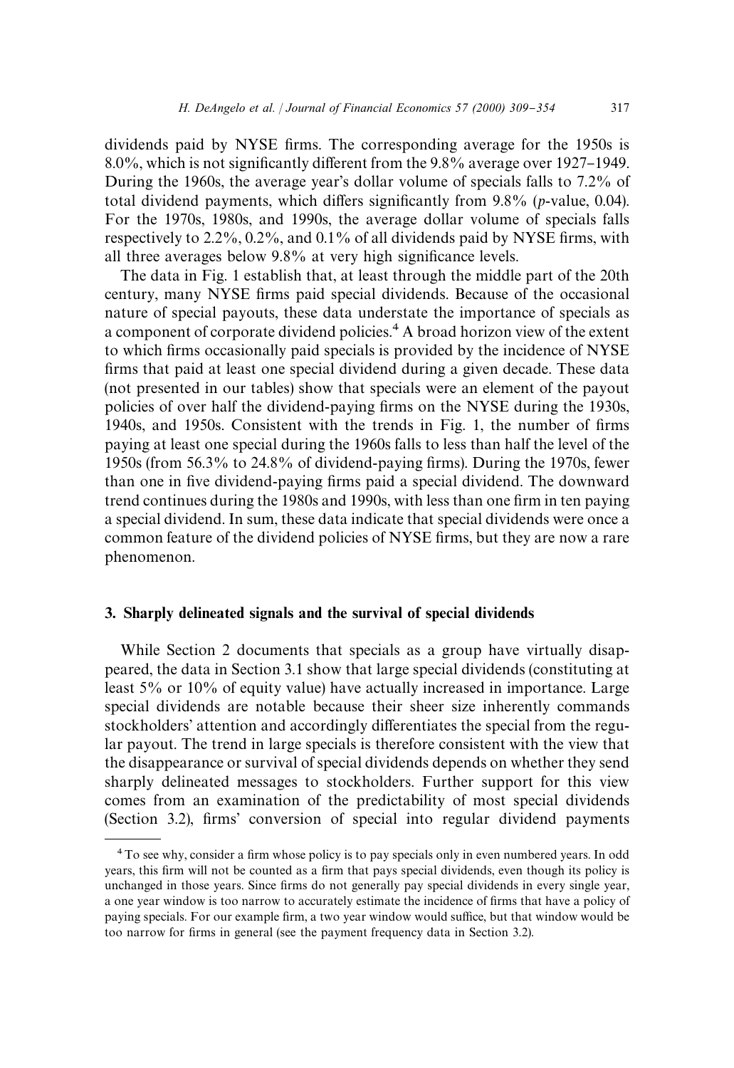dividends paid by NYSE firms. The corresponding average for the 1950s is 8.0%, which is not significantly different from the 9.8% average over 1927–1949. During the 1960s, the average year's dollar volume of specials falls to 7.2% of total dividend payments, which differs significantly from 9.8% ($p$-value, 0.04). For the 1970s, 1980s, and 1990s, the average dollar volume of specials falls respectively to 2.2%, 0.2%, and 0.1% of all dividends paid by NYSE firms, with all three averages below 9.8% at very high significance levels.

The data in Fig. 1 establish that, at least through the middle part of the 20th century, many NYSE firms paid special dividends. Because of the occasional nature of special payouts, these data understate the importance of specials as a component of corporate dividend policies.[4] A broad horizon view of the extent to which firms occasionally paid specials is provided by the incidence of NYSE firms that paid at least one special dividend during a given decade. These data (not presented in our tables) show that specials were an element of the payout policies of over half the dividend-paying firms on the NYSE during the 1930s, 1940s, and 1950s. Consistent with the trends in Fig. 1, the number of firms paying at least one special during the 1960s falls to less than half the level of the 1950s (from 56.3% to 24.8% of dividend-paying firms). During the 1970s, fewer than one in five dividend-paying firms paid a special dividend. The downward trend continues during the 1980s and 1990s, with less than one firm in ten paying a special dividend. In sum, these data indicate that special dividends were once a common feature of the dividend policies of NYSE firms, but they are now a rare phenomenon.

## 3. Sharply delineated signals and the survival of special dividends

While Section 2 documents that specials as a group have virtually disappeared, the data in Section 3.1 show that large special dividends (constituting at least 5% or 10% of equity value) have actually increased in importance. Large special dividends are notable because their sheer size inherently commands stockholders' attention and accordingly differentiates the special from the regular payout. The trend in large specials is therefore consistent with the view that the disappearance or survival of special dividends depends on whether they send sharply delineated messages to stockholders. Further support for this view comes from an examination of the predictability of most special dividends (Section 3.2), firms' conversion of special into regular dividend payments

[4] To see why, consider a firm whose policy is to pay specials only in even numbered years. In odd years, this firm will not be counted as a firm that pays special dividends, even though its policy is unchanged in those years. Since firms do not generally pay special dividends in every single year, a one year window is too narrow to accurately estimate the incidence of firms that have a policy of paying specials. For our example firm, a two year window would suffice, but that window would be too narrow for firms in general (see the payment frequency data in Section 3.2).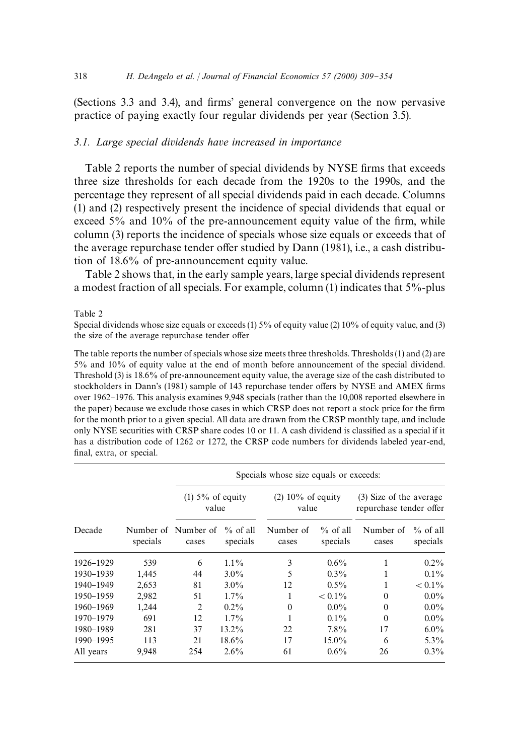(Sections 3.3 and 3.4), and firms' general convergence on the now pervasive practice of paying exactly four regular dividends per year (Section 3.5).

### 3.1. Large special dividends have increased in importance

Table 2 reports the number of special dividends by NYSE firms that exceeds three size thresholds for each decade from the 1920s to the 1990s, and the percentage they represent of all special dividends paid in each decade. Columns (1) and (2) respectively present the incidence of special dividends that equal or exceed 5% and 10% of the pre-announcement equity value of the firm, while column (3) reports the incidence of specials whose size equals or exceeds that of the average repurchase tender offer studied by Dann (1981), i.e., a cash distribution of 18.6% of pre-announcement equity value.

Table 2 shows that, in the early sample years, large special dividends represent a modest fraction of all specials. For example, column (1) indicates that 5%-plus

Table 2

Special dividends whose size equals or exceeds (1) 5% of equity value (2) 10% of equity value, and (3) the size of the average repurchase tender offer

The table reports the number of specials whose size meets three thresholds. Thresholds (1) and (2) are 5% and 10% of equity value at the end of month before announcement of the special dividend. Threshold (3) is 18.6% of pre-announcement equity value, the average size of the cash distributed to stockholders in Dann's (1981) sample of 143 repurchase tender offers by NYSE and AMEX firms over 1962–1976. This analysis examines 9,948 specials (rather than the 10,008 reported elsewhere in the paper) because we exclude those cases in which CRSP does not report a stock price for the firm for the month prior to a given special. All data are drawn from the CRSP monthly tape, and include only NYSE securities with CRSP share codes 10 or 11. A cash dividend is classified as a special if it has a distribution code of 1262 or 1272, the CRSP code numbers for dividends labeled year-end, final, extra, or special.

| | | Specials whose size equals or exceeds: | | | | | |
|---|---|---|---|---|---|---|---|
| | | (1) 5% of equity value | | (2) 10% of equity value | | (3) Size of the average repurchase tender offer | |
| Decade | Number of specials | Number of cases | % of all specials | Number of cases | % of all specials | Number of cases | % of all specials |
| 1926–1929 | 539 | 6 | 1.1% | 3 | 0.6% | 1 | 0.2% |
| 1930–1939 | 1,445 | 44 | 3.0% | 5 | 0.3% | 1 | 0.1% |
| 1940–1949 | 2,653 | 81 | 3.0% | 12 | 0.5% | 1 | < 0.1% |
| 1950–1959 | 2,982 | 51 | 1.7% | 1 | < 0.1% | 0 | 0.0% |
| 1960–1969 | 1,244 | 2 | 0.2% | 0 | 0.0% | 0 | 0.0% |
| 1970–1979 | 691 | 12 | 1.7% | 1 | 0.1% | 0 | 0.0% |
| 1980–1989 | 281 | 37 | 13.2% | 22 | 7.8% | 17 | 6.0% |
| 1990–1995 | 113 | 21 | 18.6% | 17 | 15.0% | 6 | 5.3% |
| All years | 9,948 | 254 | 2.6% | 61 | 0.6% | 26 | 0.3% |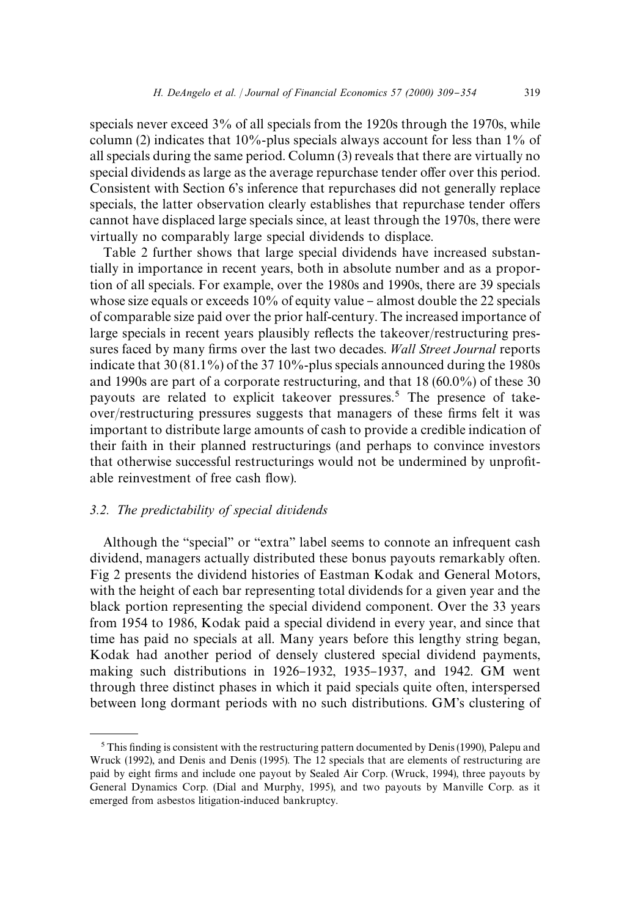specials never exceed 3% of all specials from the 1920s through the 1970s, while column (2) indicates that 10%-plus specials always account for less than 1% of all specials during the same period. Column (3) reveals that there are virtually no special dividends as large as the average repurchase tender offer over this period. Consistent with Section 6's inference that repurchases did not generally replace specials, the latter observation clearly establishes that repurchase tender offers cannot have displaced large specials since, at least through the 1970s, there were virtually no comparably large special dividends to displace.

Table 2 further shows that large special dividends have increased substantially in importance in recent years, both in absolute number and as a proportion of all specials. For example, over the 1980s and 1990s, there are 39 specials whose size equals or exceeds 10% of equity value – almost double the 22 specials of comparable size paid over the prior half-century. The increased importance of large specials in recent years plausibly reflects the takeover/restructuring pressures faced by many firms over the last two decades. *Wall Street Journal* reports indicate that 30 (81.1%) of the 37 10%-plus specials announced during the 1980s and 1990s are part of a corporate restructuring, and that 18 (60.0%) of these 30 payouts are related to explicit takeover pressures.[5] The presence of takeover/restructuring pressures suggests that managers of these firms felt it was important to distribute large amounts of cash to provide a credible indication of their faith in their planned restructurings (and perhaps to convince investors that otherwise successful restructurings would not be undermined by unprofitable reinvestment of free cash flow).

### 3.2. The predictability of special dividends

Although the "special" or "extra" label seems to connote an infrequent cash dividend, managers actually distributed these bonus payouts remarkably often. Fig 2 presents the dividend histories of Eastman Kodak and General Motors, with the height of each bar representing total dividends for a given year and the black portion representing the special dividend component. Over the 33 years from 1954 to 1986, Kodak paid a special dividend in every year, and since that time has paid no specials at all. Many years before this lengthy string began, Kodak had another period of densely clustered special dividend payments, making such distributions in 1926–1932, 1935–1937, and 1942. GM went through three distinct phases in which it paid specials quite often, interspersed between long dormant periods with no such distributions. GM's clustering of

[5] This finding is consistent with the restructuring pattern documented by Denis (1990), Palepu and Wruck (1992), and Denis and Denis (1995). The 12 specials that are elements of restructuring are paid by eight firms and include one payout by Sealed Air Corp. (Wruck, 1994), three payouts by General Dynamics Corp. (Dial and Murphy, 1995), and two payouts by Manville Corp. as it emerged from asbestos litigation-induced bankruptcy.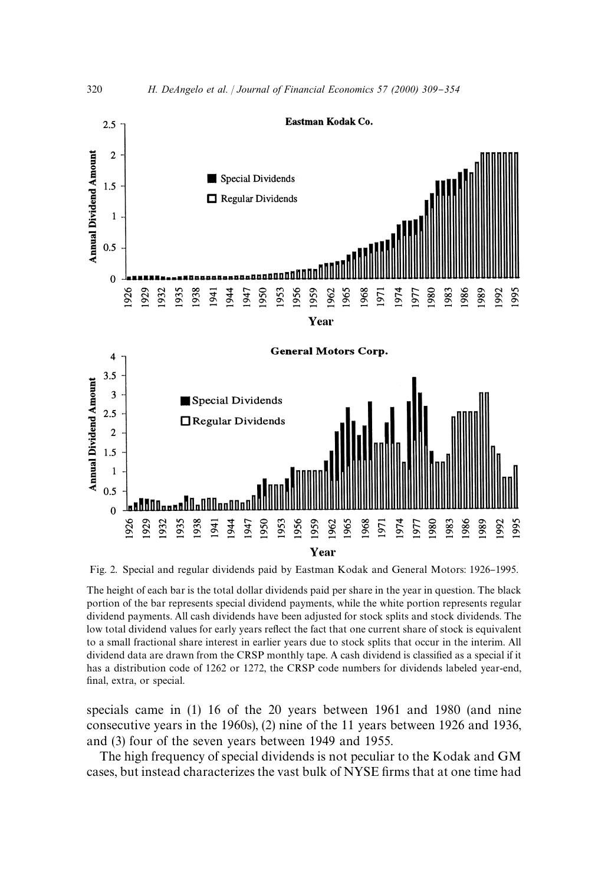Fig. 2. Special and regular dividends paid by Eastman Kodak and General Motors: 1926–1995.

The height of each bar is the total dollar dividends paid per share in the year in question. The black portion of the bar represents special dividend payments, while the white portion represents regular dividend payments. All cash dividends have been adjusted for stock splits and stock dividends. The low total dividend values for early years reflect the fact that one current share of stock is equivalent to a small fractional share interest in earlier years due to stock splits that occur in the interim. All dividend data are drawn from the CRSP monthly tape. A cash dividend is classified as a special if it has a distribution code of 1262 or 1272, the CRSP code numbers for dividends labeled year-end, final, extra, or special.

specials came in (1) 16 of the 20 years between 1961 and 1980 (and nine consecutive years in the 1960s), (2) nine of the 11 years between 1926 and 1936, and (3) four of the seven years between 1949 and 1955.

The high frequency of special dividends is not peculiar to the Kodak and GM cases, but instead characterizes the vast bulk of NYSE firms that at one time had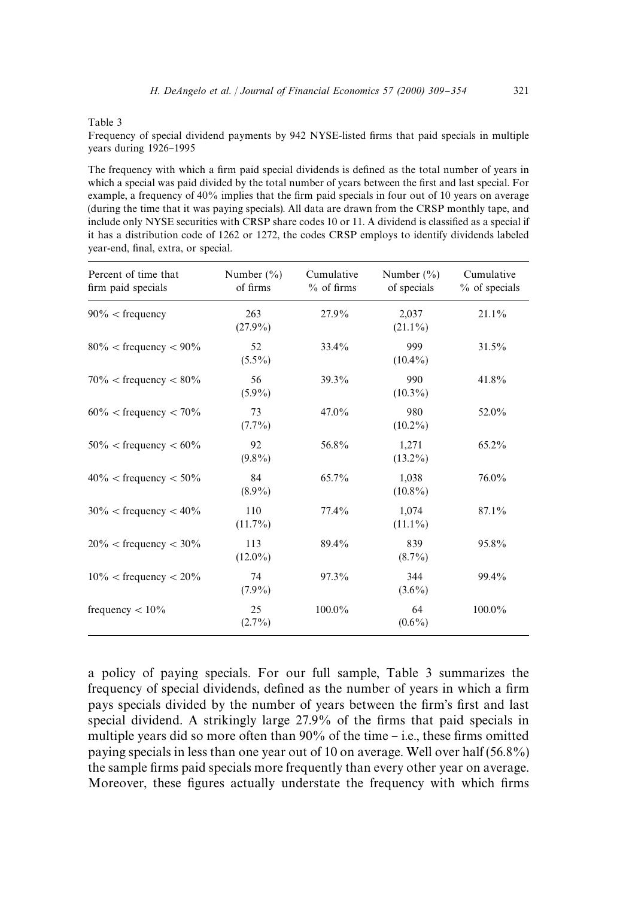Table 3

Frequency of special dividend payments by 942 NYSE-listed firms that paid specials in multiple years during 1926–1995

The frequency with which a firm paid special dividends is defined as the total number of years in which a special was paid divided by the total number of years between the first and last special. For example, a frequency of 40% implies that the firm paid specials in four out of 10 years on average (during the time that it was paying specials). All data are drawn from the CRSP monthly tape, and include only NYSE securities with CRSP share codes 10 or 11. A dividend is classified as a special if it has a distribution code of 1262 or 1272, the codes CRSP employs to identify dividends labeled year-end, final, extra, or special.

| Percent of time that firm paid specials | Number (%) of firms | Cumulative % of firms | Number (%) of specials | Cumulative % of specials |
|---|---|---|---|---|
| 90% < frequency | 263 (27.9%) | 27.9% | 2,037 (21.1%) | 21.1% |
| 80% < frequency < 90% | 52 (5.5%) | 33.4% | 999 (10.4%) | 31.5% |
| 70% < frequency < 80% | 56 (5.9%) | 39.3% | 990 (10.3%) | 41.8% |
| 60% < frequency < 70% | 73 (7.7%) | 47.0% | 980 (10.2%) | 52.0% |
| 50% < frequency < 60% | 92 (9.8%) | 56.8% | 1,271 (13.2%) | 65.2% |
| 40% < frequency < 50% | 84 (8.9%) | 65.7% | 1,038 (10.8%) | 76.0% |
| 30% < frequency < 40% | 110 (11.7%) | 77.4% | 1,074 (11.1%) | 87.1% |
| 20% < frequency < 30% | 113 (12.0%) | 89.4% | 839 (8.7%) | 95.8% |
| 10% < frequency < 20% | 74 (7.9%) | 97.3% | 344 (3.6%) | 99.4% |
| frequency < 10% | 25 (2.7%) | 100.0% | 64 (0.6%) | 100.0% |

a policy of paying specials. For our full sample, Table 3 summarizes the frequency of special dividends, defined as the number of years in which a firm pays specials divided by the number of years between the firm's first and last special dividend. A strikingly large 27.9% of the firms that paid specials in multiple years did so more often than 90% of the time – i.e., these firms omitted paying specials in less than one year out of 10 on average. Well over half (56.8%) the sample firms paid specials more frequently than every other year on average. Moreover, these figures actually understate the frequency with which firms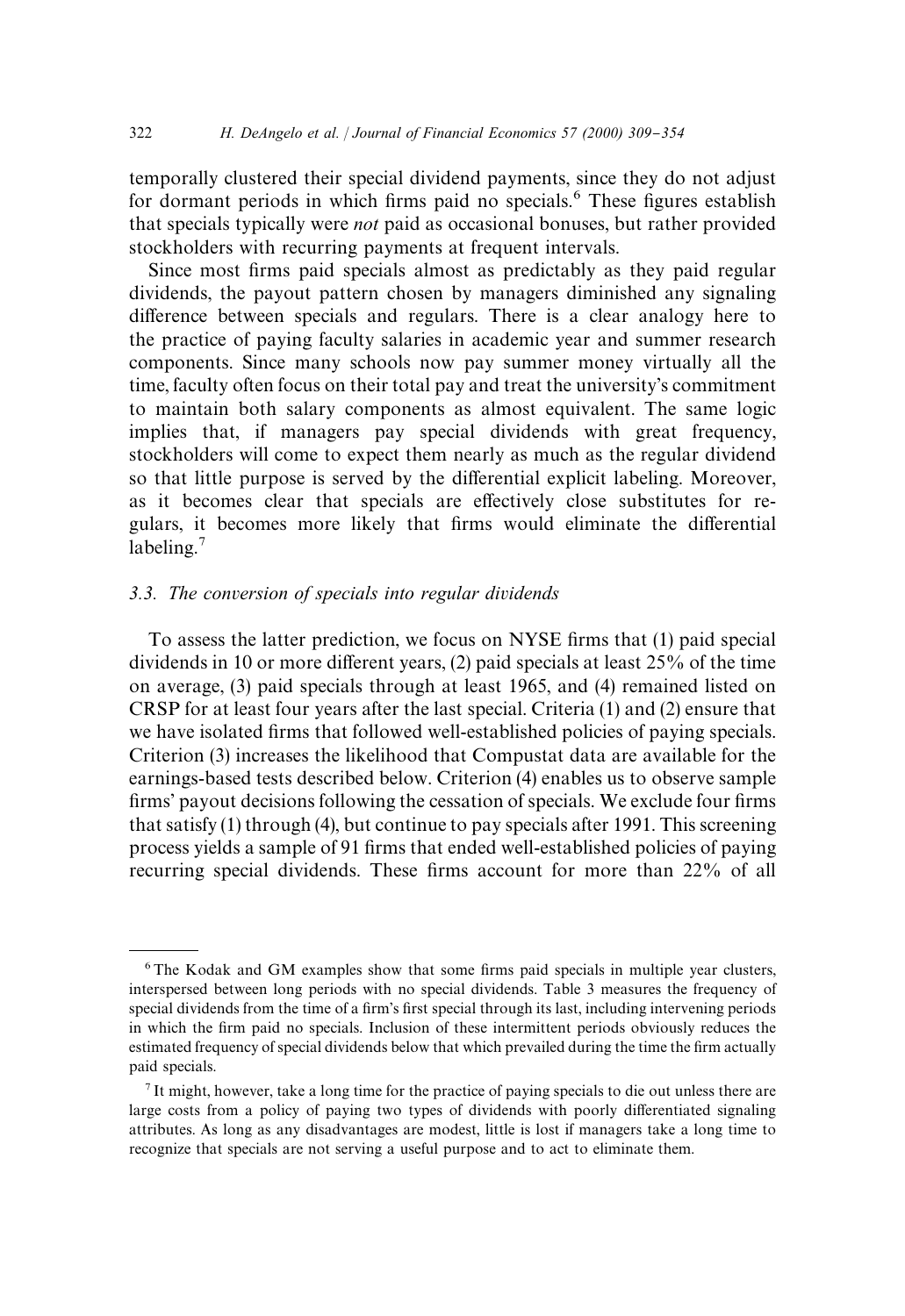temporally clustered their special dividend payments, since they do not adjust for dormant periods in which firms paid no specials.[6] These figures establish that specials typically were *not* paid as occasional bonuses, but rather provided stockholders with recurring payments at frequent intervals.

Since most firms paid specials almost as predictably as they paid regular dividends, the payout pattern chosen by managers diminished any signaling difference between specials and regulars. There is a clear analogy here to the practice of paying faculty salaries in academic year and summer research components. Since many schools now pay summer money virtually all the time, faculty often focus on their total pay and treat the university's commitment to maintain both salary components as almost equivalent. The same logic implies that, if managers pay special dividends with great frequency, stockholders will come to expect them nearly as much as the regular dividend so that little purpose is served by the differential explicit labeling. Moreover, as it becomes clear that specials are effectively close substitutes for regulars, it becomes more likely that firms would eliminate the differential labeling.[7]

### 3.3. The conversion of specials into regular dividends

To assess the latter prediction, we focus on NYSE firms that (1) paid special dividends in 10 or more different years, (2) paid specials at least 25% of the time on average, (3) paid specials through at least 1965, and (4) remained listed on CRSP for at least four years after the last special. Criteria (1) and (2) ensure that we have isolated firms that followed well-established policies of paying specials. Criterion (3) increases the likelihood that Compustat data are available for the earnings-based tests described below. Criterion (4) enables us to observe sample firms' payout decisions following the cessation of specials. We exclude four firms that satisfy (1) through (4), but continue to pay specials after 1991. This screening process yields a sample of 91 firms that ended well-established policies of paying recurring special dividends. These firms account for more than 22% of all

---

[6] The Kodak and GM examples show that some firms paid specials in multiple year clusters, interspersed between long periods with no special dividends. Table 3 measures the frequency of special dividends from the time of a firm's first special through its last, including intervening periods in which the firm paid no specials. Inclusion of these intermittent periods obviously reduces the estimated frequency of special dividends below that which prevailed during the time the firm actually paid specials.

[7] It might, however, take a long time for the practice of paying specials to die out unless there are large costs from a policy of paying two types of dividends with poorly differentiated signaling attributes. As long as any disadvantages are modest, little is lost if managers take a long time to recognize that specials are not serving a useful purpose and to act to eliminate them.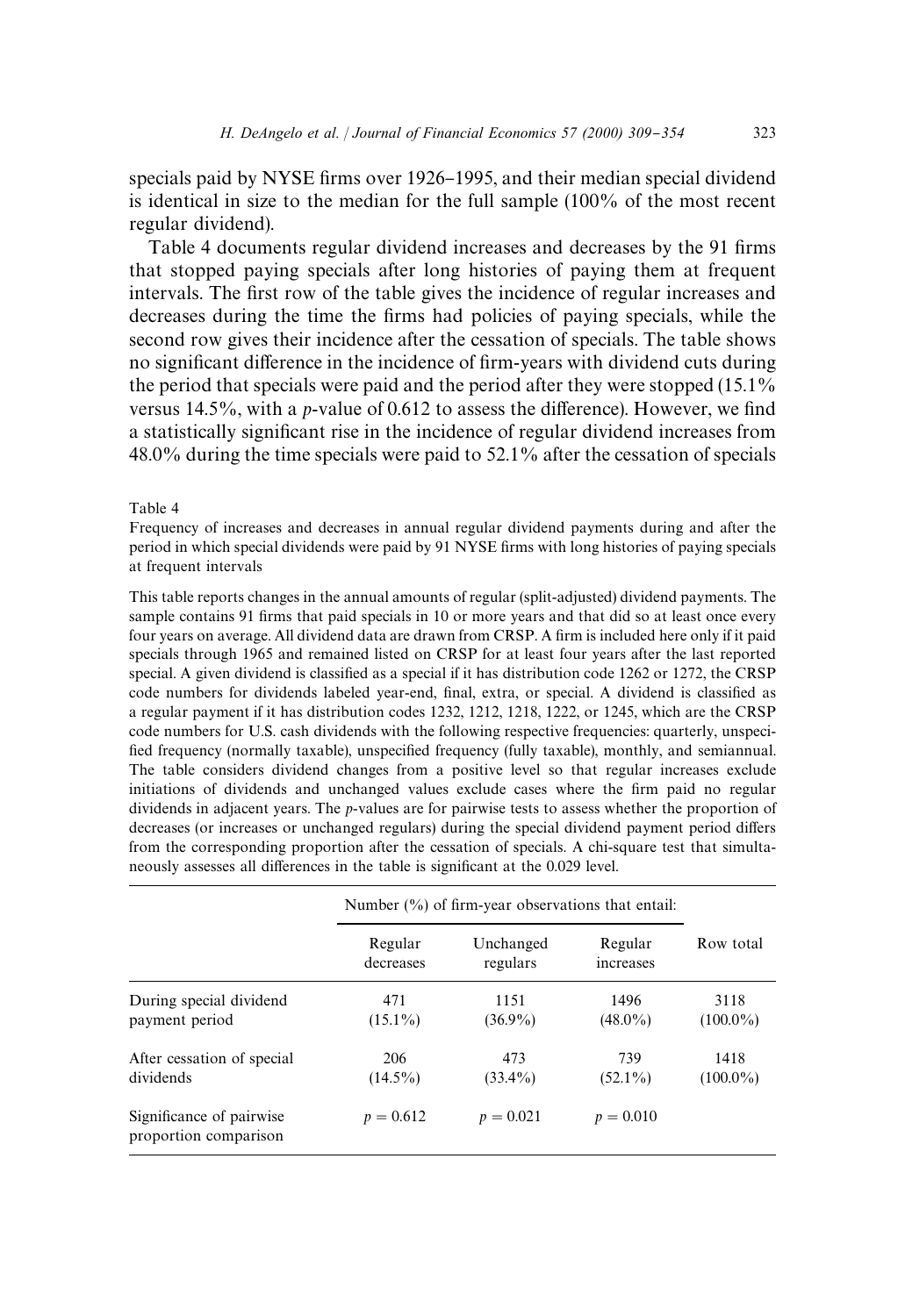specials paid by NYSE firms over 1926–1995, and their median special dividend is identical in size to the median for the full sample (100% of the most recent regular dividend).

Table 4 documents regular dividend increases and decreases by the 91 firms that stopped paying specials after long histories of paying them at frequent intervals. The first row of the table gives the incidence of regular increases and decreases during the time the firms had policies of paying specials, while the second row gives their incidence after the cessation of specials. The table shows no significant difference in the incidence of firm-years with dividend cuts during the period that specials were paid and the period after they were stopped (15.1% versus 14.5%, with a $p$-value of 0.612 to assess the difference). However, we find a statistically significant rise in the incidence of regular dividend increases from 48.0% during the time specials were paid to 52.1% after the cessation of specials

Table 4

Frequency of increases and decreases in annual regular dividend payments during and after the period in which special dividends were paid by 91 NYSE firms with long histories of paying specials at frequent intervals

This table reports changes in the annual amounts of regular (split-adjusted) dividend payments. The sample contains 91 firms that paid specials in 10 or more years and that did so at least once every four years on average. All dividend data are drawn from CRSP. A firm is included here only if it paid specials through 1965 and remained listed on CRSP for at least four years after the last reported special. A given dividend is classified as a special if it has distribution code 1262 or 1272, the CRSP code numbers for dividends labeled year-end, final, extra, or special. A dividend is classified as a regular payment if it has distribution codes 1232, 1212, 1218, 1222, or 1245, which are the CRSP code numbers for U.S. cash dividends with the following respective frequencies: quarterly, unspecified frequency (normally taxable), unspecified frequency (fully taxable), monthly, and semiannual. The table considers dividend changes from a positive level so that regular increases exclude initiations of dividends and unchanged values exclude cases where the firm paid no regular dividends in adjacent years. The $p$-values are for pairwise tests to assess whether the proportion of decreases (or increases or unchanged regulars) during the special dividend payment period differs from the corresponding proportion after the cessation of specials. A chi-square test that simultaneously assesses all differences in the table is significant at the 0.029 level.

| | Number (%) of firm-year observations that entail: | | | |
|---|---|---|---|---|
| | Regular decreases | Unchanged regulars | Regular increases | Row total |
| During special dividend payment period | 471 (15.1%) | 1151 (36.9%) | 1496 (48.0%) | 3118 (100.0%) |
| After cessation of special dividends | 206 (14.5%) | 473 (33.4%) | 739 (52.1%) | 1418 (100.0%) |
| Significance of pairwise proportion comparison | $p = 0.612$ | $p = 0.021$ | $p = 0.010$ | |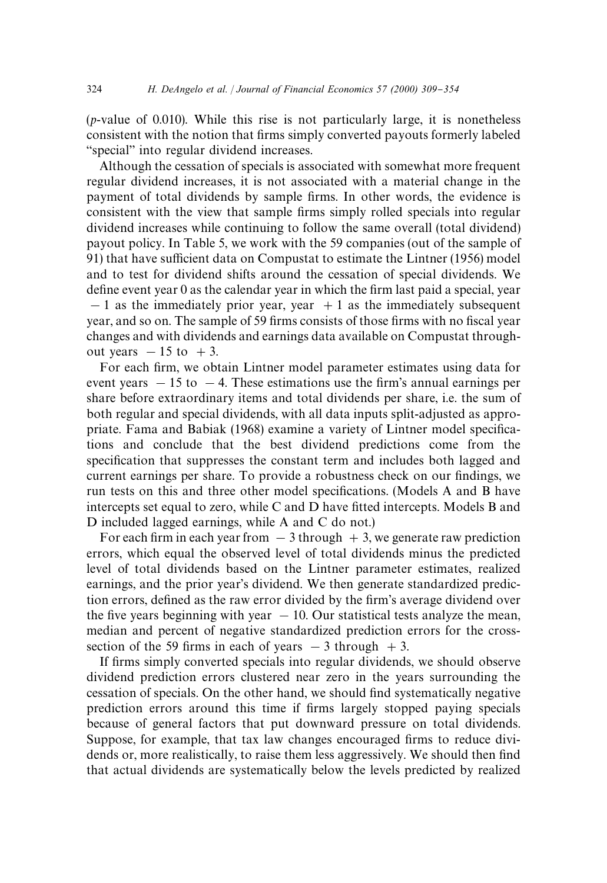(p-value of 0.010). While this rise is not particularly large, it is nonetheless consistent with the notion that firms simply converted payouts formerly labeled "special" into regular dividend increases.

Although the cessation of specials is associated with somewhat more frequent regular dividend increases, it is not associated with a material change in the payment of total dividends by sample firms. In other words, the evidence is consistent with the view that sample firms simply rolled specials into regular dividend increases while continuing to follow the same overall (total dividend) payout policy. In Table 5, we work with the 59 companies (out of the sample of 91) that have sufficient data on Compustat to estimate the Lintner (1956) model and to test for dividend shifts around the cessation of special dividends. We define event year 0 as the calendar year in which the firm last paid a special, year $-1$ as the immediately prior year, year $+1$ as the immediately subsequent year, and so on. The sample of 59 firms consists of those firms with no fiscal year changes and with dividends and earnings data available on Compustat throughout years $-15$ to $+3$.

For each firm, we obtain Lintner model parameter estimates using data for event years $-15$ to $-4$. These estimations use the firm's annual earnings per share before extraordinary items and total dividends per share, i.e. the sum of both regular and special dividends, with all data inputs split-adjusted as appropriate. Fama and Babiak (1968) examine a variety of Lintner model specifications and conclude that the best dividend predictions come from the specification that suppresses the constant term and includes both lagged and current earnings per share. To provide a robustness check on our findings, we run tests on this and three other model specifications. (Models A and B have intercepts set equal to zero, while C and D have fitted intercepts. Models B and D included lagged earnings, while A and C do not.)

For each firm in each year from $-3$ through $+3$, we generate raw prediction errors, which equal the observed level of total dividends minus the predicted level of total dividends based on the Lintner parameter estimates, realized earnings, and the prior year's dividend. We then generate standardized prediction errors, defined as the raw error divided by the firm's average dividend over the five years beginning with year $-10$. Our statistical tests analyze the mean, median and percent of negative standardized prediction errors for the cross-section of the 59 firms in each of years $-3$ through $+3$.

If firms simply converted specials into regular dividends, we should observe dividend prediction errors clustered near zero in the years surrounding the cessation of specials. On the other hand, we should find systematically negative prediction errors around this time if firms largely stopped paying specials because of general factors that put downward pressure on total dividends. Suppose, for example, that tax law changes encouraged firms to reduce dividends or, more realistically, to raise them less aggressively. We should then find that actual dividends are systematically below the levels predicted by realized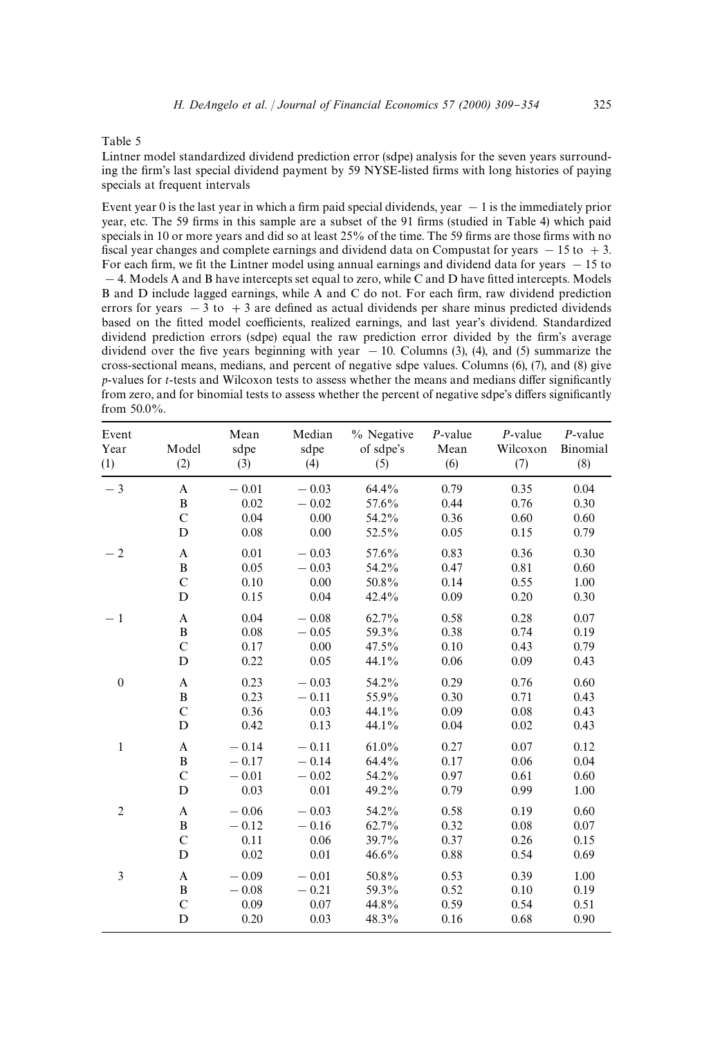Table 5

Lintner model standardized dividend prediction error (sdpe) analysis for the seven years surrounding the firm's last special dividend payment by 59 NYSE-listed firms with long histories of paying specials at frequent intervals

Event year 0 is the last year in which a firm paid special dividends, year −1 is the immediately prior year, etc. The 59 firms in this sample are a subset of the 91 firms (studied in Table 4) which paid specials in 10 or more years and did so at least 25% of the time. The 59 firms are those firms with no fiscal year changes and complete earnings and dividend data on Compustat for years −15 to +3. For each firm, we fit the Lintner model using annual earnings and dividend data for years −15 to −4. Models A and B have intercepts set equal to zero, while C and D have fitted intercepts. Models B and D include lagged earnings, while A and C do not. For each firm, raw dividend prediction errors for years −3 to +3 are defined as actual dividends per share minus predicted dividends based on the fitted model coefficients, realized earnings, and last year's dividend. Standardized dividend prediction errors (sdpe) equal the raw prediction error divided by the firm's average dividend over the five years beginning with year −10. Columns (3), (4), and (5) summarize the cross-sectional means, medians, and percent of negative sdpe values. Columns (6), (7), and (8) give *p*-values for *t*-tests and Wilcoxon tests to assess whether the means and medians differ significantly from zero, and for binomial tests to assess whether the percent of negative sdpe's differs significantly from 50.0%.

| Event Year (1) | Model (2) | Mean sdpe (3) | Median sdpe (4) | % Negative of sdpe's (5) | *P*-value Mean (6) | *P*-value Wilcoxon (7) | *P*-value Binomial (8) |
|---|---|---|---|---|---|---|---|
| −3 | A | −0.01 | −0.03 | 64.4% | 0.79 | 0.35 | 0.04 |
| | B | 0.02 | −0.02 | 57.6% | 0.44 | 0.76 | 0.30 |
| | C | 0.04 | 0.00 | 54.2% | 0.36 | 0.60 | 0.60 |
| | D | 0.08 | 0.00 | 52.5% | 0.05 | 0.15 | 0.79 |
| −2 | A | 0.01 | −0.03 | 57.6% | 0.83 | 0.36 | 0.30 |
| | B | 0.05 | −0.03 | 54.2% | 0.47 | 0.81 | 0.60 |
| | C | 0.10 | 0.00 | 50.8% | 0.14 | 0.55 | 1.00 |
| | D | 0.15 | 0.04 | 42.4% | 0.09 | 0.20 | 0.30 |
| −1 | A | 0.04 | −0.08 | 62.7% | 0.58 | 0.28 | 0.07 |
| | B | 0.08 | −0.05 | 59.3% | 0.38 | 0.74 | 0.19 |
| | C | 0.17 | 0.00 | 47.5% | 0.10 | 0.43 | 0.79 |
| | D | 0.22 | 0.05 | 44.1% | 0.06 | 0.09 | 0.43 |
| 0 | A | 0.23 | −0.03 | 54.2% | 0.29 | 0.76 | 0.60 |
| | B | 0.23 | −0.11 | 55.9% | 0.30 | 0.71 | 0.43 |
| | C | 0.36 | 0.03 | 44.1% | 0.09 | 0.08 | 0.43 |
| | D | 0.42 | 0.13 | 44.1% | 0.04 | 0.02 | 0.43 |
| 1 | A | −0.14 | −0.11 | 61.0% | 0.27 | 0.07 | 0.12 |
| | B | −0.17 | −0.14 | 64.4% | 0.17 | 0.06 | 0.04 |
| | C | −0.01 | −0.02 | 54.2% | 0.97 | 0.61 | 0.60 |
| | D | 0.03 | 0.01 | 49.2% | 0.79 | 0.99 | 1.00 |
| 2 | A | −0.06 | −0.03 | 54.2% | 0.58 | 0.19 | 0.60 |
| | B | −0.12 | −0.16 | 62.7% | 0.32 | 0.08 | 0.07 |
| | C | 0.11 | 0.06 | 39.7% | 0.37 | 0.26 | 0.15 |
| | D | 0.02 | 0.01 | 46.6% | 0.88 | 0.54 | 0.69 |
| 3 | A | −0.09 | −0.01 | 50.8% | 0.53 | 0.39 | 1.00 |
| | B | −0.08 | −0.21 | 59.3% | 0.52 | 0.10 | 0.19 |
| | C | 0.09 | 0.07 | 44.8% | 0.59 | 0.54 | 0.51 |
| | D | 0.20 | 0.03 | 48.3% | 0.16 | 0.68 | 0.90 |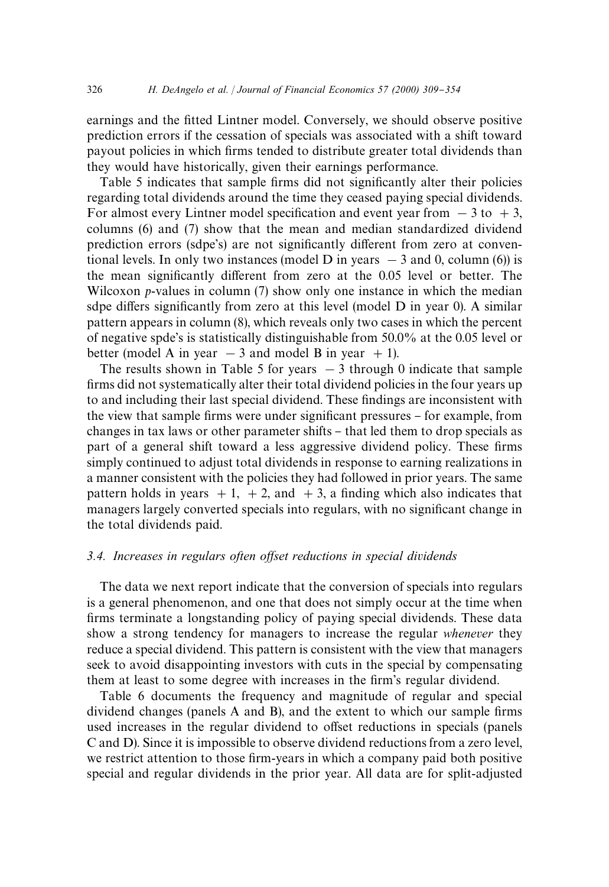earnings and the fitted Lintner model. Conversely, we should observe positive prediction errors if the cessation of specials was associated with a shift toward payout policies in which firms tended to distribute greater total dividends than they would have historically, given their earnings performance.

Table 5 indicates that sample firms did not significantly alter their policies regarding total dividends around the time they ceased paying special dividends. For almost every Lintner model specification and event year from $-3$ to $+3$, columns (6) and (7) show that the mean and median standardized dividend prediction errors (sdpe's) are not significantly different from zero at conventional levels. In only two instances (model D in years $-3$ and 0, column (6)) is the mean significantly different from zero at the 0.05 level or better. The Wilcoxon $p$-values in column (7) show only one instance in which the median sdpe differs significantly from zero at this level (model D in year 0). A similar pattern appears in column (8), which reveals only two cases in which the percent of negative spde's is statistically distinguishable from 50.0% at the 0.05 level or better (model A in year $-3$ and model B in year $+1$).

The results shown in Table 5 for years $-3$ through 0 indicate that sample firms did not systematically alter their total dividend policies in the four years up to and including their last special dividend. These findings are inconsistent with the view that sample firms were under significant pressures – for example, from changes in tax laws or other parameter shifts – that led them to drop specials as part of a general shift toward a less aggressive dividend policy. These firms simply continued to adjust total dividends in response to earning realizations in a manner consistent with the policies they had followed in prior years. The same pattern holds in years $+1$, $+2$, and $+3$, a finding which also indicates that managers largely converted specials into regulars, with no significant change in the total dividends paid.

### 3.4. Increases in regulars often offset reductions in special dividends

The data we next report indicate that the conversion of specials into regulars is a general phenomenon, and one that does not simply occur at the time when firms terminate a longstanding policy of paying special dividends. These data show a strong tendency for managers to increase the regular *whenever* they reduce a special dividend. This pattern is consistent with the view that managers seek to avoid disappointing investors with cuts in the special by compensating them at least to some degree with increases in the firm's regular dividend.

Table 6 documents the frequency and magnitude of regular and special dividend changes (panels A and B), and the extent to which our sample firms used increases in the regular dividend to offset reductions in specials (panels C and D). Since it is impossible to observe dividend reductions from a zero level, we restrict attention to those firm-years in which a company paid both positive special and regular dividends in the prior year. All data are for split-adjusted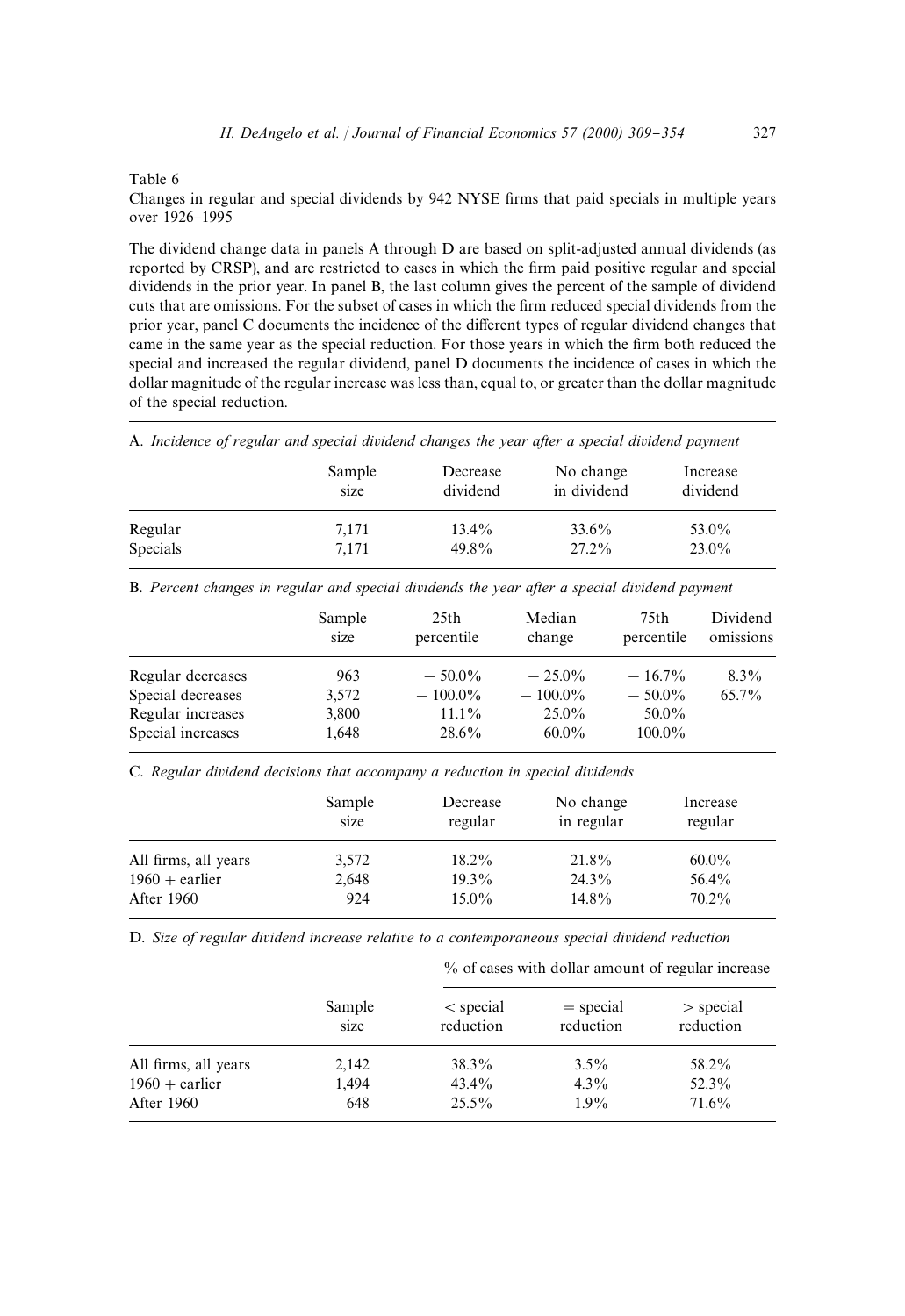Table 6

Changes in regular and special dividends by 942 NYSE firms that paid specials in multiple years over 1926–1995

The dividend change data in panels A through D are based on split-adjusted annual dividends (as reported by CRSP), and are restricted to cases in which the firm paid positive regular and special dividends in the prior year. In panel B, the last column gives the percent of the sample of dividend cuts that are omissions. For the subset of cases in which the firm reduced special dividends from the prior year, panel C documents the incidence of the different types of regular dividend changes that came in the same year as the special reduction. For those years in which the firm both reduced the special and increased the regular dividend, panel D documents the incidence of cases in which the dollar magnitude of the regular increase was less than, equal to, or greater than the dollar magnitude of the special reduction.

A. *Incidence of regular and special dividend changes the year after a special dividend payment*

| | Sample size | Decrease dividend | No change in dividend | Increase dividend |
|---|---|---|---|---|
| Regular | 7,171 | 13.4% | 33.6% | 53.0% |
| Specials | 7,171 | 49.8% | 27.2% | 23.0% |

B. *Percent changes in regular and special dividends the year after a special dividend payment*

| | Sample size | 25th percentile | Median change | 75th percentile | Dividend omissions |
|---|---|---|---|---|---|
| Regular decreases | 963 | −50.0% | −25.0% | −16.7% | 8.3% |
| Special decreases | 3,572 | −100.0% | −100.0% | −50.0% | 65.7% |
| Regular increases | 3,800 | 11.1% | 25.0% | 50.0% | |
| Special increases | 1,648 | 28.6% | 60.0% | 100.0% | |

C. *Regular dividend decisions that accompany a reduction in special dividends*

| | Sample size | Decrease regular | No change in regular | Increase regular |
|---|---|---|---|---|
| All firms, all years | 3,572 | 18.2% | 21.8% | 60.0% |
| 1960 + earlier | 2,648 | 19.3% | 24.3% | 56.4% |
| After 1960 | 924 | 15.0% | 14.8% | 70.2% |

D. *Size of regular dividend increase relative to a contemporaneous special dividend reduction*

| | | % of cases with dollar amount of regular increase | | |
|---|---|---|---|---|
| | Sample size | < special reduction | = special reduction | > special reduction |
| All firms, all years | 2,142 | 38.3% | 3.5% | 58.2% |
| 1960 + earlier | 1,494 | 43.4% | 4.3% | 52.3% |
| After 1960 | 648 | 25.5% | 1.9% | 71.6% |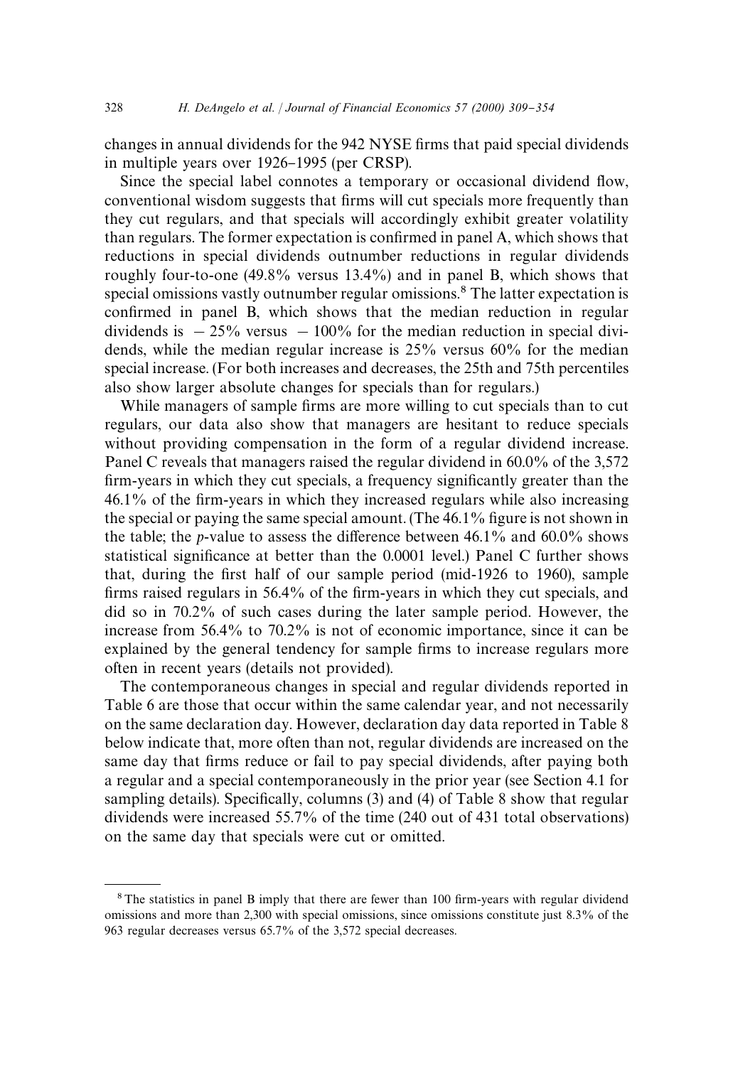changes in annual dividends for the 942 NYSE firms that paid special dividends in multiple years over 1926–1995 (per CRSP).

Since the special label connotes a temporary or occasional dividend flow, conventional wisdom suggests that firms will cut specials more frequently than they cut regulars, and that specials will accordingly exhibit greater volatility than regulars. The former expectation is confirmed in panel A, which shows that reductions in special dividends outnumber reductions in regular dividends roughly four-to-one (49.8% versus 13.4%) and in panel B, which shows that special omissions vastly outnumber regular omissions.[8] The latter expectation is confirmed in panel B, which shows that the median reduction in regular dividends is $-25\%$ versus $-100\%$ for the median reduction in special dividends, while the median regular increase is 25% versus 60% for the median special increase. (For both increases and decreases, the 25th and 75th percentiles also show larger absolute changes for specials than for regulars.)

While managers of sample firms are more willing to cut specials than to cut regulars, our data also show that managers are hesitant to reduce specials without providing compensation in the form of a regular dividend increase. Panel C reveals that managers raised the regular dividend in 60.0% of the 3,572 firm-years in which they cut specials, a frequency significantly greater than the 46.1% of the firm-years in which they increased regulars while also increasing the special or paying the same special amount. (The 46.1% figure is not shown in the table; the *p*-value to assess the difference between 46.1% and 60.0% shows statistical significance at better than the 0.0001 level.) Panel C further shows that, during the first half of our sample period (mid-1926 to 1960), sample firms raised regulars in 56.4% of the firm-years in which they cut specials, and did so in 70.2% of such cases during the later sample period. However, the increase from 56.4% to 70.2% is not of economic importance, since it can be explained by the general tendency for sample firms to increase regulars more often in recent years (details not provided).

The contemporaneous changes in special and regular dividends reported in Table 6 are those that occur within the same calendar year, and not necessarily on the same declaration day. However, declaration day data reported in Table 8 below indicate that, more often than not, regular dividends are increased on the same day that firms reduce or fail to pay special dividends, after paying both a regular and a special contemporaneously in the prior year (see Section 4.1 for sampling details). Specifically, columns (3) and (4) of Table 8 show that regular dividends were increased 55.7% of the time (240 out of 431 total observations) on the same day that specials were cut or omitted.

---

[8] The statistics in panel B imply that there are fewer than 100 firm-years with regular dividend omissions and more than 2,300 with special omissions, since omissions constitute just 8.3% of the 963 regular decreases versus 65.7% of the 3,572 special decreases.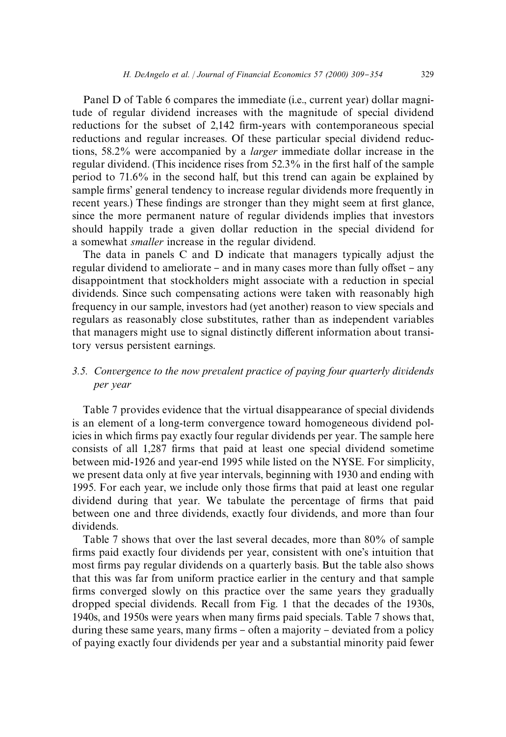Panel D of Table 6 compares the immediate (i.e., current year) dollar magnitude of regular dividend increases with the magnitude of special dividend reductions for the subset of 2,142 firm-years with contemporaneous special reductions and regular increases. Of these particular special dividend reductions, 58.2% were accompanied by a *larger* immediate dollar increase in the regular dividend. (This incidence rises from 52.3% in the first half of the sample period to 71.6% in the second half, but this trend can again be explained by sample firms' general tendency to increase regular dividends more frequently in recent years.) These findings are stronger than they might seem at first glance, since the more permanent nature of regular dividends implies that investors should happily trade a given dollar reduction in the special dividend for a somewhat *smaller* increase in the regular dividend.

The data in panels C and D indicate that managers typically adjust the regular dividend to ameliorate – and in many cases more than fully offset – any disappointment that stockholders might associate with a reduction in special dividends. Since such compensating actions were taken with reasonably high frequency in our sample, investors had (yet another) reason to view specials and regulars as reasonably close substitutes, rather than as independent variables that managers might use to signal distinctly different information about transitory versus persistent earnings.

### 3.5. Convergence to the now prevalent practice of paying four quarterly dividends per year

Table 7 provides evidence that the virtual disappearance of special dividends is an element of a long-term convergence toward homogeneous dividend policies in which firms pay exactly four regular dividends per year. The sample here consists of all 1,287 firms that paid at least one special dividend sometime between mid-1926 and year-end 1995 while listed on the NYSE. For simplicity, we present data only at five year intervals, beginning with 1930 and ending with 1995. For each year, we include only those firms that paid at least one regular dividend during that year. We tabulate the percentage of firms that paid between one and three dividends, exactly four dividends, and more than four dividends.

Table 7 shows that over the last several decades, more than 80% of sample firms paid exactly four dividends per year, consistent with one's intuition that most firms pay regular dividends on a quarterly basis. But the table also shows that this was far from uniform practice earlier in the century and that sample firms converged slowly on this practice over the same years they gradually dropped special dividends. Recall from Fig. 1 that the decades of the 1930s, 1940s, and 1950s were years when many firms paid specials. Table 7 shows that, during these same years, many firms – often a majority – deviated from a policy of paying exactly four dividends per year and a substantial minority paid fewer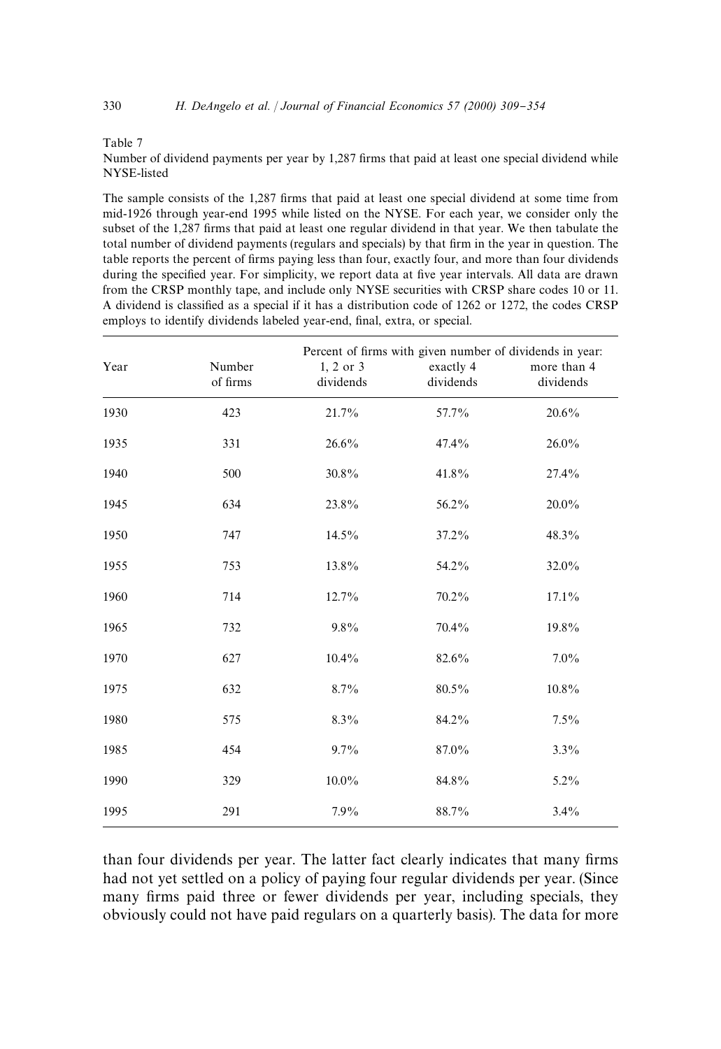Table 7

Number of dividend payments per year by 1,287 firms that paid at least one special dividend while NYSE-listed

The sample consists of the 1,287 firms that paid at least one special dividend at some time from mid-1926 through year-end 1995 while listed on the NYSE. For each year, we consider only the subset of the 1,287 firms that paid at least one regular dividend in that year. We then tabulate the total number of dividend payments (regulars and specials) by that firm in the year in question. The table reports the percent of firms paying less than four, exactly four, and more than four dividends during the specified year. For simplicity, we report data at five year intervals. All data are drawn from the CRSP monthly tape, and include only NYSE securities with CRSP share codes 10 or 11. A dividend is classified as a special if it has a distribution code of 1262 or 1272, the codes CRSP employs to identify dividends labeled year-end, final, extra, or special.

| Year | Number of firms | Percent of firms with given number of dividends in year: 1, 2 or 3 dividends | exactly 4 dividends | more than 4 dividends |
|---|---|---|---|---|
| 1930 | 423 | 21.7% | 57.7% | 20.6% |
| 1935 | 331 | 26.6% | 47.4% | 26.0% |
| 1940 | 500 | 30.8% | 41.8% | 27.4% |
| 1945 | 634 | 23.8% | 56.2% | 20.0% |
| 1950 | 747 | 14.5% | 37.2% | 48.3% |
| 1955 | 753 | 13.8% | 54.2% | 32.0% |
| 1960 | 714 | 12.7% | 70.2% | 17.1% |
| 1965 | 732 | 9.8% | 70.4% | 19.8% |
| 1970 | 627 | 10.4% | 82.6% | 7.0% |
| 1975 | 632 | 8.7% | 80.5% | 10.8% |
| 1980 | 575 | 8.3% | 84.2% | 7.5% |
| 1985 | 454 | 9.7% | 87.0% | 3.3% |
| 1990 | 329 | 10.0% | 84.8% | 5.2% |
| 1995 | 291 | 7.9% | 88.7% | 3.4% |

than four dividends per year. The latter fact clearly indicates that many firms had not yet settled on a policy of paying four regular dividends per year. (Since many firms paid three or fewer dividends per year, including specials, they obviously could not have paid regulars on a quarterly basis). The data for more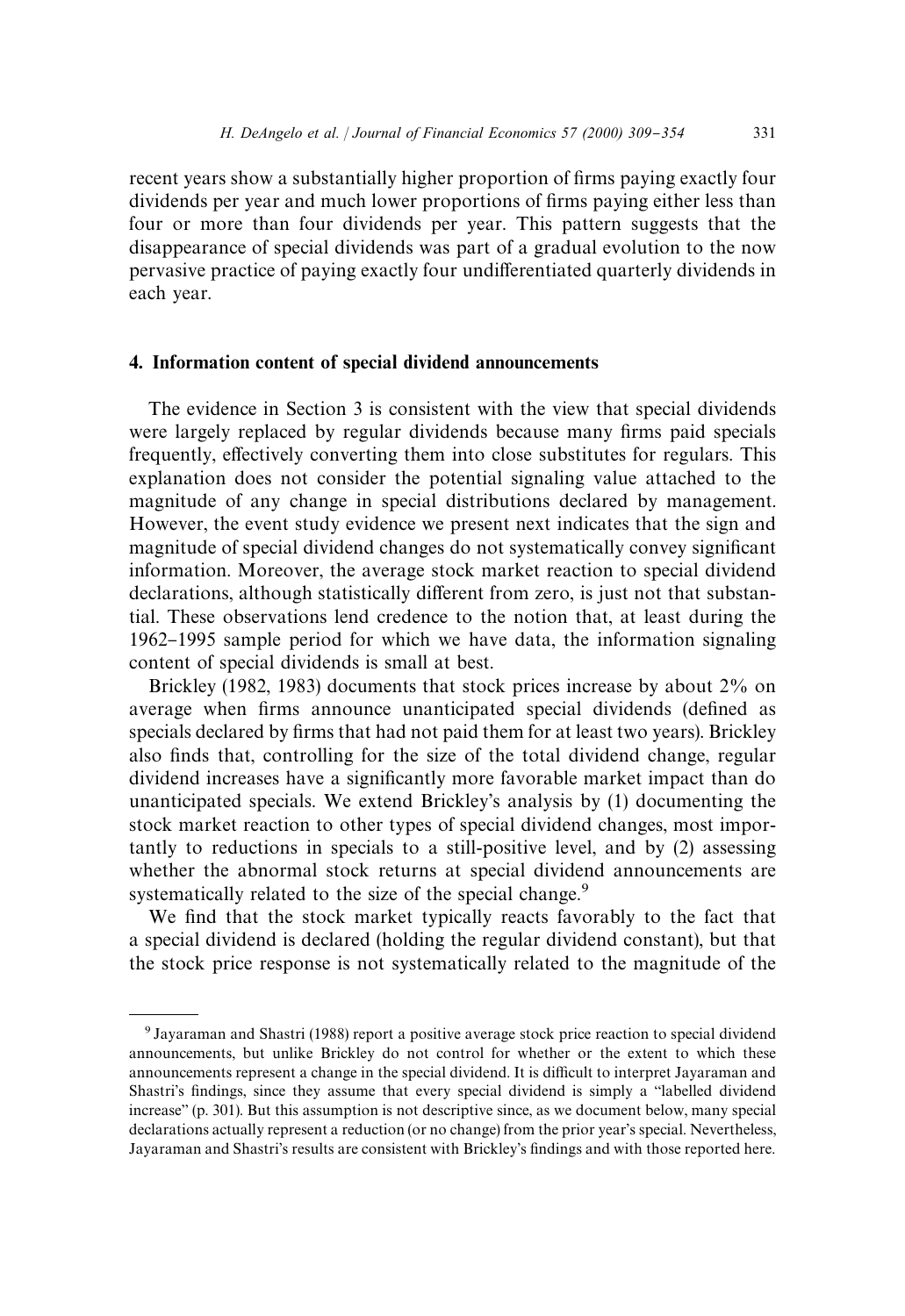recent years show a substantially higher proportion of firms paying exactly four dividends per year and much lower proportions of firms paying either less than four or more than four dividends per year. This pattern suggests that the disappearance of special dividends was part of a gradual evolution to the now pervasive practice of paying exactly four undifferentiated quarterly dividends in each year.

## 4. Information content of special dividend announcements

The evidence in Section 3 is consistent with the view that special dividends were largely replaced by regular dividends because many firms paid specials frequently, effectively converting them into close substitutes for regulars. This explanation does not consider the potential signaling value attached to the magnitude of any change in special distributions declared by management. However, the event study evidence we present next indicates that the sign and magnitude of special dividend changes do not systematically convey significant information. Moreover, the average stock market reaction to special dividend declarations, although statistically different from zero, is just not that substantial. These observations lend credence to the notion that, at least during the 1962–1995 sample period for which we have data, the information signaling content of special dividends is small at best.

Brickley (1982, 1983) documents that stock prices increase by about 2% on average when firms announce unanticipated special dividends (defined as specials declared by firms that had not paid them for at least two years). Brickley also finds that, controlling for the size of the total dividend change, regular dividend increases have a significantly more favorable market impact than do unanticipated specials. We extend Brickley's analysis by (1) documenting the stock market reaction to other types of special dividend changes, most importantly to reductions in specials to a still-positive level, and by (2) assessing whether the abnormal stock returns at special dividend announcements are systematically related to the size of the special change.[9]

We find that the stock market typically reacts favorably to the fact that a special dividend is declared (holding the regular dividend constant), but that the stock price response is not systematically related to the magnitude of the

[9] Jayaraman and Shastri (1988) report a positive average stock price reaction to special dividend announcements, but unlike Brickley do not control for whether or the extent to which these announcements represent a change in the special dividend. It is difficult to interpret Jayaraman and Shastri's findings, since they assume that every special dividend is simply a "labelled dividend increase" (p. 301). But this assumption is not descriptive since, as we document below, many special declarations actually represent a reduction (or no change) from the prior year's special. Nevertheless, Jayaraman and Shastri's results are consistent with Brickley's findings and with those reported here.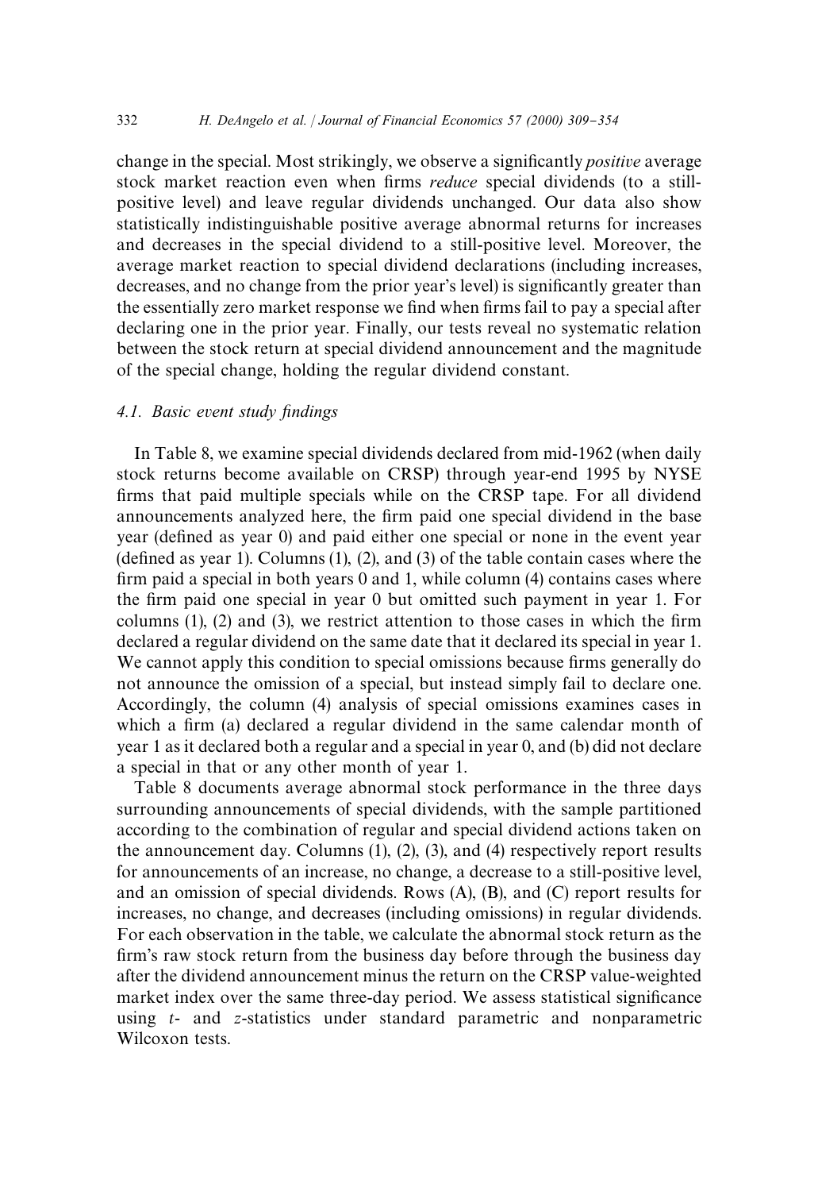change in the special. Most strikingly, we observe a significantly *positive* average stock market reaction even when firms *reduce* special dividends (to a still-positive level) and leave regular dividends unchanged. Our data also show statistically indistinguishable positive average abnormal returns for increases and decreases in the special dividend to a still-positive level. Moreover, the average market reaction to special dividend declarations (including increases, decreases, and no change from the prior year's level) is significantly greater than the essentially zero market response we find when firms fail to pay a special after declaring one in the prior year. Finally, our tests reveal no systematic relation between the stock return at special dividend announcement and the magnitude of the special change, holding the regular dividend constant.

### 4.1. Basic event study findings

In Table 8, we examine special dividends declared from mid-1962 (when daily stock returns become available on CRSP) through year-end 1995 by NYSE firms that paid multiple specials while on the CRSP tape. For all dividend announcements analyzed here, the firm paid one special dividend in the base year (defined as year 0) and paid either one special or none in the event year (defined as year 1). Columns (1), (2), and (3) of the table contain cases where the firm paid a special in both years 0 and 1, while column (4) contains cases where the firm paid one special in year 0 but omitted such payment in year 1. For columns (1), (2) and (3), we restrict attention to those cases in which the firm declared a regular dividend on the same date that it declared its special in year 1. We cannot apply this condition to special omissions because firms generally do not announce the omission of a special, but instead simply fail to declare one. Accordingly, the column (4) analysis of special omissions examines cases in which a firm (a) declared a regular dividend in the same calendar month of year 1 as it declared both a regular and a special in year 0, and (b) did not declare a special in that or any other month of year 1.

Table 8 documents average abnormal stock performance in the three days surrounding announcements of special dividends, with the sample partitioned according to the combination of regular and special dividend actions taken on the announcement day. Columns (1), (2), (3), and (4) respectively report results for announcements of an increase, no change, a decrease to a still-positive level, and an omission of special dividends. Rows (A), (B), and (C) report results for increases, no change, and decreases (including omissions) in regular dividends. For each observation in the table, we calculate the abnormal stock return as the firm's raw stock return from the business day before through the business day after the dividend announcement minus the return on the CRSP value-weighted market index over the same three-day period. We assess statistical significance using $t$- and $z$-statistics under standard parametric and nonparametric Wilcoxon tests.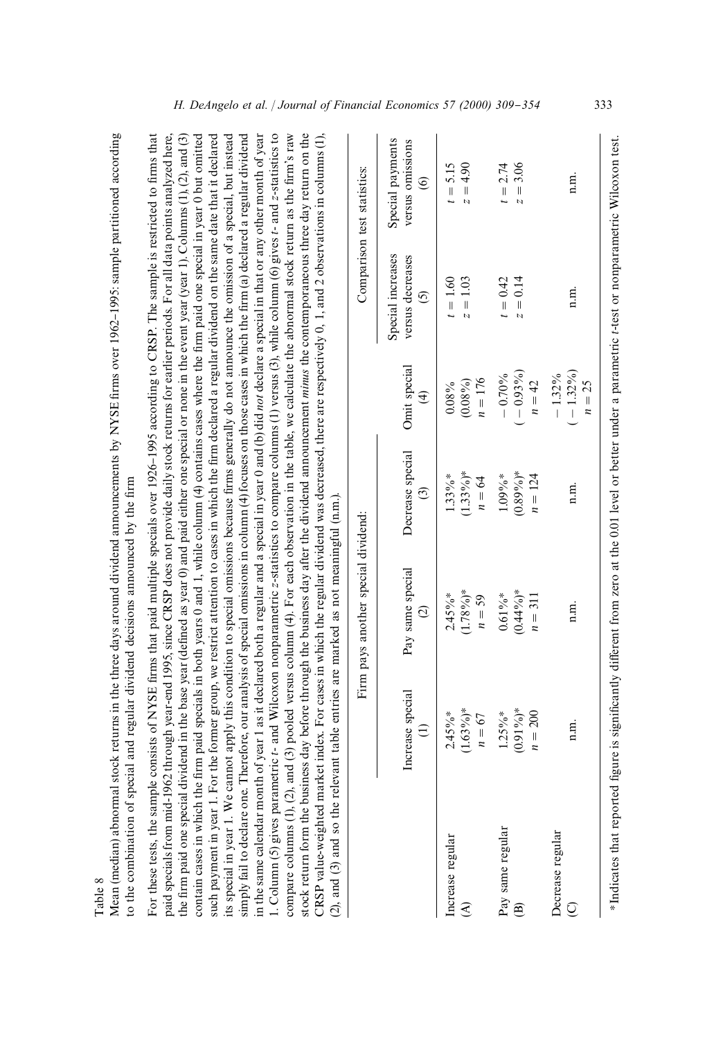Table 8

Mean (median) abnormal stock returns in the three days around dividend announcements by NYSE firms over 1962–1995: sample partitioned according to the combination of special and regular dividend decisions announced by the firm

For these tests, the sample consists of NYSE firms that paid multiple specials over 1926–1995 according to CRSP. The sample is restricted to firms that paid specials from mid-1962 through year-end 1995, since CRSP does not provide daily stock returns for earlier periods. For all data points analyzed here, the firm paid one special dividend in the base year (defined as year 0) and paid either one special or none in the event year (year 1). Columns (1), (2), and (3) contain cases in which the firm paid specials in both years 0 and 1, while column (4) contains cases where the firm paid one special in year 0 but omitted such payment in year 1. For the former group, we restrict attention to cases in which the firm declared a regular dividend on the same date that it declared its special in year 1. We cannot apply this condition to special omissions because firms generally do not announce the omission of a special, but instead simply fail to declare one. Therefore, our analysis of special omissions in column (4) focuses on those cases in which the firm (a) declared a regular dividend in the same calendar month of year 1 as it declared both a regular and a special in year 0 and (b) did *not* declare a special in that or any other month of year 1. Column (5) gives parametric $t$- and Wilcoxon nonparametric $z$-statistics to compare columns (1) versus (3), while column (6) gives $t$- and $z$-statistics to compare columns (1), (2), and (3) pooled versus column (4). For each observation in the table, we calculate the abnormal stock return as the firm's raw stock return form the business day before through the business day after the dividend announcement *minus* the contemporaneous three day return on the CRSP value-weighted market index. For cases in which the regular dividend was decreased, there are respectively 0, 1, and 2 observations in columns (1), (2), and (3) and so the relevant table entries are marked as not meaningful (n.m.).

| | Firm pays another special dividend: | | | Omit special (4) | Comparison test statistics: | |
|---|---|---|---|---|---|---|
| | Increase special (1) | Pay same special (2) | Decrease special (3) | | Special increases versus decreases (5) | Special payments versus omissions (6) |
| Increase regular (A) | 2.45%* (1.63%)* $n = 67$ | 2.45%* (1.78%)* $n = 59$ | 1.33%* (1.33%)* $n = 64$ | 0.08% (0.08%) $n = 176$ | $t = 1.60$ $z = 1.03$ | $t = 5.15$ $z = 4.90$ |
| Pay same regular (B) | 1.25%* (0.91%)* $n = 200$ | 0.61%* (0.44%)* $n = 311$ | 1.09%* (0.89%)* $n = 124$ | −0.70% (−0.93%) $n = 42$ | $t = 0.42$ $z = 0.14$ | $t = 2.74$ $z = 3.06$ |
| Decrease regular (C) | n.m. | n.m. | n.m. | −1.32% (−1.32%) $n = 25$ | n.m. | n.m. |

*Indicates that reported figure is significantly different from zero at the 0.01 level or better under a parametric $t$-test or nonparametric Wilcoxon test.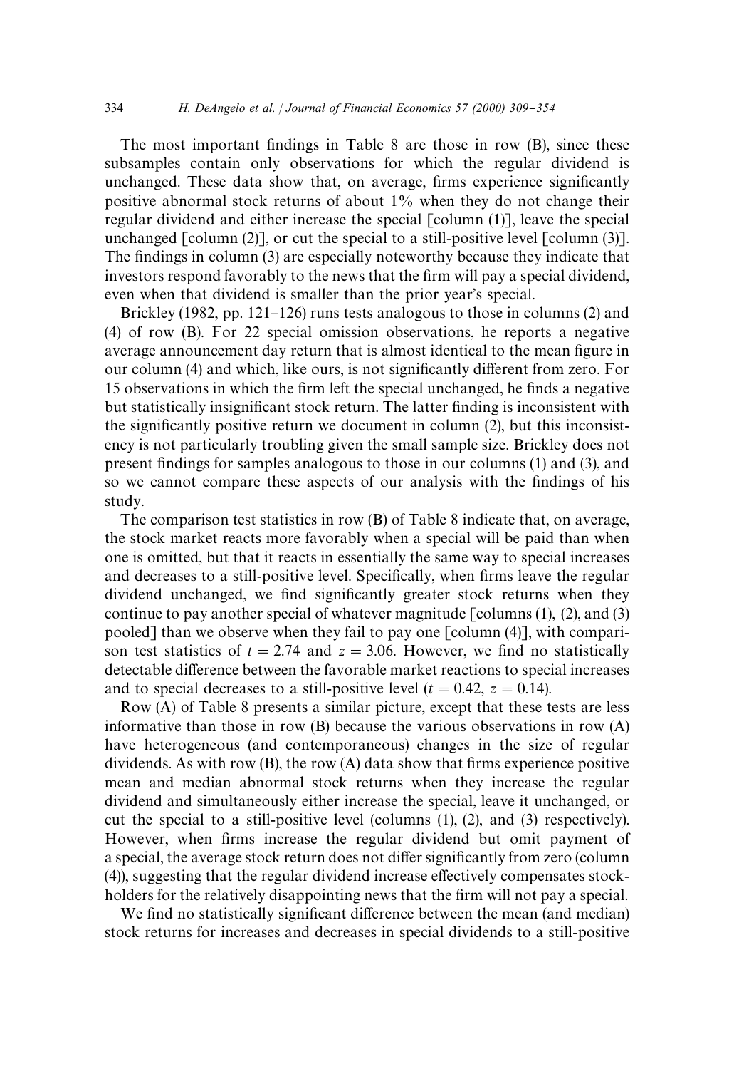The most important findings in Table 8 are those in row (B), since these subsamples contain only observations for which the regular dividend is unchanged. These data show that, on average, firms experience significantly positive abnormal stock returns of about 1% when they do not change their regular dividend and either increase the special [column (1)], leave the special unchanged [column (2)], or cut the special to a still-positive level [column (3)]. The findings in column (3) are especially noteworthy because they indicate that investors respond favorably to the news that the firm will pay a special dividend, even when that dividend is smaller than the prior year's special.

Brickley (1982, pp. 121–126) runs tests analogous to those in columns (2) and (4) of row (B). For 22 special omission observations, he reports a negative average announcement day return that is almost identical to the mean figure in our column (4) and which, like ours, is not significantly different from zero. For 15 observations in which the firm left the special unchanged, he finds a negative but statistically insignificant stock return. The latter finding is inconsistent with the significantly positive return we document in column (2), but this inconsistency is not particularly troubling given the small sample size. Brickley does not present findings for samples analogous to those in our columns (1) and (3), and so we cannot compare these aspects of our analysis with the findings of his study.

The comparison test statistics in row (B) of Table 8 indicate that, on average, the stock market reacts more favorably when a special will be paid than when one is omitted, but that it reacts in essentially the same way to special increases and decreases to a still-positive level. Specifically, when firms leave the regular dividend unchanged, we find significantly greater stock returns when they continue to pay another special of whatever magnitude [columns (1), (2), and (3) pooled] than we observe when they fail to pay one [column (4)], with comparison test statistics of $t = 2.74$ and $z = 3.06$. However, we find no statistically detectable difference between the favorable market reactions to special increases and to special decreases to a still-positive level ($t = 0.42$, $z = 0.14$).

Row (A) of Table 8 presents a similar picture, except that these tests are less informative than those in row (B) because the various observations in row (A) have heterogeneous (and contemporaneous) changes in the size of regular dividends. As with row (B), the row (A) data show that firms experience positive mean and median abnormal stock returns when they increase the regular dividend and simultaneously either increase the special, leave it unchanged, or cut the special to a still-positive level (columns (1), (2), and (3) respectively). However, when firms increase the regular dividend but omit payment of a special, the average stock return does not differ significantly from zero (column (4)), suggesting that the regular dividend increase effectively compensates stockholders for the relatively disappointing news that the firm will not pay a special.

We find no statistically significant difference between the mean (and median) stock returns for increases and decreases in special dividends to a still-positive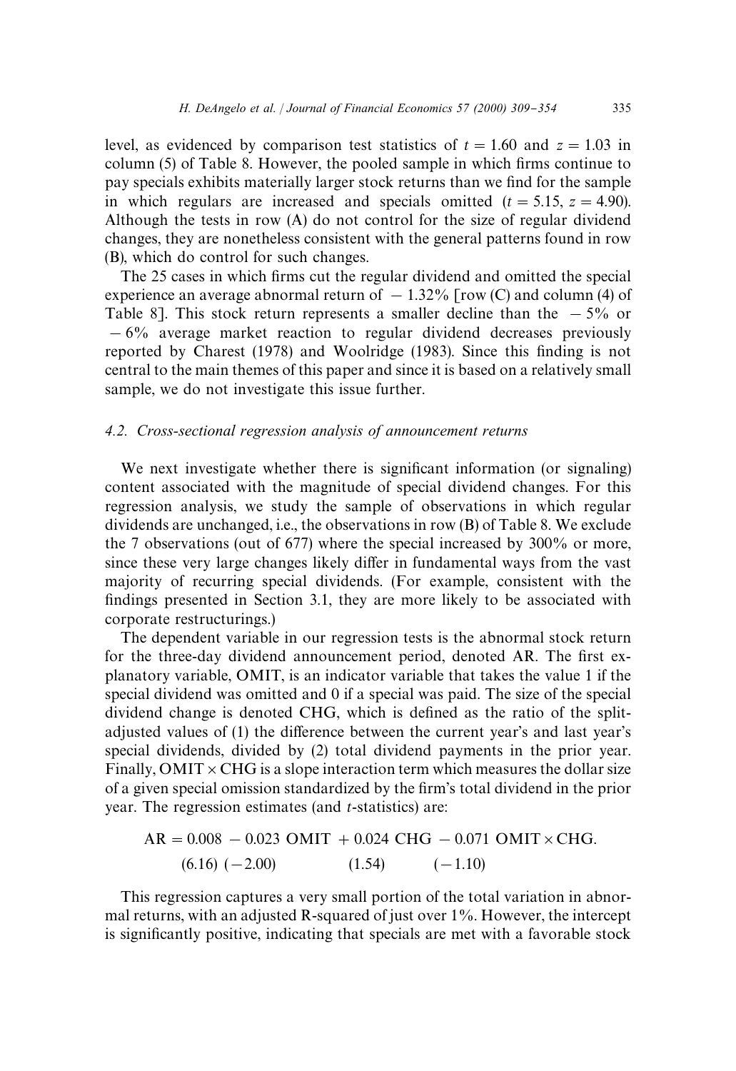level, as evidenced by comparison test statistics of $t = 1.60$ and $z = 1.03$ in column (5) of Table 8. However, the pooled sample in which firms continue to pay specials exhibits materially larger stock returns than we find for the sample in which regulars are increased and specials omitted ($t = 5.15$, $z = 4.90$). Although the tests in row (A) do not control for the size of regular dividend changes, they are nonetheless consistent with the general patterns found in row (B), which do control for such changes.

The 25 cases in which firms cut the regular dividend and omitted the special experience an average abnormal return of $-1.32\%$ [row (C) and column (4) of Table 8]. This stock return represents a smaller decline than the $-5\%$ or $-6\%$ average market reaction to regular dividend decreases previously reported by Charest (1978) and Woolridge (1983). Since this finding is not central to the main themes of this paper and since it is based on a relatively small sample, we do not investigate this issue further.

### 4.2. Cross-sectional regression analysis of announcement returns

We next investigate whether there is significant information (or signaling) content associated with the magnitude of special dividend changes. For this regression analysis, we study the sample of observations in which regular dividends are unchanged, i.e., the observations in row (B) of Table 8. We exclude the 7 observations (out of 677) where the special increased by 300% or more, since these very large changes likely differ in fundamental ways from the vast majority of recurring special dividends. (For example, consistent with the findings presented in Section 3.1, they are more likely to be associated with corporate restructurings.)

The dependent variable in our regression tests is the abnormal stock return for the three-day dividend announcement period, denoted AR. The first explanatory variable, OMIT, is an indicator variable that takes the value 1 if the special dividend was omitted and 0 if a special was paid. The size of the special dividend change is denoted CHG, which is defined as the ratio of the split-adjusted values of (1) the difference between the current year's and last year's special dividends, divided by (2) total dividend payments in the prior year. Finally, OMIT $\times$ CHG is a slope interaction term which measures the dollar size of a given special omission standardized by the firm's total dividend in the prior year. The regression estimates (and $t$-statistics) are:

$$\underset{(6.16)}{\mathrm{AR} = 0.008} \underset{(-2.00)}{- 0.023\ \mathrm{OMIT}} \underset{(1.54)}{+ 0.024\ \mathrm{CHG}} \underset{(-1.10)}{- 0.071\ \mathrm{OMIT} \times \mathrm{CHG}}.$$

This regression captures a very small portion of the total variation in abnormal returns, with an adjusted R-squared of just over 1%. However, the intercept is significantly positive, indicating that specials are met with a favorable stock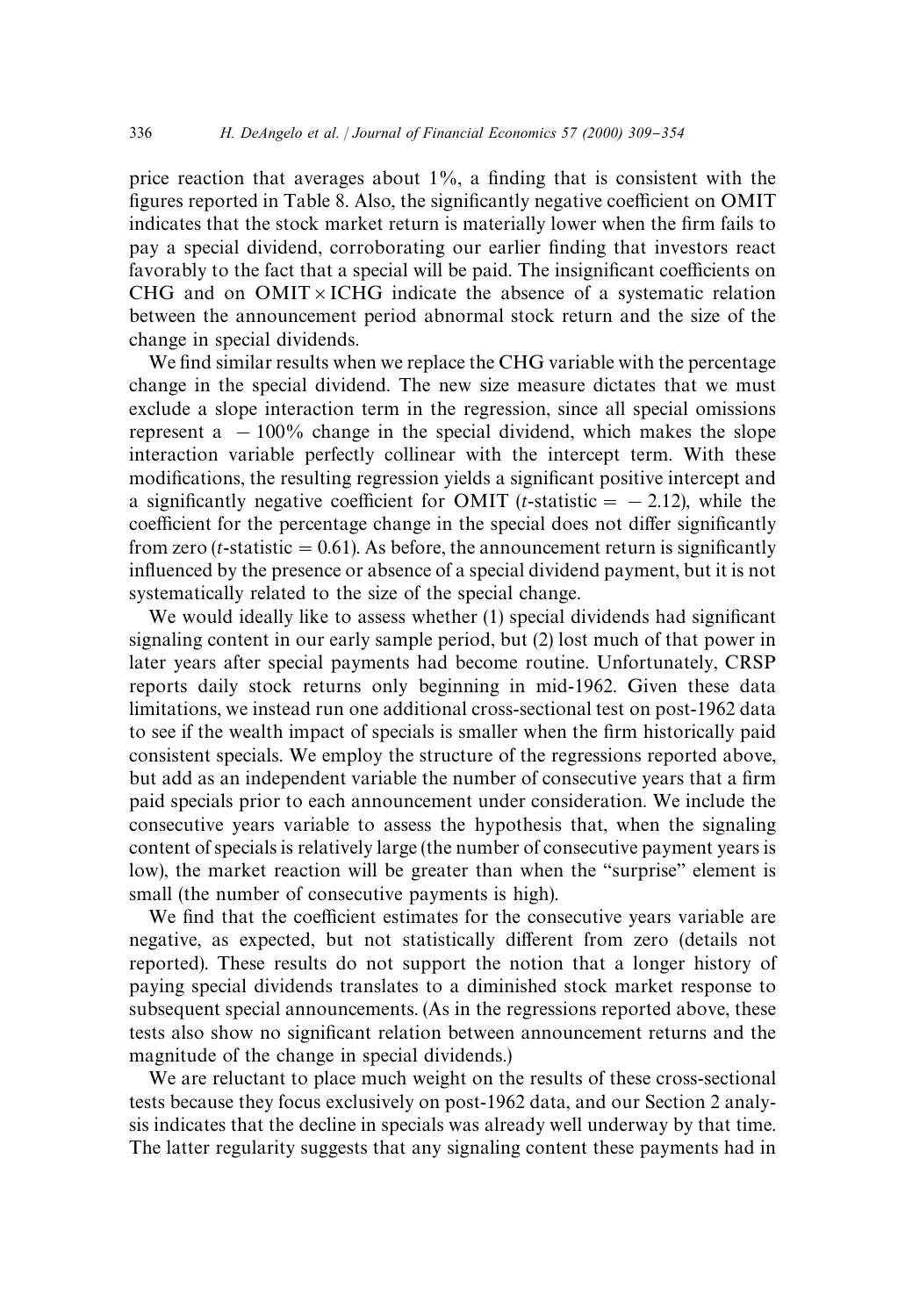price reaction that averages about 1%, a finding that is consistent with the figures reported in Table 8. Also, the significantly negative coefficient on OMIT indicates that the stock market return is materially lower when the firm fails to pay a special dividend, corroborating our earlier finding that investors react favorably to the fact that a special will be paid. The insignificant coefficients on CHG and on OMIT $\times$ ICHG indicate the absence of a systematic relation between the announcement period abnormal stock return and the size of the change in special dividends.

We find similar results when we replace the CHG variable with the percentage change in the special dividend. The new size measure dictates that we must exclude a slope interaction term in the regression, since all special omissions represent a $-100\%$ change in the special dividend, which makes the slope interaction variable perfectly collinear with the intercept term. With these modifications, the resulting regression yields a significant positive intercept and a significantly negative coefficient for OMIT ($t$-statistic $= -2.12$), while the coefficient for the percentage change in the special does not differ significantly from zero ($t$-statistic $= 0.61$). As before, the announcement return is significantly influenced by the presence or absence of a special dividend payment, but it is not systematically related to the size of the special change.

We would ideally like to assess whether (1) special dividends had significant signaling content in our early sample period, but (2) lost much of that power in later years after special payments had become routine. Unfortunately, CRSP reports daily stock returns only beginning in mid-1962. Given these data limitations, we instead run one additional cross-sectional test on post-1962 data to see if the wealth impact of specials is smaller when the firm historically paid consistent specials. We employ the structure of the regressions reported above, but add as an independent variable the number of consecutive years that a firm paid specials prior to each announcement under consideration. We include the consecutive years variable to assess the hypothesis that, when the signaling content of specials is relatively large (the number of consecutive payment years is low), the market reaction will be greater than when the "surprise" element is small (the number of consecutive payments is high).

We find that the coefficient estimates for the consecutive years variable are negative, as expected, but not statistically different from zero (details not reported). These results do not support the notion that a longer history of paying special dividends translates to a diminished stock market response to subsequent special announcements. (As in the regressions reported above, these tests also show no significant relation between announcement returns and the magnitude of the change in special dividends.)

We are reluctant to place much weight on the results of these cross-sectional tests because they focus exclusively on post-1962 data, and our Section 2 analysis indicates that the decline in specials was already well underway by that time. The latter regularity suggests that any signaling content these payments had in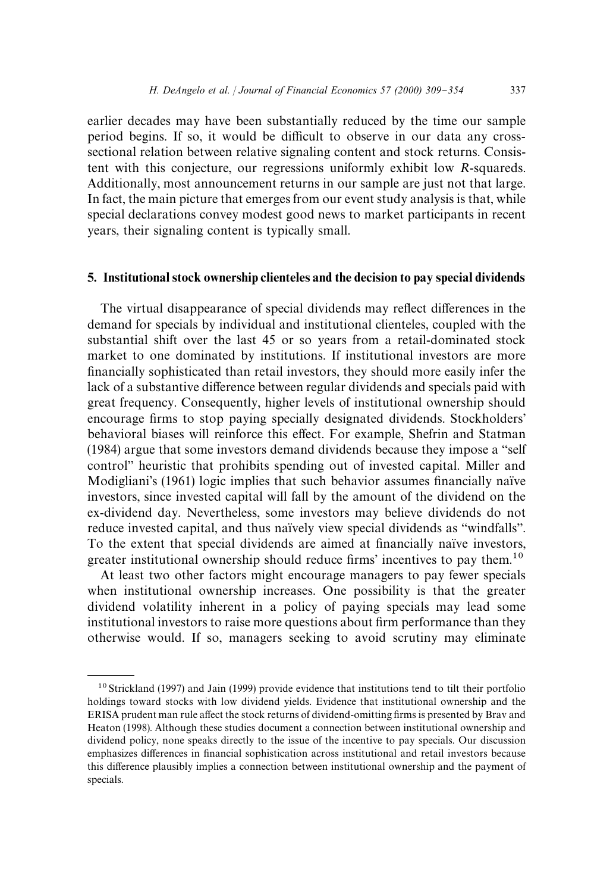earlier decades may have been substantially reduced by the time our sample period begins. If so, it would be difficult to observe in our data any cross-sectional relation between relative signaling content and stock returns. Consistent with this conjecture, our regressions uniformly exhibit low $R$-squareds. Additionally, most announcement returns in our sample are just not that large. In fact, the main picture that emerges from our event study analysis is that, while special declarations convey modest good news to market participants in recent years, their signaling content is typically small.

## 5. Institutional stock ownership clienteles and the decision to pay special dividends

The virtual disappearance of special dividends may reflect differences in the demand for specials by individual and institutional clienteles, coupled with the substantial shift over the last 45 or so years from a retail-dominated stock market to one dominated by institutions. If institutional investors are more financially sophisticated than retail investors, they should more easily infer the lack of a substantive difference between regular dividends and specials paid with great frequency. Consequently, higher levels of institutional ownership should encourage firms to stop paying specially designated dividends. Stockholders' behavioral biases will reinforce this effect. For example, Shefrin and Statman (1984) argue that some investors demand dividends because they impose a "self control" heuristic that prohibits spending out of invested capital. Miller and Modigliani's (1961) logic implies that such behavior assumes financially naïve investors, since invested capital will fall by the amount of the dividend on the ex-dividend day. Nevertheless, some investors may believe dividends do not reduce invested capital, and thus naïvely view special dividends as "windfalls". To the extent that special dividends are aimed at financially naïve investors, greater institutional ownership should reduce firms' incentives to pay them.[10]

At least two other factors might encourage managers to pay fewer specials when institutional ownership increases. One possibility is that the greater dividend volatility inherent in a policy of paying specials may lead some institutional investors to raise more questions about firm performance than they otherwise would. If so, managers seeking to avoid scrutiny may eliminate

[10] Strickland (1997) and Jain (1999) provide evidence that institutions tend to tilt their portfolio holdings toward stocks with low dividend yields. Evidence that institutional ownership and the ERISA prudent man rule affect the stock returns of dividend-omitting firms is presented by Brav and Heaton (1998). Although these studies document a connection between institutional ownership and dividend policy, none speaks directly to the issue of the incentive to pay specials. Our discussion emphasizes differences in financial sophistication across institutional and retail investors because this difference plausibly implies a connection between institutional ownership and the payment of specials.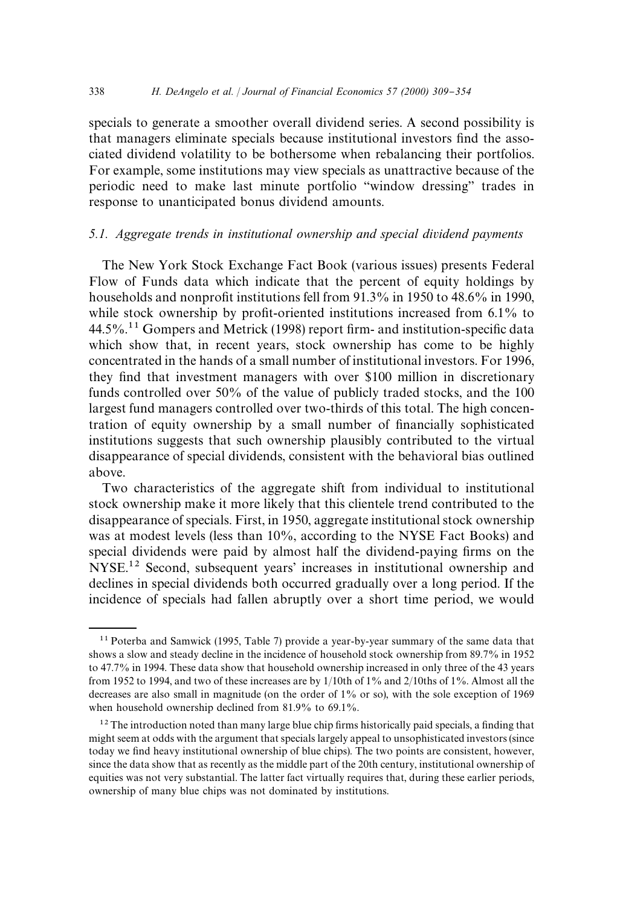specials to generate a smoother overall dividend series. A second possibility is that managers eliminate specials because institutional investors find the associated dividend volatility to be bothersome when rebalancing their portfolios. For example, some institutions may view specials as unattractive because of the periodic need to make last minute portfolio "window dressing" trades in response to unanticipated bonus dividend amounts.

### 5.1. Aggregate trends in institutional ownership and special dividend payments

The New York Stock Exchange Fact Book (various issues) presents Federal Flow of Funds data which indicate that the percent of equity holdings by households and nonprofit institutions fell from 91.3% in 1950 to 48.6% in 1990, while stock ownership by profit-oriented institutions increased from 6.1% to 44.5%.[11] Gompers and Metrick (1998) report firm- and institution-specific data which show that, in recent years, stock ownership has come to be highly concentrated in the hands of a small number of institutional investors. For 1996, they find that investment managers with over $100 million in discretionary funds controlled over 50% of the value of publicly traded stocks, and the 100 largest fund managers controlled over two-thirds of this total. The high concentration of equity ownership by a small number of financially sophisticated institutions suggests that such ownership plausibly contributed to the virtual disappearance of special dividends, consistent with the behavioral bias outlined above.

Two characteristics of the aggregate shift from individual to institutional stock ownership make it more likely that this clientele trend contributed to the disappearance of specials. First, in 1950, aggregate institutional stock ownership was at modest levels (less than 10%, according to the NYSE Fact Books) and special dividends were paid by almost half the dividend-paying firms on the NYSE.[12] Second, subsequent years' increases in institutional ownership and declines in special dividends both occurred gradually over a long period. If the incidence of specials had fallen abruptly over a short time period, we would

---

[11] Poterba and Samwick (1995, Table 7) provide a year-by-year summary of the same data that shows a slow and steady decline in the incidence of household stock ownership from 89.7% in 1952 to 47.7% in 1994. These data show that household ownership increased in only three of the 43 years from 1952 to 1994, and two of these increases are by 1/10th of 1% and 2/10ths of 1%. Almost all the decreases are also small in magnitude (on the order of 1% or so), with the sole exception of 1969 when household ownership declined from 81.9% to 69.1%.

[12] The introduction noted than many large blue chip firms historically paid specials, a finding that might seem at odds with the argument that specials largely appeal to unsophisticated investors (since today we find heavy institutional ownership of blue chips). The two points are consistent, however, since the data show that as recently as the middle part of the 20th century, institutional ownership of equities was not very substantial. The latter fact virtually requires that, during these earlier periods, ownership of many blue chips was not dominated by institutions.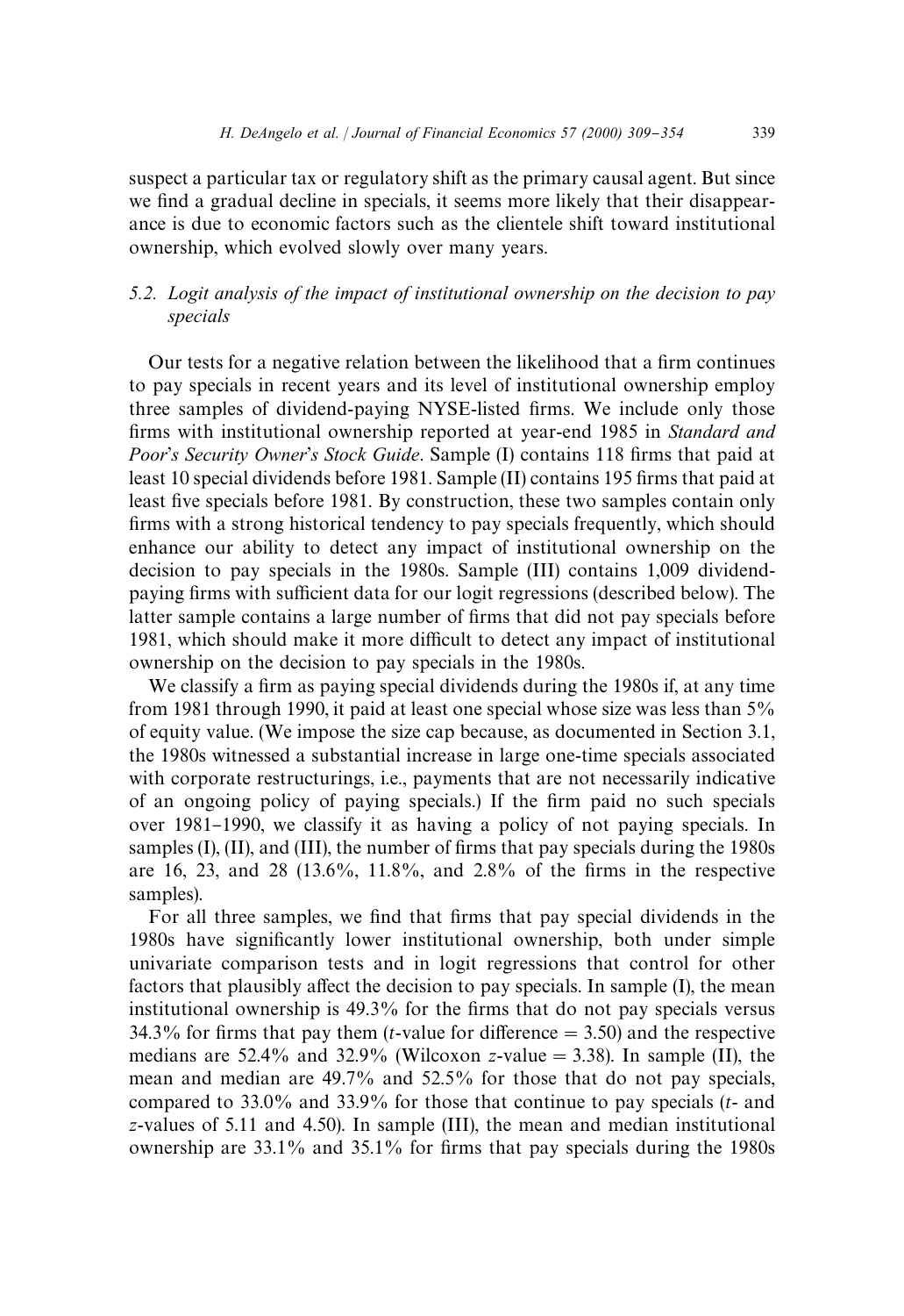suspect a particular tax or regulatory shift as the primary causal agent. But since we find a gradual decline in specials, it seems more likely that their disappearance is due to economic factors such as the clientele shift toward institutional ownership, which evolved slowly over many years.

### 5.2. Logit analysis of the impact of institutional ownership on the decision to pay specials

Our tests for a negative relation between the likelihood that a firm continues to pay specials in recent years and its level of institutional ownership employ three samples of dividend-paying NYSE-listed firms. We include only those firms with institutional ownership reported at year-end 1985 in *Standard and Poor's Security Owner's Stock Guide*. Sample (I) contains 118 firms that paid at least 10 special dividends before 1981. Sample (II) contains 195 firms that paid at least five specials before 1981. By construction, these two samples contain only firms with a strong historical tendency to pay specials frequently, which should enhance our ability to detect any impact of institutional ownership on the decision to pay specials in the 1980s. Sample (III) contains 1,009 dividend-paying firms with sufficient data for our logit regressions (described below). The latter sample contains a large number of firms that did not pay specials before 1981, which should make it more difficult to detect any impact of institutional ownership on the decision to pay specials in the 1980s.

We classify a firm as paying special dividends during the 1980s if, at any time from 1981 through 1990, it paid at least one special whose size was less than 5% of equity value. (We impose the size cap because, as documented in Section 3.1, the 1980s witnessed a substantial increase in large one-time specials associated with corporate restructurings, i.e., payments that are not necessarily indicative of an ongoing policy of paying specials.) If the firm paid no such specials over 1981–1990, we classify it as having a policy of not paying specials. In samples (I), (II), and (III), the number of firms that pay specials during the 1980s are 16, 23, and 28 (13.6%, 11.8%, and 2.8% of the firms in the respective samples).

For all three samples, we find that firms that pay special dividends in the 1980s have significantly lower institutional ownership, both under simple univariate comparison tests and in logit regressions that control for other factors that plausibly affect the decision to pay specials. In sample (I), the mean institutional ownership is 49.3% for the firms that do not pay specials versus 34.3% for firms that pay them ($t$-value for difference = 3.50) and the respective medians are 52.4% and 32.9% (Wilcoxon $z$-value = 3.38). In sample (II), the mean and median are 49.7% and 52.5% for those that do not pay specials, compared to 33.0% and 33.9% for those that continue to pay specials ($t$- and $z$-values of 5.11 and 4.50). In sample (III), the mean and median institutional ownership are 33.1% and 35.1% for firms that pay specials during the 1980s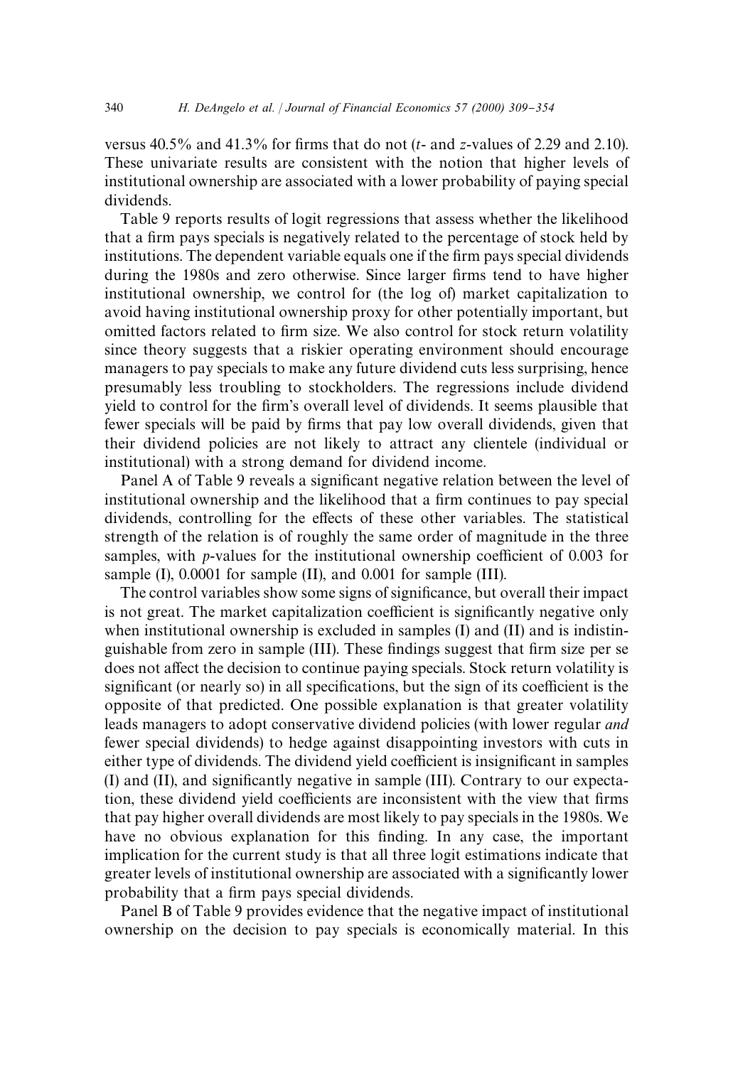versus 40.5% and 41.3% for firms that do not ($t$- and $z$-values of 2.29 and 2.10). These univariate results are consistent with the notion that higher levels of institutional ownership are associated with a lower probability of paying special dividends.

Table 9 reports results of logit regressions that assess whether the likelihood that a firm pays specials is negatively related to the percentage of stock held by institutions. The dependent variable equals one if the firm pays special dividends during the 1980s and zero otherwise. Since larger firms tend to have higher institutional ownership, we control for (the log of) market capitalization to avoid having institutional ownership proxy for other potentially important, but omitted factors related to firm size. We also control for stock return volatility since theory suggests that a riskier operating environment should encourage managers to pay specials to make any future dividend cuts less surprising, hence presumably less troubling to stockholders. The regressions include dividend yield to control for the firm's overall level of dividends. It seems plausible that fewer specials will be paid by firms that pay low overall dividends, given that their dividend policies are not likely to attract any clientele (individual or institutional) with a strong demand for dividend income.

Panel A of Table 9 reveals a significant negative relation between the level of institutional ownership and the likelihood that a firm continues to pay special dividends, controlling for the effects of these other variables. The statistical strength of the relation is of roughly the same order of magnitude in the three samples, with $p$-values for the institutional ownership coefficient of 0.003 for sample (I), 0.0001 for sample (II), and 0.001 for sample (III).

The control variables show some signs of significance, but overall their impact is not great. The market capitalization coefficient is significantly negative only when institutional ownership is excluded in samples (I) and (II) and is indistinguishable from zero in sample (III). These findings suggest that firm size per se does not affect the decision to continue paying specials. Stock return volatility is significant (or nearly so) in all specifications, but the sign of its coefficient is the opposite of that predicted. One possible explanation is that greater volatility leads managers to adopt conservative dividend policies (with lower regular *and* fewer special dividends) to hedge against disappointing investors with cuts in either type of dividends. The dividend yield coefficient is insignificant in samples (I) and (II), and significantly negative in sample (III). Contrary to our expectation, these dividend yield coefficients are inconsistent with the view that firms that pay higher overall dividends are most likely to pay specials in the 1980s. We have no obvious explanation for this finding. In any case, the important implication for the current study is that all three logit estimations indicate that greater levels of institutional ownership are associated with a significantly lower probability that a firm pays special dividends.

Panel B of Table 9 provides evidence that the negative impact of institutional ownership on the decision to pay specials is economically material. In this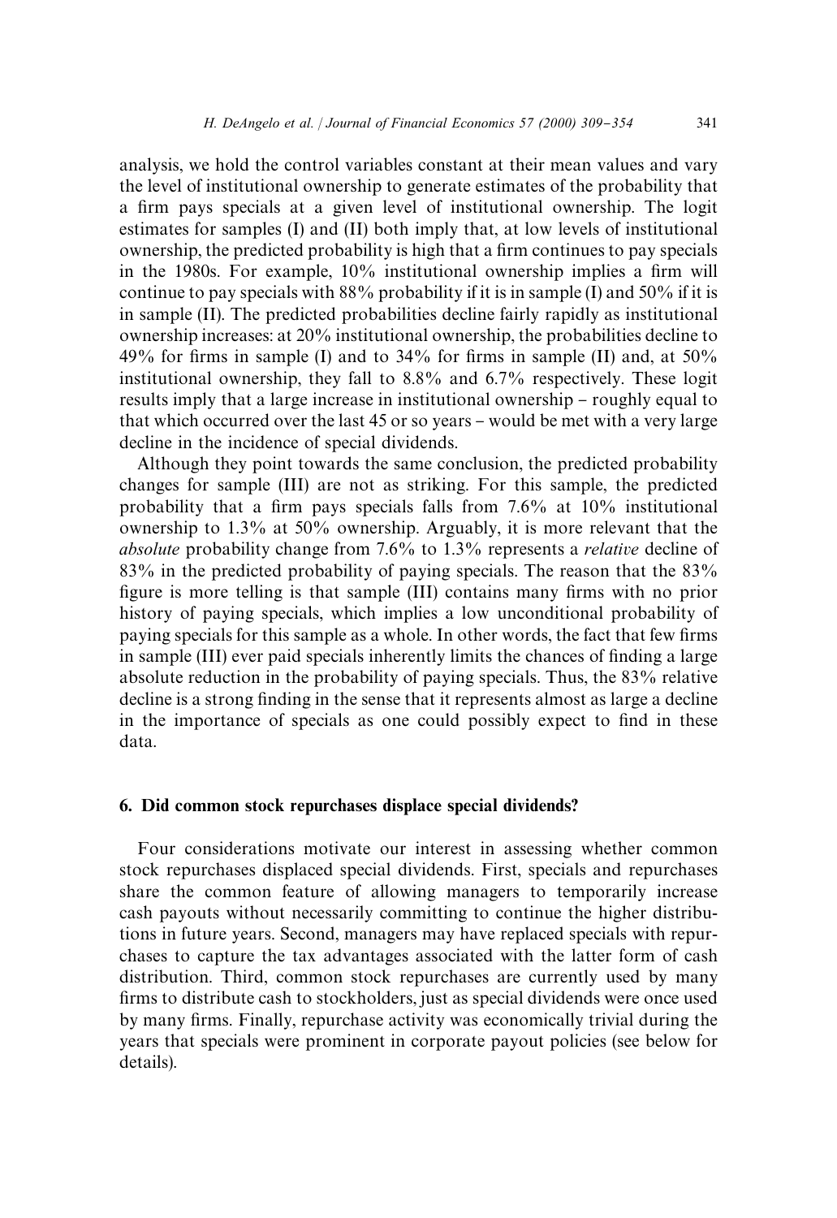analysis, we hold the control variables constant at their mean values and vary the level of institutional ownership to generate estimates of the probability that a firm pays specials at a given level of institutional ownership. The logit estimates for samples (I) and (II) both imply that, at low levels of institutional ownership, the predicted probability is high that a firm continues to pay specials in the 1980s. For example, 10% institutional ownership implies a firm will continue to pay specials with 88% probability if it is in sample (I) and 50% if it is in sample (II). The predicted probabilities decline fairly rapidly as institutional ownership increases: at 20% institutional ownership, the probabilities decline to 49% for firms in sample (I) and to 34% for firms in sample (II) and, at 50% institutional ownership, they fall to 8.8% and 6.7% respectively. These logit results imply that a large increase in institutional ownership – roughly equal to that which occurred over the last 45 or so years – would be met with a very large decline in the incidence of special dividends.

Although they point towards the same conclusion, the predicted probability changes for sample (III) are not as striking. For this sample, the predicted probability that a firm pays specials falls from 7.6% at 10% institutional ownership to 1.3% at 50% ownership. Arguably, it is more relevant that the *absolute* probability change from 7.6% to 1.3% represents a *relative* decline of 83% in the predicted probability of paying specials. The reason that the 83% figure is more telling is that sample (III) contains many firms with no prior history of paying specials, which implies a low unconditional probability of paying specials for this sample as a whole. In other words, the fact that few firms in sample (III) ever paid specials inherently limits the chances of finding a large absolute reduction in the probability of paying specials. Thus, the 83% relative decline is a strong finding in the sense that it represents almost as large a decline in the importance of specials as one could possibly expect to find in these data.

## 6. Did common stock repurchases displace special dividends?

Four considerations motivate our interest in assessing whether common stock repurchases displaced special dividends. First, specials and repurchases share the common feature of allowing managers to temporarily increase cash payouts without necessarily committing to continue the higher distributions in future years. Second, managers may have replaced specials with repurchases to capture the tax advantages associated with the latter form of cash distribution. Third, common stock repurchases are currently used by many firms to distribute cash to stockholders, just as special dividends were once used by many firms. Finally, repurchase activity was economically trivial during the years that specials were prominent in corporate payout policies (see below for details).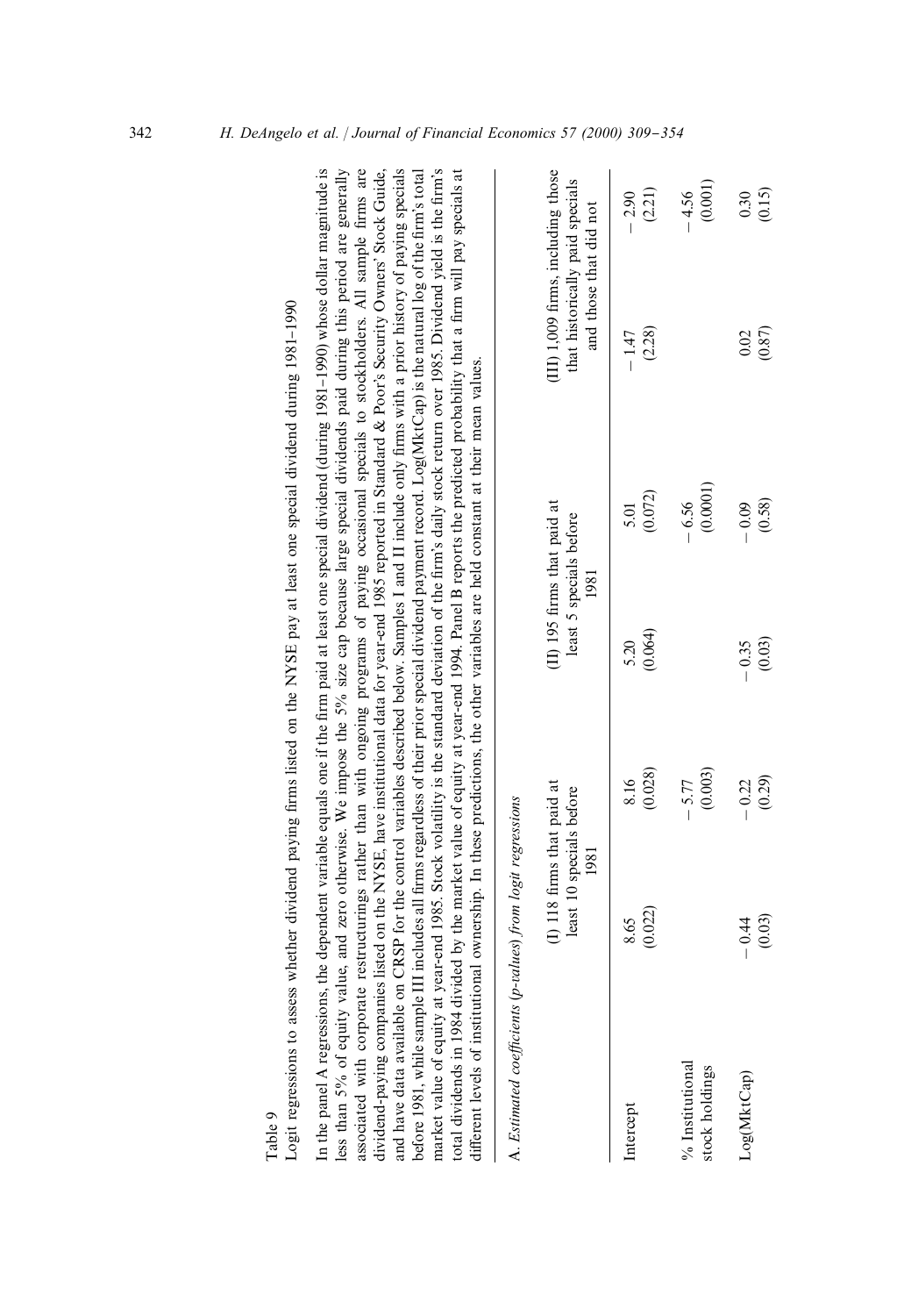Table 9

Logit regressions to assess whether dividend paying firms listed on the NYSE pay at least one special dividend during 1981–1990

In the panel A regressions, the dependent variable equals one if the firm paid at least one special dividend (during 1981–1990) whose dollar magnitude is less than 5% of equity value, and zero otherwise. We impose the 5% size cap because large special dividends paid during this period are generally associated with corporate restructurings rather than with ongoing programs of paying occasional specials to stockholders. All sample firms are dividend-paying companies listed on the NYSE, have institutional data for year-end 1985 reported in Standard & Poor's Security Owners' Stock Guide, and have data available on CRSP for the control variables described below. Samples I and II include only firms with a prior history of paying specials before 1981, while sample III includes all firms regardless of their prior special dividend payment record. Log(MktCap) is the natural log of the firm's total market value of equity at year-end 1985. Stock volatility is the standard deviation of the firm's daily stock return over 1985. Dividend yield is the firm's total dividends in 1984 divided by the market value of equity at year-end 1994. Panel B reports the predicted probability that a firm will pay specials at different levels of institutional ownership. In these predictions, the other variables are held constant at their mean values.

A. *Estimated coefficients (p-values) from logit regressions*

| | (I) 118 firms that paid at least 10 specials before 1981 | | (II) 195 firms that paid at least 5 specials before 1981 | | (III) 1,009 firms, including those that historically paid specials and those that did not | |
|---|---|---|---|---|---|---|
| Intercept | 8.65 (0.022) | 8.16 (0.028) | 5.20 (0.064) | 5.01 (0.072) | −1.47 (2.28) | −2.90 (2.21) |
| % Institutional stock holdings | | −5.77 (0.003) | | −6.56 (0.0001) | | −4.56 (0.001) |
| Log(MktCap) | −0.44 (0.03) | −0.22 (0.29) | −0.35 (0.03) | −0.09 (0.58) | 0.02 (0.87) | 0.30 (0.15) |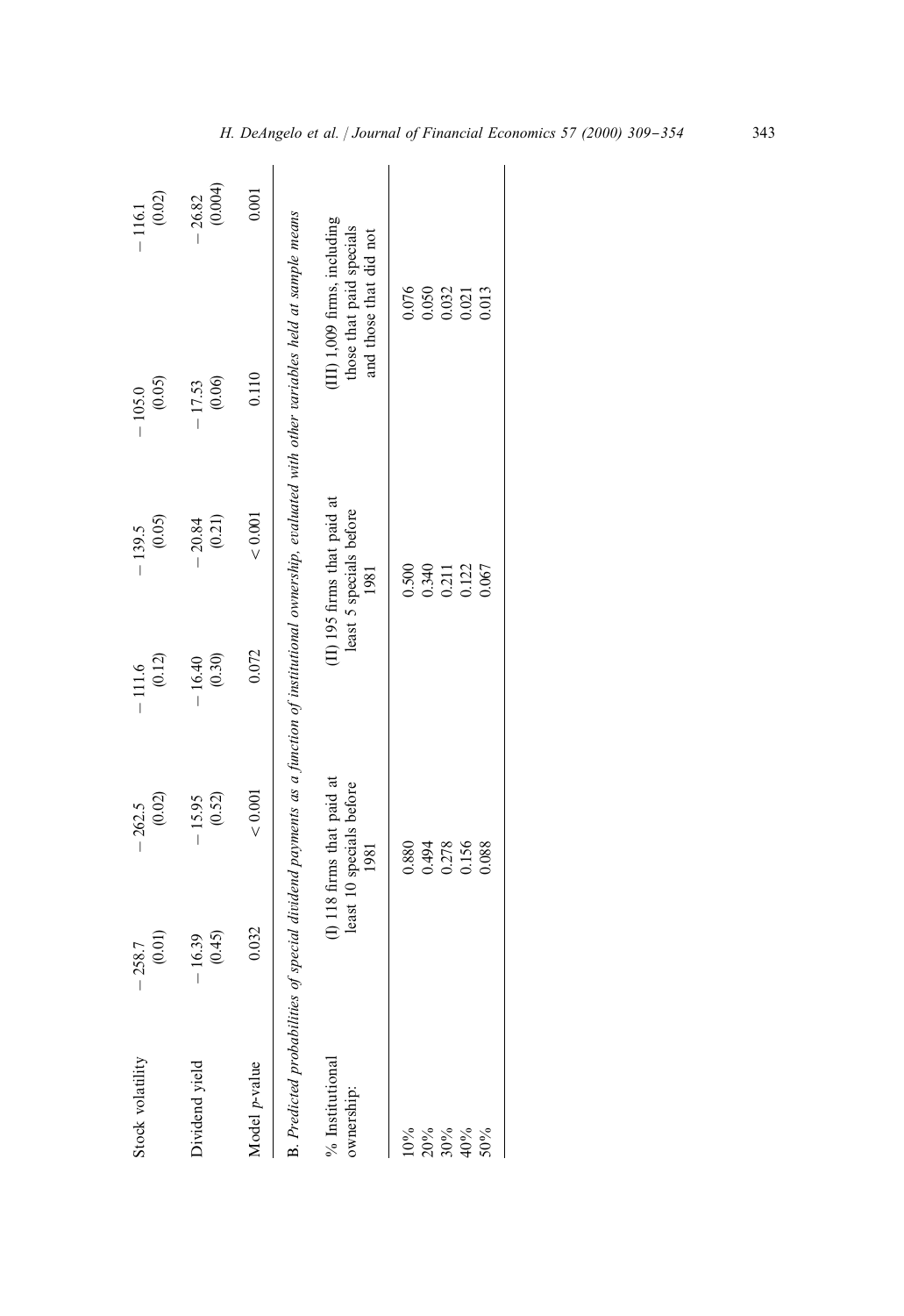| Stock volatility | −258.7 (0.01) | −262.5 (0.02) | −111.6 (0.12) | −139.5 (0.05) | −105.0 (0.05) | −116.1 (0.02) |
|---|---|---|---|---|---|---|
| Dividend yield | −16.39 (0.45) | −15.95 (0.52) | −16.40 (0.30) | −20.84 (0.21) | −17.53 (0.06) | −26.82 (0.004) |
| Model $p$-value | 0.032 | < 0.001 | 0.072 | < 0.001 | 0.110 | 0.001 |

*B. Predicted probabilities of special dividend payments as a function of institutional ownership, evaluated with other variables held at sample means*

| % Institutional ownership: | (I) 118 firms that paid at least 10 specials before 1981 | (II) 195 firms that paid at least 5 specials before 1981 | (III) 1,009 firms, including those that paid specials and those that did not |
|---|---|---|---|
| 10% | 0.880 | 0.500 | 0.076 |
| 20% | 0.494 | 0.340 | 0.050 |
| 30% | 0.278 | 0.211 | 0.032 |
| 40% | 0.156 | 0.122 | 0.021 |
| 50% | 0.088 | 0.067 | 0.013 |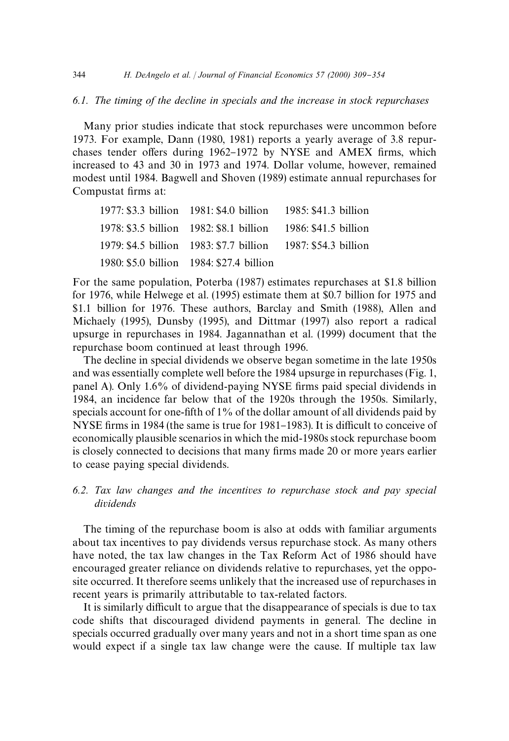### 6.1. The timing of the decline in specials and the increase in stock repurchases

Many prior studies indicate that stock repurchases were uncommon before 1973. For example, Dann (1980, 1981) reports a yearly average of 3.8 repurchases tender offers during 1962–1972 by NYSE and AMEX firms, which increased to 43 and 30 in 1973 and 1974. Dollar volume, however, remained modest until 1984. Bagwell and Shoven (1989) estimate annual repurchases for Compustat firms at:

| | | |
|---|---|---|
| 1977: \$3.3 billion | 1981: \$4.0 billion | 1985: \$41.3 billion |
| 1978: \$3.5 billion | 1982: \$8.1 billion | 1986: \$41.5 billion |
| 1979: \$4.5 billion | 1983: \$7.7 billion | 1987: \$54.3 billion |
| 1980: \$5.0 billion | 1984: \$27.4 billion | |

For the same population, Poterba (1987) estimates repurchases at \$1.8 billion for 1976, while Helwege et al. (1995) estimate them at \$0.7 billion for 1975 and \$1.1 billion for 1976. These authors, Barclay and Smith (1988), Allen and Michaely (1995), Dunsby (1995), and Dittmar (1997) also report a radical upsurge in repurchases in 1984. Jagannathan et al. (1999) document that the repurchase boom continued at least through 1996.

The decline in special dividends we observe began sometime in the late 1950s and was essentially complete well before the 1984 upsurge in repurchases (Fig. 1, panel A). Only 1.6% of dividend-paying NYSE firms paid special dividends in 1984, an incidence far below that of the 1920s through the 1950s. Similarly, specials account for one-fifth of 1% of the dollar amount of all dividends paid by NYSE firms in 1984 (the same is true for 1981–1983). It is difficult to conceive of economically plausible scenarios in which the mid-1980s stock repurchase boom is closely connected to decisions that many firms made 20 or more years earlier to cease paying special dividends.

### 6.2. Tax law changes and the incentives to repurchase stock and pay special dividends

The timing of the repurchase boom is also at odds with familiar arguments about tax incentives to pay dividends versus repurchase stock. As many others have noted, the tax law changes in the Tax Reform Act of 1986 should have encouraged greater reliance on dividends relative to repurchases, yet the opposite occurred. It therefore seems unlikely that the increased use of repurchases in recent years is primarily attributable to tax-related factors.

It is similarly difficult to argue that the disappearance of specials is due to tax code shifts that discouraged dividend payments in general. The decline in specials occurred gradually over many years and not in a short time span as one would expect if a single tax law change were the cause. If multiple tax law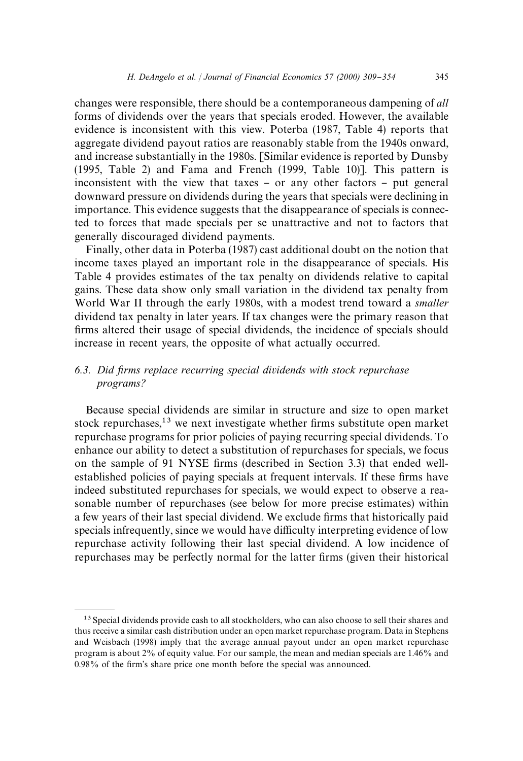changes were responsible, there should be a contemporaneous dampening of *all* forms of dividends over the years that specials eroded. However, the available evidence is inconsistent with this view. Poterba (1987, Table 4) reports that aggregate dividend payout ratios are reasonably stable from the 1940s onward, and increase substantially in the 1980s. [Similar evidence is reported by Dunsby (1995, Table 2) and Fama and French (1999, Table 10)]. This pattern is inconsistent with the view that taxes – or any other factors – put general downward pressure on dividends during the years that specials were declining in importance. This evidence suggests that the disappearance of specials is connected to forces that made specials per se unattractive and not to factors that generally discouraged dividend payments.

Finally, other data in Poterba (1987) cast additional doubt on the notion that income taxes played an important role in the disappearance of specials. His Table 4 provides estimates of the tax penalty on dividends relative to capital gains. These data show only small variation in the dividend tax penalty from World War II through the early 1980s, with a modest trend toward a *smaller* dividend tax penalty in later years. If tax changes were the primary reason that firms altered their usage of special dividends, the incidence of specials should increase in recent years, the opposite of what actually occurred.

### 6.3. Did firms replace recurring special dividends with stock repurchase programs?

Because special dividends are similar in structure and size to open market stock repurchases,[13] we next investigate whether firms substitute open market repurchase programs for prior policies of paying recurring special dividends. To enhance our ability to detect a substitution of repurchases for specials, we focus on the sample of 91 NYSE firms (described in Section 3.3) that ended well-established policies of paying specials at frequent intervals. If these firms have indeed substituted repurchases for specials, we would expect to observe a reasonable number of repurchases (see below for more precise estimates) within a few years of their last special dividend. We exclude firms that historically paid specials infrequently, since we would have difficulty interpreting evidence of low repurchase activity following their last special dividend. A low incidence of repurchases may be perfectly normal for the latter firms (given their historical

[13] Special dividends provide cash to all stockholders, who can also choose to sell their shares and thus receive a similar cash distribution under an open market repurchase program. Data in Stephens and Weisbach (1998) imply that the average annual payout under an open market repurchase program is about 2% of equity value. For our sample, the mean and median specials are 1.46% and 0.98% of the firm's share price one month before the special was announced.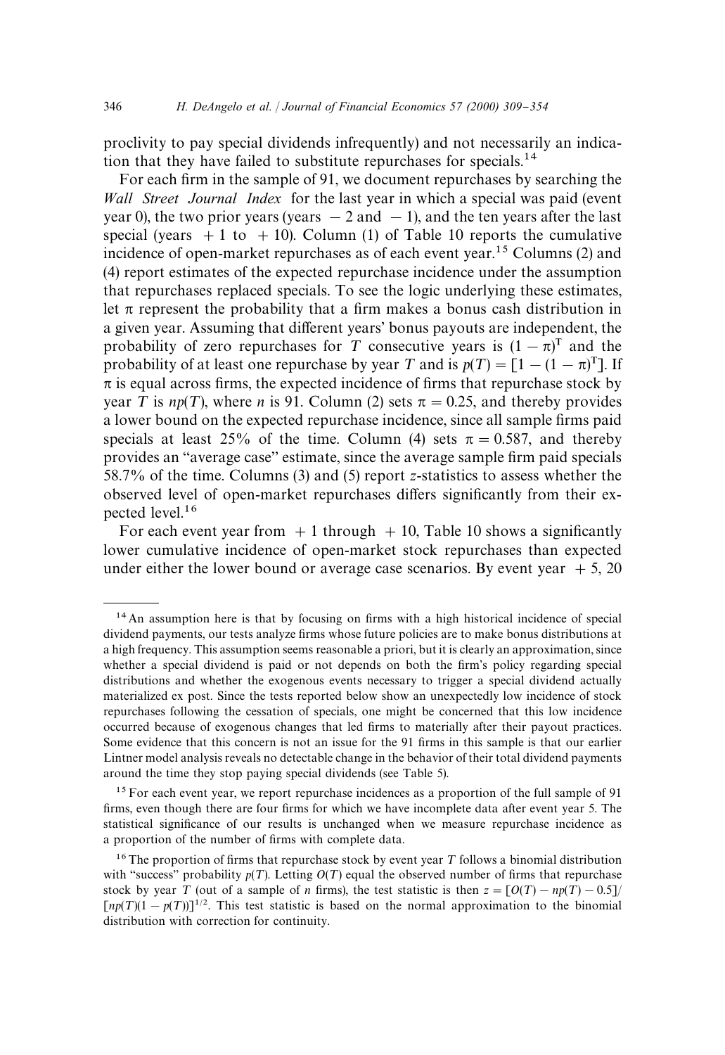proclivity to pay special dividends infrequently) and not necessarily an indication that they have failed to substitute repurchases for specials.[14]

For each firm in the sample of 91, we document repurchases by searching the *Wall Street Journal Index* for the last year in which a special was paid (event year 0), the two prior years (years $-2$ and $-1$), and the ten years after the last special (years $+1$ to $+10$). Column (1) of Table 10 reports the cumulative incidence of open-market repurchases as of each event year.[15] Columns (2) and (4) report estimates of the expected repurchase incidence under the assumption that repurchases replaced specials. To see the logic underlying these estimates, let $\pi$ represent the probability that a firm makes a bonus cash distribution in a given year. Assuming that different years' bonus payouts are independent, the probability of zero repurchases for $T$ consecutive years is $(1-\pi)^{T}$ and the probability of at least one repurchase by year $T$ and is $p(T) = [1-(1-\pi)^{T}]$. If $\pi$ is equal across firms, the expected incidence of firms that repurchase stock by year $T$ is $np(T)$, where $n$ is 91. Column (2) sets $\pi = 0.25$, and thereby provides a lower bound on the expected repurchase incidence, since all sample firms paid specials at least 25% of the time. Column (4) sets $\pi = 0.587$, and thereby provides an "average case" estimate, since the average sample firm paid specials 58.7% of the time. Columns (3) and (5) report $z$-statistics to assess whether the observed level of open-market repurchases differs significantly from their expected level.[16]

For each event year from $+1$ through $+10$, Table 10 shows a significantly lower cumulative incidence of open-market stock repurchases than expected under either the lower bound or average case scenarios. By event year $+5$, 20

---

[14] An assumption here is that by focusing on firms with a high historical incidence of special dividend payments, our tests analyze firms whose future policies are to make bonus distributions at a high frequency. This assumption seems reasonable a priori, but it is clearly an approximation, since whether a special dividend is paid or not depends on both the firm's policy regarding special distributions and whether the exogenous events necessary to trigger a special dividend actually materialized ex post. Since the tests reported below show an unexpectedly low incidence of stock repurchases following the cessation of specials, one might be concerned that this low incidence occurred because of exogenous changes that led firms to materially alter their payout practices. Some evidence that this concern is not an issue for the 91 firms in this sample is that our earlier Lintner model analysis reveals no detectable change in the behavior of their total dividend payments around the time they stop paying special dividends (see Table 5).

[15] For each event year, we report repurchase incidences as a proportion of the full sample of 91 firms, even though there are four firms for which we have incomplete data after event year 5. The statistical significance of our results is unchanged when we measure repurchase incidence as a proportion of the number of firms with complete data.

[16] The proportion of firms that repurchase stock by event year $T$ follows a binomial distribution with "success" probability $p(T)$. Letting $O(T)$ equal the observed number of firms that repurchase stock by year $T$ (out of a sample of $n$ firms), the test statistic is then $z = [O(T) - np(T) - 0.5]/[np(T)(1-p(T))]^{1/2}$. This test statistic is based on the normal approximation to the binomial distribution with correction for continuity.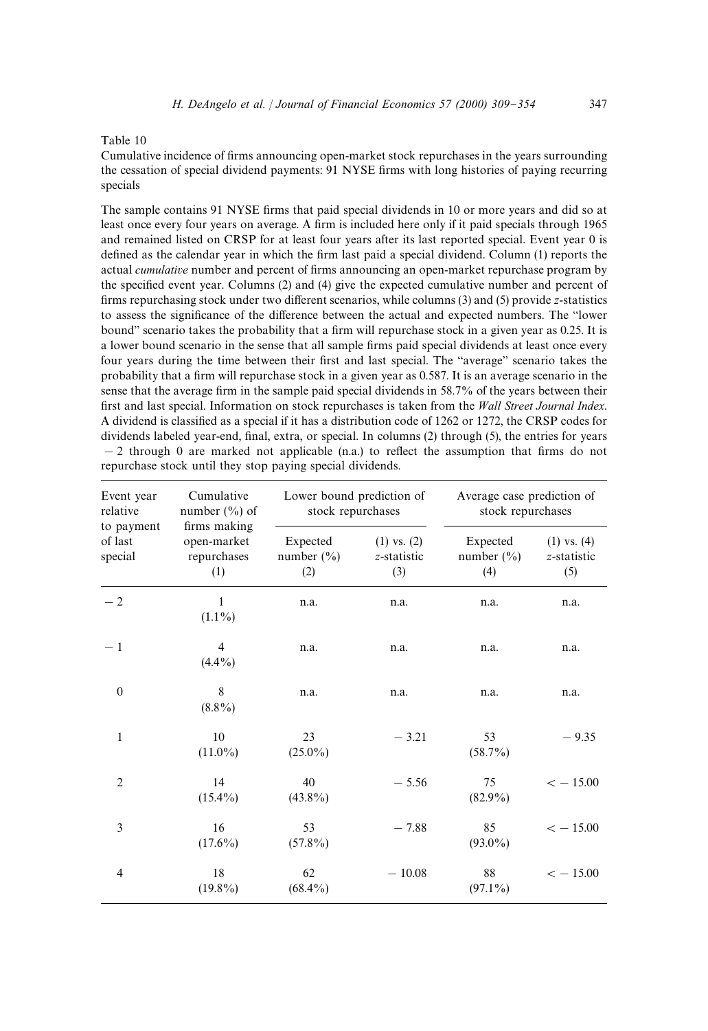Table 10

Cumulative incidence of firms announcing open-market stock repurchases in the years surrounding the cessation of special dividend payments: 91 NYSE firms with long histories of paying recurring specials

The sample contains 91 NYSE firms that paid special dividends in 10 or more years and did so at least once every four years on average. A firm is included here only if it paid specials through 1965 and remained listed on CRSP for at least four years after its last reported special. Event year 0 is defined as the calendar year in which the firm last paid a special dividend. Column (1) reports the actual *cumulative* number and percent of firms announcing an open-market repurchase program by the specified event year. Columns (2) and (4) give the expected cumulative number and percent of firms repurchasing stock under two different scenarios, while columns (3) and (5) provide $z$-statistics to assess the significance of the difference between the actual and expected numbers. The "lower bound" scenario takes the probability that a firm will repurchase stock in a given year as 0.25. It is a lower bound scenario in the sense that all sample firms paid special dividends at least once every four years during the time between their first and last special. The "average" scenario takes the probability that a firm will repurchase stock in a given year as 0.587. It is an average scenario in the sense that the average firm in the sample paid special dividends in 58.7% of the years between their first and last special. Information on stock repurchases is taken from the *Wall Street Journal Index*. A dividend is classified as a special if it has a distribution code of 1262 or 1272, the CRSP codes for dividends labeled year-end, final, extra, or special. In columns (2) through (5), the entries for years $-2$ through 0 are marked not applicable (n.a.) to reflect the assumption that firms do not repurchase stock until they stop paying special dividends.

| Event year relative to payment of last special | Cumulative number (%) of firms making open-market repurchases (1) | Lower bound prediction of stock repurchases | | Average case prediction of stock repurchases | |
|---|---|---|---|---|---|
| | | Expected number (%) (2) | (1) vs. (2) $z$-statistic (3) | Expected number (%) (4) | (1) vs. (4) $z$-statistic (5) |
| $-2$ | 1 (1.1%) | n.a. | n.a. | n.a. | n.a. |
| $-1$ | 4 (4.4%) | n.a. | n.a. | n.a. | n.a. |
| 0 | 8 (8.8%) | n.a. | n.a. | n.a. | n.a. |
| 1 | 10 (11.0%) | 23 (25.0%) | $-3.21$ | 53 (58.7%) | $-9.35$ |
| 2 | 14 (15.4%) | 40 (43.8%) | $-5.56$ | 75 (82.9%) | $< -15.00$ |
| 3 | 16 (17.6%) | 53 (57.8%) | $-7.88$ | 85 (93.0%) | $< -15.00$ |
| 4 | 18 (19.8%) | 62 (68.4%) | $-10.08$ | 88 (97.1%) | $< -15.00$ |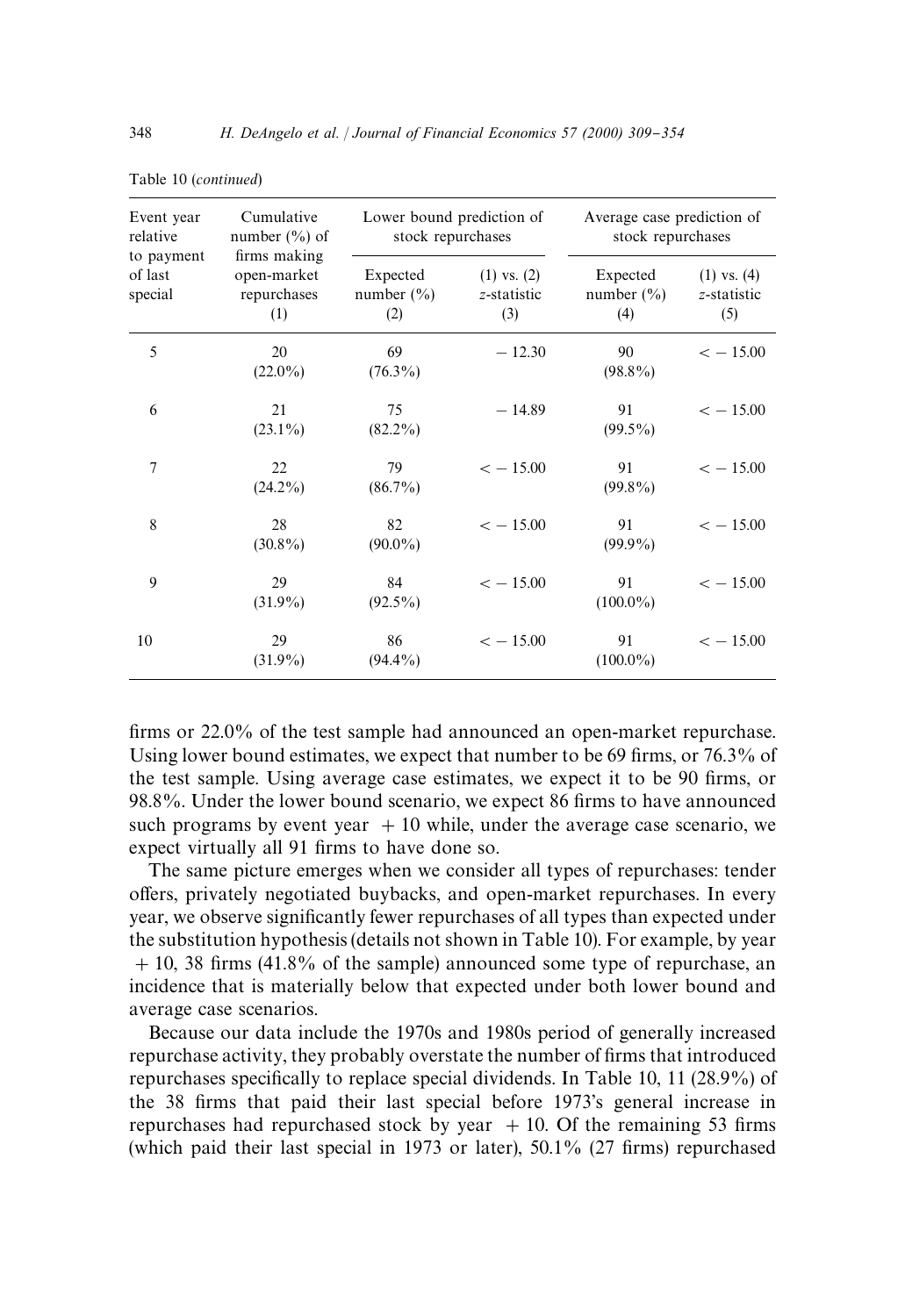Table 10 (*continued*)

| Event year relative to payment of last special | Cumulative number (%) of firms making open-market repurchases (1) | Lower bound prediction of stock repurchases | | Average case prediction of stock repurchases | |
|---|---|---|---|---|---|
| | | Expected number (%) (2) | (1) vs. (2) $z$-statistic (3) | Expected number (%) (4) | (1) vs. (4) $z$-statistic (5) |
| 5 | 20 (22.0%) | 69 (76.3%) | $-12.30$ | 90 (98.8%) | $< -15.00$ |
| 6 | 21 (23.1%) | 75 (82.2%) | $-14.89$ | 91 (99.5%) | $< -15.00$ |
| 7 | 22 (24.2%) | 79 (86.7%) | $< -15.00$ | 91 (99.8%) | $< -15.00$ |
| 8 | 28 (30.8%) | 82 (90.0%) | $< -15.00$ | 91 (99.9%) | $< -15.00$ |
| 9 | 29 (31.9%) | 84 (92.5%) | $< -15.00$ | 91 (100.0%) | $< -15.00$ |
| 10 | 29 (31.9%) | 86 (94.4%) | $< -15.00$ | 91 (100.0%) | $< -15.00$ |

firms or 22.0% of the test sample had announced an open-market repurchase. Using lower bound estimates, we expect that number to be 69 firms, or 76.3% of the test sample. Using average case estimates, we expect it to be 90 firms, or 98.8%. Under the lower bound scenario, we expect 86 firms to have announced such programs by event year $+10$ while, under the average case scenario, we expect virtually all 91 firms to have done so.

The same picture emerges when we consider all types of repurchases: tender offers, privately negotiated buybacks, and open-market repurchases. In every year, we observe significantly fewer repurchases of all types than expected under the substitution hypothesis (details not shown in Table 10). For example, by year $+10$, 38 firms (41.8% of the sample) announced some type of repurchase, an incidence that is materially below that expected under both lower bound and average case scenarios.

Because our data include the 1970s and 1980s period of generally increased repurchase activity, they probably overstate the number of firms that introduced repurchases specifically to replace special dividends. In Table 10, 11 (28.9%) of the 38 firms that paid their last special before 1973's general increase in repurchases had repurchased stock by year $+10$. Of the remaining 53 firms (which paid their last special in 1973 or later), 50.1% (27 firms) repurchased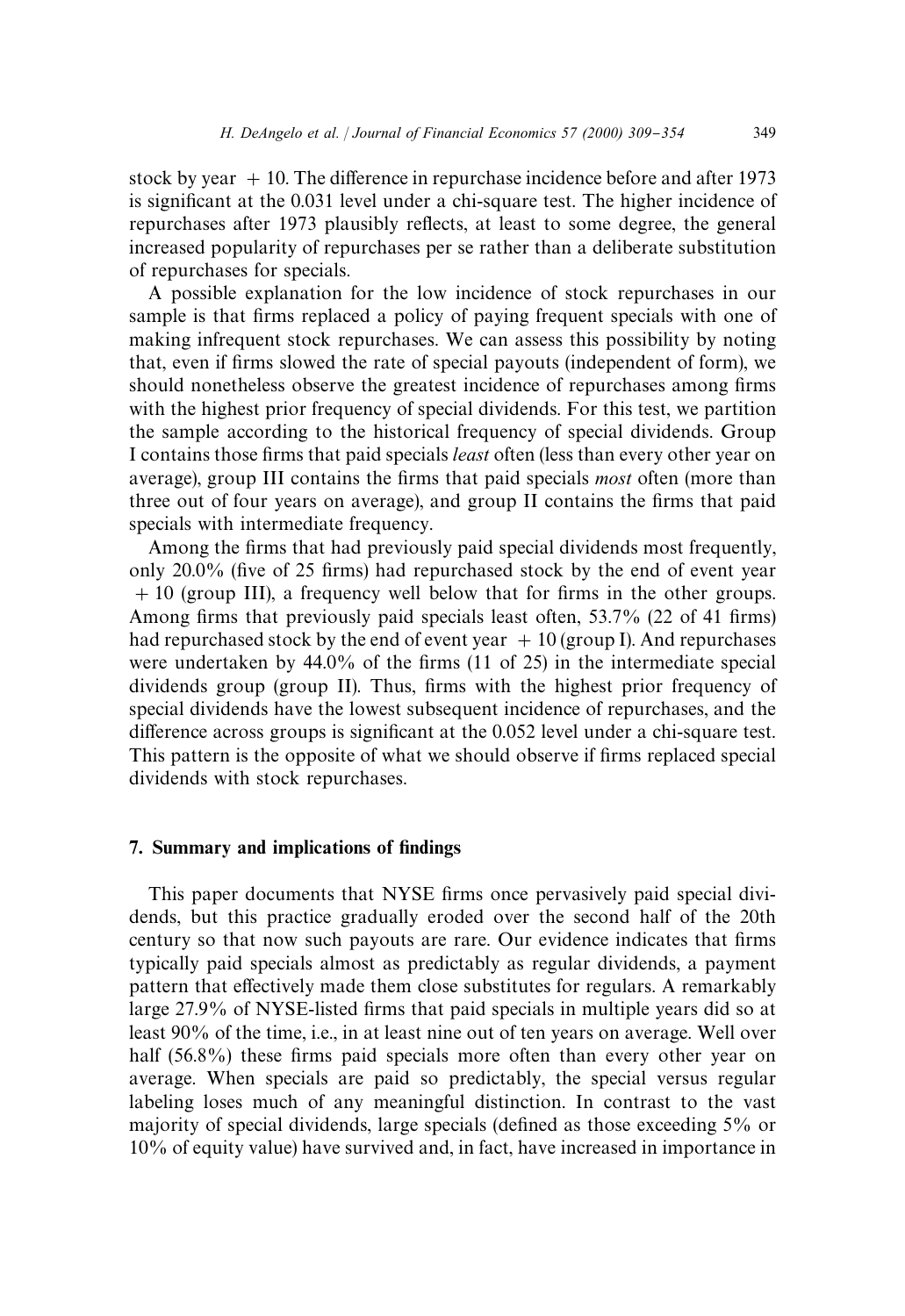stock by year $+10$. The difference in repurchase incidence before and after 1973 is significant at the 0.031 level under a chi-square test. The higher incidence of repurchases after 1973 plausibly reflects, at least to some degree, the general increased popularity of repurchases per se rather than a deliberate substitution of repurchases for specials.

A possible explanation for the low incidence of stock repurchases in our sample is that firms replaced a policy of paying frequent specials with one of making infrequent stock repurchases. We can assess this possibility by noting that, even if firms slowed the rate of special payouts (independent of form), we should nonetheless observe the greatest incidence of repurchases among firms with the highest prior frequency of special dividends. For this test, we partition the sample according to the historical frequency of special dividends. Group I contains those firms that paid specials *least* often (less than every other year on average), group III contains the firms that paid specials *most* often (more than three out of four years on average), and group II contains the firms that paid specials with intermediate frequency.

Among the firms that had previously paid special dividends most frequently, only 20.0% (five of 25 firms) had repurchased stock by the end of event year $+10$ (group III), a frequency well below that for firms in the other groups. Among firms that previously paid specials least often, 53.7% (22 of 41 firms) had repurchased stock by the end of event year $+10$ (group I). And repurchases were undertaken by 44.0% of the firms (11 of 25) in the intermediate special dividends group (group II). Thus, firms with the highest prior frequency of special dividends have the lowest subsequent incidence of repurchases, and the difference across groups is significant at the 0.052 level under a chi-square test. This pattern is the opposite of what we should observe if firms replaced special dividends with stock repurchases.

## 7. Summary and implications of findings

This paper documents that NYSE firms once pervasively paid special dividends, but this practice gradually eroded over the second half of the 20th century so that now such payouts are rare. Our evidence indicates that firms typically paid specials almost as predictably as regular dividends, a payment pattern that effectively made them close substitutes for regulars. A remarkably large 27.9% of NYSE-listed firms that paid specials in multiple years did so at least 90% of the time, i.e., in at least nine out of ten years on average. Well over half (56.8%) these firms paid specials more often than every other year on average. When specials are paid so predictably, the special versus regular labeling loses much of any meaningful distinction. In contrast to the vast majority of special dividends, large specials (defined as those exceeding 5% or 10% of equity value) have survived and, in fact, have increased in importance in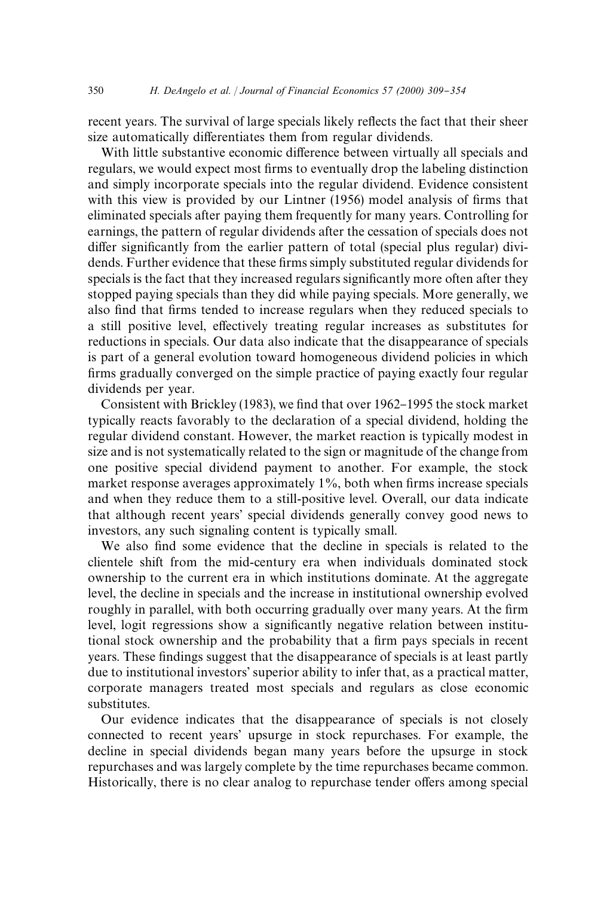recent years. The survival of large specials likely reflects the fact that their sheer size automatically differentiates them from regular dividends.

With little substantive economic difference between virtually all specials and regulars, we would expect most firms to eventually drop the labeling distinction and simply incorporate specials into the regular dividend. Evidence consistent with this view is provided by our Lintner (1956) model analysis of firms that eliminated specials after paying them frequently for many years. Controlling for earnings, the pattern of regular dividends after the cessation of specials does not differ significantly from the earlier pattern of total (special plus regular) dividends. Further evidence that these firms simply substituted regular dividends for specials is the fact that they increased regulars significantly more often after they stopped paying specials than they did while paying specials. More generally, we also find that firms tended to increase regulars when they reduced specials to a still positive level, effectively treating regular increases as substitutes for reductions in specials. Our data also indicate that the disappearance of specials is part of a general evolution toward homogeneous dividend policies in which firms gradually converged on the simple practice of paying exactly four regular dividends per year.

Consistent with Brickley (1983), we find that over 1962–1995 the stock market typically reacts favorably to the declaration of a special dividend, holding the regular dividend constant. However, the market reaction is typically modest in size and is not systematically related to the sign or magnitude of the change from one positive special dividend payment to another. For example, the stock market response averages approximately 1%, both when firms increase specials and when they reduce them to a still-positive level. Overall, our data indicate that although recent years' special dividends generally convey good news to investors, any such signaling content is typically small.

We also find some evidence that the decline in specials is related to the clientele shift from the mid-century era when individuals dominated stock ownership to the current era in which institutions dominate. At the aggregate level, the decline in specials and the increase in institutional ownership evolved roughly in parallel, with both occurring gradually over many years. At the firm level, logit regressions show a significantly negative relation between institutional stock ownership and the probability that a firm pays specials in recent years. These findings suggest that the disappearance of specials is at least partly due to institutional investors' superior ability to infer that, as a practical matter, corporate managers treated most specials and regulars as close economic substitutes.

Our evidence indicates that the disappearance of specials is not closely connected to recent years' upsurge in stock repurchases. For example, the decline in special dividends began many years before the upsurge in stock repurchases and was largely complete by the time repurchases became common. Historically, there is no clear analog to repurchase tender offers among special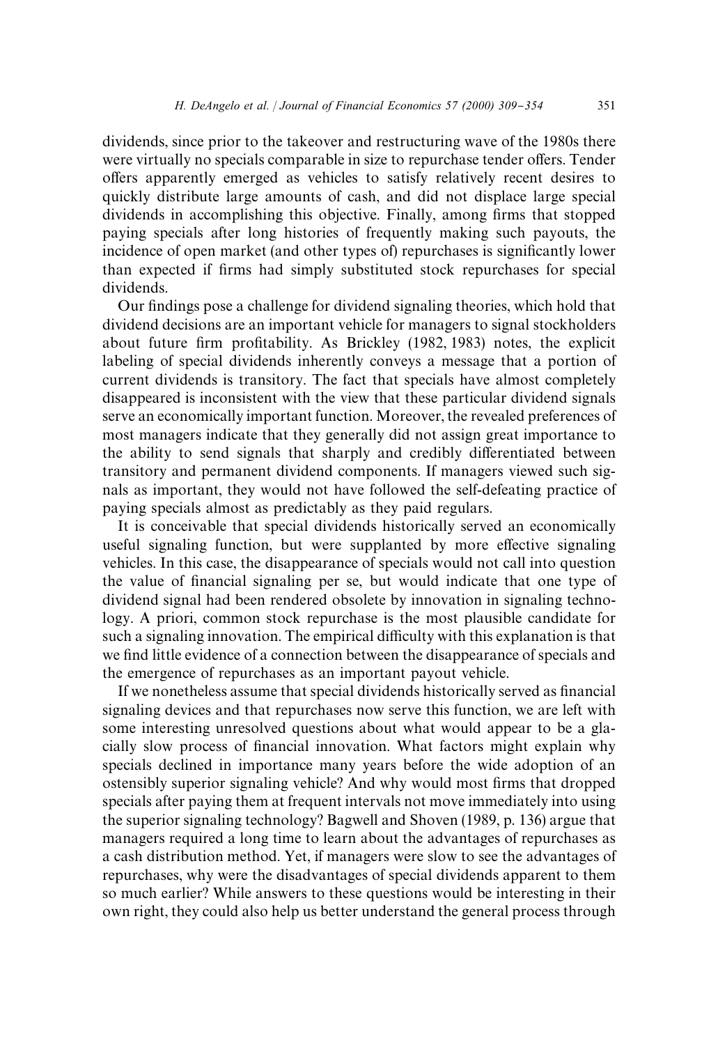dividends, since prior to the takeover and restructuring wave of the 1980s there were virtually no specials comparable in size to repurchase tender offers. Tender offers apparently emerged as vehicles to satisfy relatively recent desires to quickly distribute large amounts of cash, and did not displace large special dividends in accomplishing this objective. Finally, among firms that stopped paying specials after long histories of frequently making such payouts, the incidence of open market (and other types of) repurchases is significantly lower than expected if firms had simply substituted stock repurchases for special dividends.

Our findings pose a challenge for dividend signaling theories, which hold that dividend decisions are an important vehicle for managers to signal stockholders about future firm profitability. As Brickley (1982, 1983) notes, the explicit labeling of special dividends inherently conveys a message that a portion of current dividends is transitory. The fact that specials have almost completely disappeared is inconsistent with the view that these particular dividend signals serve an economically important function. Moreover, the revealed preferences of most managers indicate that they generally did not assign great importance to the ability to send signals that sharply and credibly differentiated between transitory and permanent dividend components. If managers viewed such signals as important, they would not have followed the self-defeating practice of paying specials almost as predictably as they paid regulars.

It is conceivable that special dividends historically served an economically useful signaling function, but were supplanted by more effective signaling vehicles. In this case, the disappearance of specials would not call into question the value of financial signaling per se, but would indicate that one type of dividend signal had been rendered obsolete by innovation in signaling technology. A priori, common stock repurchase is the most plausible candidate for such a signaling innovation. The empirical difficulty with this explanation is that we find little evidence of a connection between the disappearance of specials and the emergence of repurchases as an important payout vehicle.

If we nonetheless assume that special dividends historically served as financial signaling devices and that repurchases now serve this function, we are left with some interesting unresolved questions about what would appear to be a glacially slow process of financial innovation. What factors might explain why specials declined in importance many years before the wide adoption of an ostensibly superior signaling vehicle? And why would most firms that dropped specials after paying them at frequent intervals not move immediately into using the superior signaling technology? Bagwell and Shoven (1989, p. 136) argue that managers required a long time to learn about the advantages of repurchases as a cash distribution method. Yet, if managers were slow to see the advantages of repurchases, why were the disadvantages of special dividends apparent to them so much earlier? While answers to these questions would be interesting in their own right, they could also help us better understand the general process through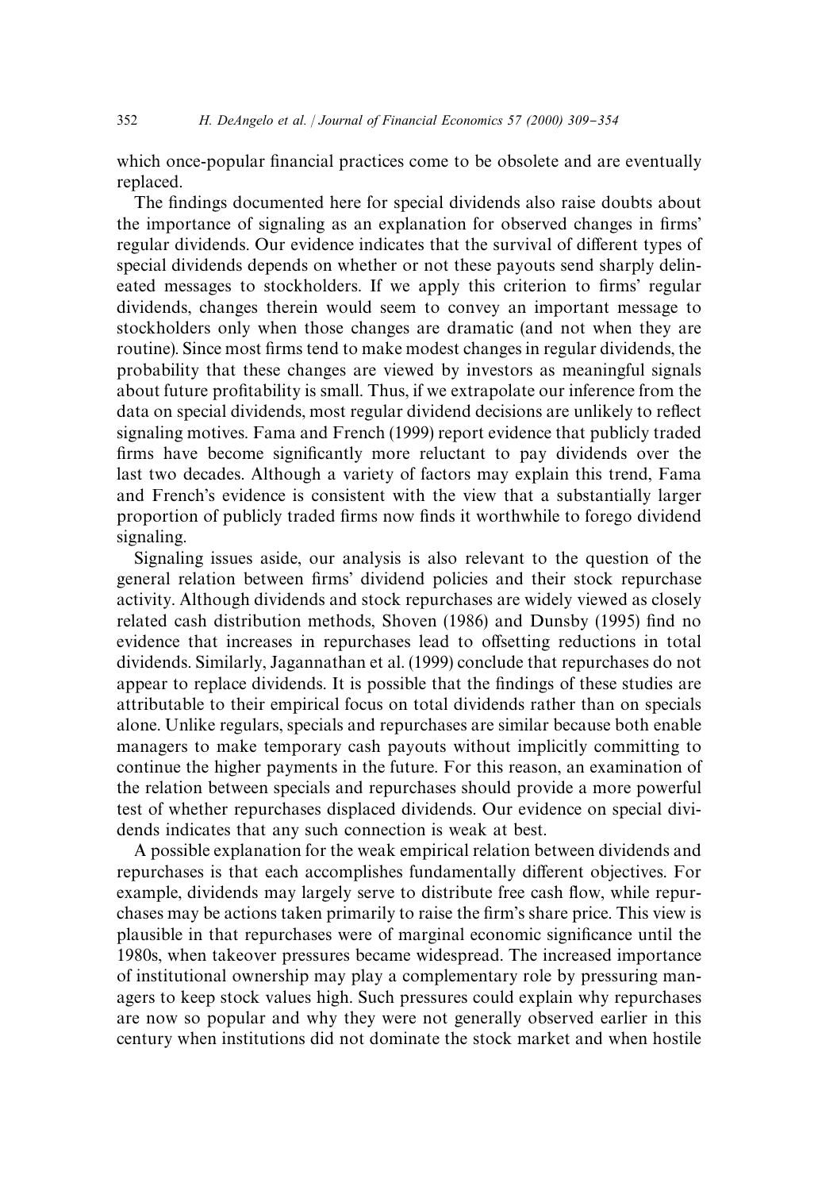which once-popular financial practices come to be obsolete and are eventually replaced.

The findings documented here for special dividends also raise doubts about the importance of signaling as an explanation for observed changes in firms' regular dividends. Our evidence indicates that the survival of different types of special dividends depends on whether or not these payouts send sharply delineated messages to stockholders. If we apply this criterion to firms' regular dividends, changes therein would seem to convey an important message to stockholders only when those changes are dramatic (and not when they are routine). Since most firms tend to make modest changes in regular dividends, the probability that these changes are viewed by investors as meaningful signals about future profitability is small. Thus, if we extrapolate our inference from the data on special dividends, most regular dividend decisions are unlikely to reflect signaling motives. Fama and French (1999) report evidence that publicly traded firms have become significantly more reluctant to pay dividends over the last two decades. Although a variety of factors may explain this trend, Fama and French's evidence is consistent with the view that a substantially larger proportion of publicly traded firms now finds it worthwhile to forego dividend signaling.

Signaling issues aside, our analysis is also relevant to the question of the general relation between firms' dividend policies and their stock repurchase activity. Although dividends and stock repurchases are widely viewed as closely related cash distribution methods, Shoven (1986) and Dunsby (1995) find no evidence that increases in repurchases lead to offsetting reductions in total dividends. Similarly, Jagannathan et al. (1999) conclude that repurchases do not appear to replace dividends. It is possible that the findings of these studies are attributable to their empirical focus on total dividends rather than on specials alone. Unlike regulars, specials and repurchases are similar because both enable managers to make temporary cash payouts without implicitly committing to continue the higher payments in the future. For this reason, an examination of the relation between specials and repurchases should provide a more powerful test of whether repurchases displaced dividends. Our evidence on special dividends indicates that any such connection is weak at best.

A possible explanation for the weak empirical relation between dividends and repurchases is that each accomplishes fundamentally different objectives. For example, dividends may largely serve to distribute free cash flow, while repurchases may be actions taken primarily to raise the firm's share price. This view is plausible in that repurchases were of marginal economic significance until the 1980s, when takeover pressures became widespread. The increased importance of institutional ownership may play a complementary role by pressuring managers to keep stock values high. Such pressures could explain why repurchases are now so popular and why they were not generally observed earlier in this century when institutions did not dominate the stock market and when hostile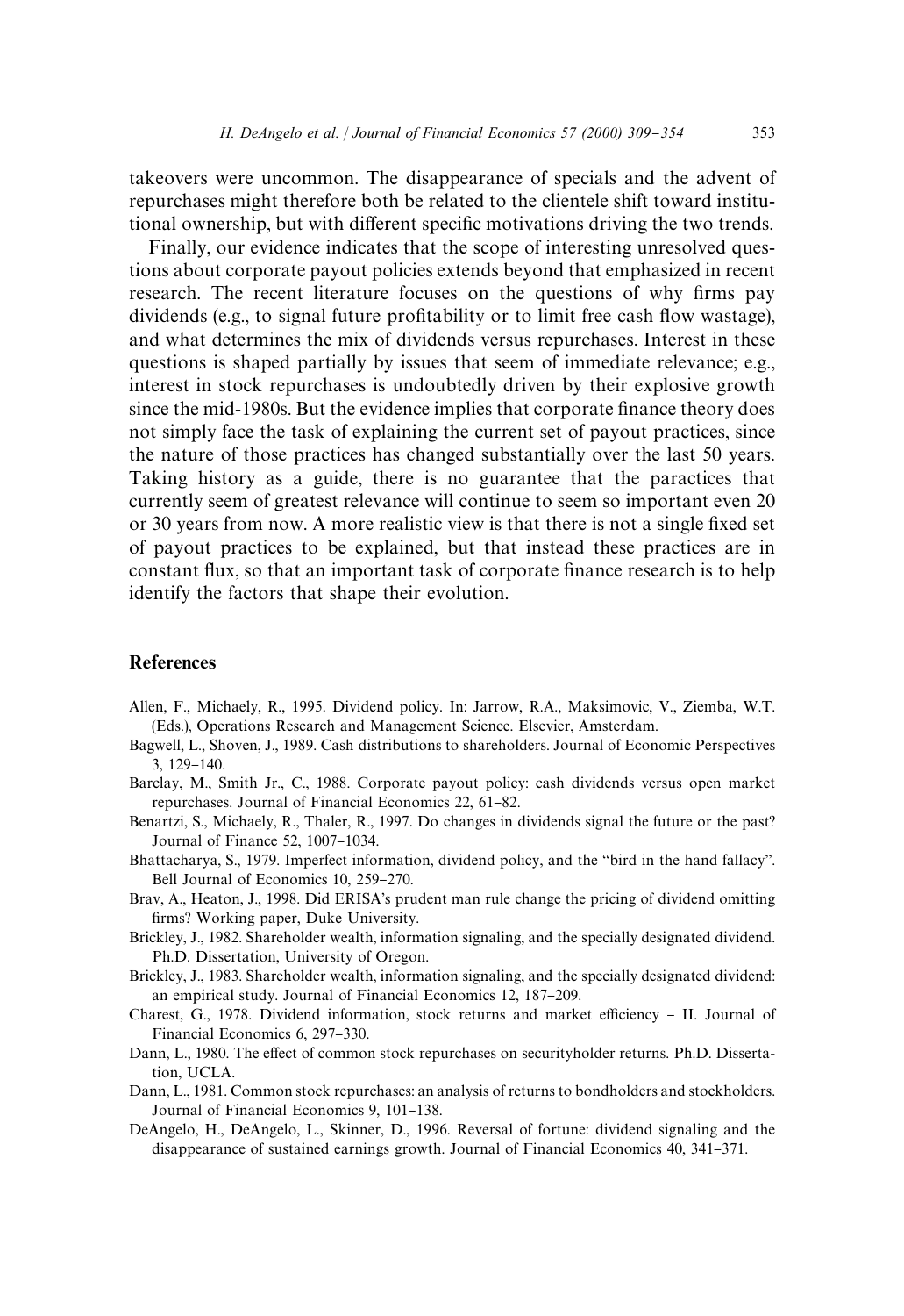takeovers were uncommon. The disappearance of specials and the advent of repurchases might therefore both be related to the clientele shift toward institutional ownership, but with different specific motivations driving the two trends.

Finally, our evidence indicates that the scope of interesting unresolved questions about corporate payout policies extends beyond that emphasized in recent research. The recent literature focuses on the questions of why firms pay dividends (e.g., to signal future profitability or to limit free cash flow wastage), and what determines the mix of dividends versus repurchases. Interest in these questions is shaped partially by issues that seem of immediate relevance; e.g., interest in stock repurchases is undoubtedly driven by their explosive growth since the mid-1980s. But the evidence implies that corporate finance theory does not simply face the task of explaining the current set of payout practices, since the nature of those practices has changed substantially over the last 50 years. Taking history as a guide, there is no guarantee that the paractices that currently seem of greatest relevance will continue to seem so important even 20 or 30 years from now. A more realistic view is that there is not a single fixed set of payout practices to be explained, but that instead these practices are in constant flux, so that an important task of corporate finance research is to help identify the factors that shape their evolution.

## References

Allen, F., Michaely, R., 1995. Dividend policy. In: Jarrow, R.A., Maksimovic, V., Ziemba, W.T. (Eds.), Operations Research and Management Science. Elsevier, Amsterdam.

Bagwell, L., Shoven, J., 1989. Cash distributions to shareholders. Journal of Economic Perspectives 3, 129–140.

Barclay, M., Smith Jr., C., 1988. Corporate payout policy: cash dividends versus open market repurchases. Journal of Financial Economics 22, 61–82.

Benartzi, S., Michaely, R., Thaler, R., 1997. Do changes in dividends signal the future or the past? Journal of Finance 52, 1007–1034.

Bhattacharya, S., 1979. Imperfect information, dividend policy, and the "bird in the hand fallacy". Bell Journal of Economics 10, 259–270.

Brav, A., Heaton, J., 1998. Did ERISA's prudent man rule change the pricing of dividend omitting firms? Working paper, Duke University.

Brickley, J., 1982. Shareholder wealth, information signaling, and the specially designated dividend. Ph.D. Dissertation, University of Oregon.

Brickley, J., 1983. Shareholder wealth, information signaling, and the specially designated dividend: an empirical study. Journal of Financial Economics 12, 187–209.

Charest, G., 1978. Dividend information, stock returns and market efficiency – II. Journal of Financial Economics 6, 297–330.

Dann, L., 1980. The effect of common stock repurchases on securityholder returns. Ph.D. Dissertation, UCLA.

Dann, L., 1981. Common stock repurchases: an analysis of returns to bondholders and stockholders. Journal of Financial Economics 9, 101–138.

DeAngelo, H., DeAngelo, L., Skinner, D., 1996. Reversal of fortune: dividend signaling and the disappearance of sustained earnings growth. Journal of Financial Economics 40, 341–371.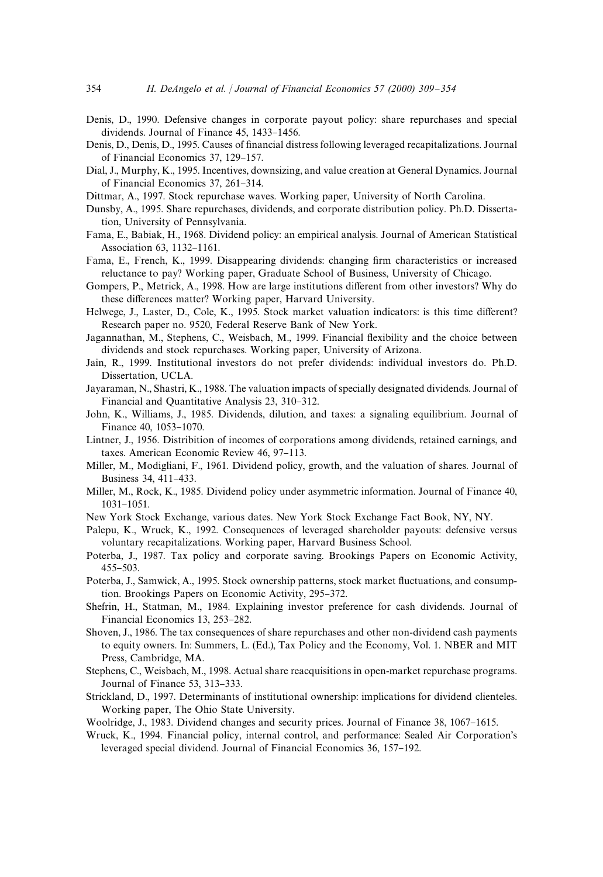Denis, D., 1990. Defensive changes in corporate payout policy: share repurchases and special dividends. Journal of Finance 45, 1433–1456.

Denis, D., Denis, D., 1995. Causes of financial distress following leveraged recapitalizations. Journal of Financial Economics 37, 129–157.

Dial, J., Murphy, K., 1995. Incentives, downsizing, and value creation at General Dynamics. Journal of Financial Economics 37, 261–314.

Dittmar, A., 1997. Stock repurchase waves. Working paper, University of North Carolina.

Dunsby, A., 1995. Share repurchases, dividends, and corporate distribution policy. Ph.D. Dissertation, University of Pennsylvania.

Fama, E., Babiak, H., 1968. Dividend policy: an empirical analysis. Journal of American Statistical Association 63, 1132–1161.

Fama, E., French, K., 1999. Disappearing dividends: changing firm characteristics or increased reluctance to pay? Working paper, Graduate School of Business, University of Chicago.

Gompers, P., Metrick, A., 1998. How are large institutions different from other investors? Why do these differences matter? Working paper, Harvard University.

Helwege, J., Laster, D., Cole, K., 1995. Stock market valuation indicators: is this time different? Research paper no. 9520, Federal Reserve Bank of New York.

Jagannathan, M., Stephens, C., Weisbach, M., 1999. Financial flexibility and the choice between dividends and stock repurchases. Working paper, University of Arizona.

Jain, R., 1999. Institutional investors do not prefer dividends: individual investors do. Ph.D. Dissertation, UCLA.

Jayaraman, N., Shastri, K., 1988. The valuation impacts of specially designated dividends. Journal of Financial and Quantitative Analysis 23, 310–312.

John, K., Williams, J., 1985. Dividends, dilution, and taxes: a signaling equilibrium. Journal of Finance 40, 1053–1070.

Lintner, J., 1956. Distribition of incomes of corporations among dividends, retained earnings, and taxes. American Economic Review 46, 97–113.

Miller, M., Modigliani, F., 1961. Dividend policy, growth, and the valuation of shares. Journal of Business 34, 411–433.

Miller, M., Rock, K., 1985. Dividend policy under asymmetric information. Journal of Finance 40, 1031–1051.

New York Stock Exchange, various dates. New York Stock Exchange Fact Book, NY, NY.

Palepu, K., Wruck, K., 1992. Consequences of leveraged shareholder payouts: defensive versus voluntary recapitalizations. Working paper, Harvard Business School.

Poterba, J., 1987. Tax policy and corporate saving. Brookings Papers on Economic Activity, 455–503.

Poterba, J., Samwick, A., 1995. Stock ownership patterns, stock market fluctuations, and consumption. Brookings Papers on Economic Activity, 295–372.

Shefrin, H., Statman, M., 1984. Explaining investor preference for cash dividends. Journal of Financial Economics 13, 253–282.

Shoven, J., 1986. The tax consequences of share repurchases and other non-dividend cash payments to equity owners. In: Summers, L. (Ed.), Tax Policy and the Economy, Vol. 1. NBER and MIT Press, Cambridge, MA.

Stephens, C., Weisbach, M., 1998. Actual share reacquisitions in open-market repurchase programs. Journal of Finance 53, 313–333.

Strickland, D., 1997. Determinants of institutional ownership: implications for dividend clienteles. Working paper, The Ohio State University.

Woolridge, J., 1983. Dividend changes and security prices. Journal of Finance 38, 1067–1615.

Wruck, K., 1994. Financial policy, internal control, and performance: Sealed Air Corporation's leveraged special dividend. Journal of Financial Economics 36, 157–192.